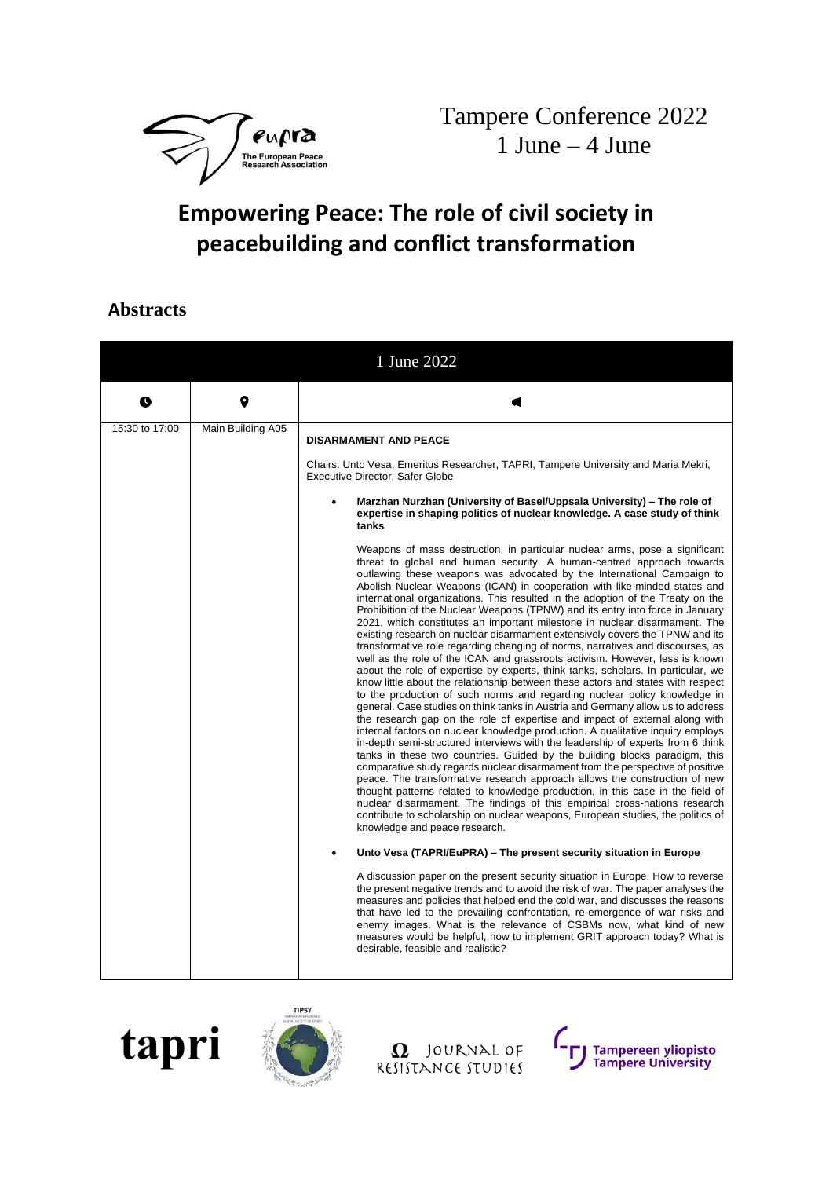Tampere Conference 2022
1 June – 4 June

# Empowering Peace: The role of civil society in peacebuilding and conflict transformation

## Abstracts

| 1 June 2022 | | |
|---|---|---|
| 15:30 to 17:00 | Main Building A05 | **DISARMAMENT AND PEACE**<br><br>Chairs: Unto Vesa, Emeritus Researcher, TAPRI, Tampere University and Maria Mekri, Executive Director, Safer Globe<br><br>• **Marzhan Nurzhan (University of Basel/Uppsala University) – The role of expertise in shaping politics of nuclear knowledge. A case study of think tanks**<br><br>Weapons of mass destruction, in particular nuclear arms, pose a significant threat to global and human security. A human-centred approach towards outlawing these weapons was advocated by the International Campaign to Abolish Nuclear Weapons (ICAN) in cooperation with like-minded states and international organizations. This resulted in the adoption of the Treaty on the Prohibition of the Nuclear Weapons (TPNW) and its entry into force in January 2021, which constitutes an important milestone in nuclear disarmament. The existing research on nuclear disarmament extensively covers the TPNW and its transformative role regarding changing of norms, narratives and discourses, as well as the role of the ICAN and grassroots activism. However, less is known about the role of expertise by experts, think tanks, scholars. In particular, we know little about the relationship between these actors and states with respect to the production of such norms and regarding nuclear policy knowledge in general. Case studies on think tanks in Austria and Germany allow us to address the research gap on the role of expertise and impact of external along with internal factors on nuclear knowledge production. A qualitative inquiry employs in-depth semi-structured interviews with the leadership of experts from 6 think tanks in these two countries. Guided by the building blocks paradigm, this comparative study regards nuclear disarmament from the perspective of positive peace. The transformative research approach allows the construction of new thought patterns related to knowledge production, in this case in the field of nuclear disarmament. The findings of this empirical cross-nations research contribute to scholarship on nuclear weapons, European studies, the politics of knowledge and peace research.<br><br>• **Unto Vesa (TAPRI/EuPRA) – The present security situation in Europe**<br><br>A discussion paper on the present security situation in Europe. How to reverse the present negative trends and to avoid the risk of war. The paper analyses the measures and policies that helped end the cold war, and discusses the reasons that have led to the prevailing confrontation, re-emergence of war risks and enemy images. What is the relevance of CSBMs now, what kind of new measures would be helpful, how to implement GRIT approach today? What is desirable, feasible and realistic? |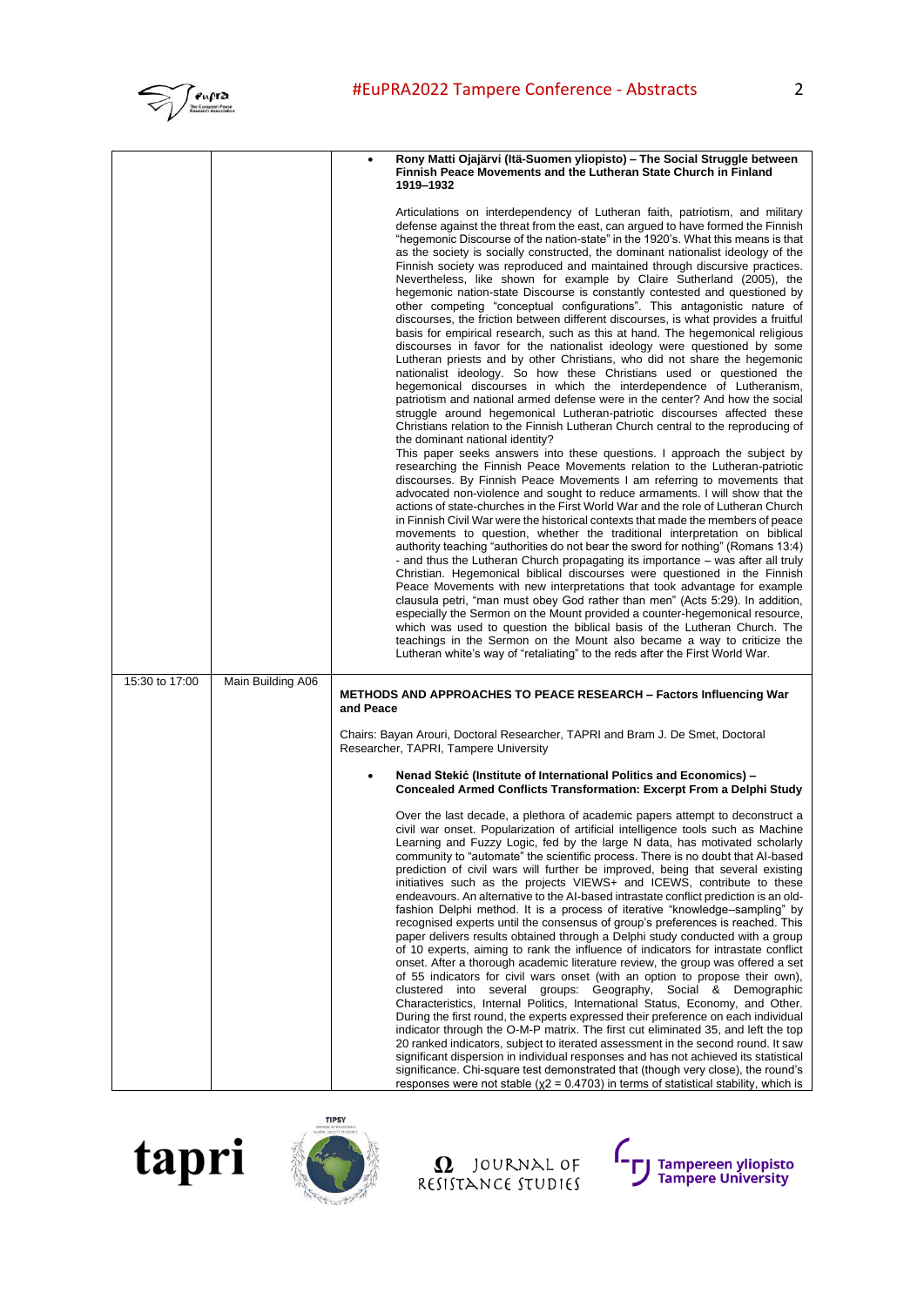| | | |
|---|---|---|
| | | • **Rony Matti Ojajärvi (Itä-Suomen yliopisto) – The Social Struggle between Finnish Peace Movements and the Lutheran State Church in Finland 1919–1932**<br><br>Articulations on interdependency of Lutheran faith, patriotism, and military defense against the threat from the east, can argued to have formed the Finnish "hegemonic Discourse of the nation-state" in the 1920's. What this means is that as the society is socially constructed, the dominant nationalist ideology of the Finnish society was reproduced and maintained through discursive practices. Nevertheless, like shown for example by Claire Sutherland (2005), the hegemonic nation-state Discourse is constantly contested and questioned by other competing "conceptual configurations". This antagonistic nature of discourses, the friction between different discourses, is what provides a fruitful basis for empirical research, such as this at hand. The hegemonical religious discourses in favor for the nationalist ideology were questioned by some Lutheran priests and by other Christians, who did not share the hegemonic nationalist ideology. So how these Christians used or questioned the hegemonical discourses in which the interdependence of Lutheranism, patriotism and national armed defense were in the center? And how the social struggle around hegemonical Lutheran-patriotic discourses affected these Christians relation to the Finnish Lutheran Church central to the reproducing of the dominant national identity?<br>This paper seeks answers into these questions. I approach the subject by researching the Finnish Peace Movements relation to the Lutheran-patriotic discourses. By Finnish Peace Movements I am referring to movements that advocated non-violence and sought to reduce armaments. I will show that the actions of state-churches in the First World War and the role of Lutheran Church in Finnish Civil War were the historical contexts that made the members of peace movements to question, whether the traditional interpretation on biblical authority teaching "authorities do not bear the sword for nothing" (Romans 13:4) - and thus the Lutheran Church propagating its importance – was after all truly Christian. Hegemonical biblical discourses were questioned in the Finnish Peace Movements with new interpretations that took advantage for example clausula petri, "man must obey God rather than men" (Acts 5:29). In addition, especially the Sermon on the Mount provided a counter-hegemonical resource, which was used to question the biblical basis of the Lutheran Church. The teachings in the Sermon on the Mount also became a way to criticize the Lutheran white's way of "retaliating" to the reds after the First World War. |
| 15:30 to 17:00 | Main Building A06 | **METHODS AND APPROACHES TO PEACE RESEARCH – Factors Influencing War and Peace**<br><br>Chairs: Bayan Arouri, Doctoral Researcher, TAPRI and Bram J. De Smet, Doctoral Researcher, TAPRI, Tampere University<br><br>• **Nenad Stekić (Institute of International Politics and Economics) – Concealed Armed Conflicts Transformation: Excerpt From a Delphi Study**<br><br>Over the last decade, a plethora of academic papers attempt to deconstruct a civil war onset. Popularization of artificial intelligence tools such as Machine Learning and Fuzzy Logic, fed by the large N data, has motivated scholarly community to "automate" the scientific process. There is no doubt that AI-based prediction of civil wars will further be improved, being that several existing initiatives such as the projects VIEWS+ and ICEWS, contribute to these endeavours. An alternative to the AI-based intrastate conflict prediction is an old-fashion Delphi method. It is a process of iterative "knowledge–sampling" by recognised experts until the consensus of group's preferences is reached. This paper delivers results obtained through a Delphi study conducted with a group of 10 experts, aiming to rank the influence of indicators for intrastate conflict onset. After a thorough academic literature review, the group was offered a set of 55 indicators for civil wars onset (with an option to propose their own), clustered into several groups: Geography, Social & Demographic Characteristics, Internal Politics, International Status, Economy, and Other. During the first round, the experts expressed their preference on each individual indicator through the O-M-P matrix. The first cut eliminated 35, and left the top 20 ranked indicators, subject to iterated assessment in the second round. It saw significant dispersion in individual responses and has not achieved its statistical significance. Chi-square test demonstrated that (though very close), the round's responses were not stable ($\chi 2 = 0.4703$) in terms of statistical stability, which is |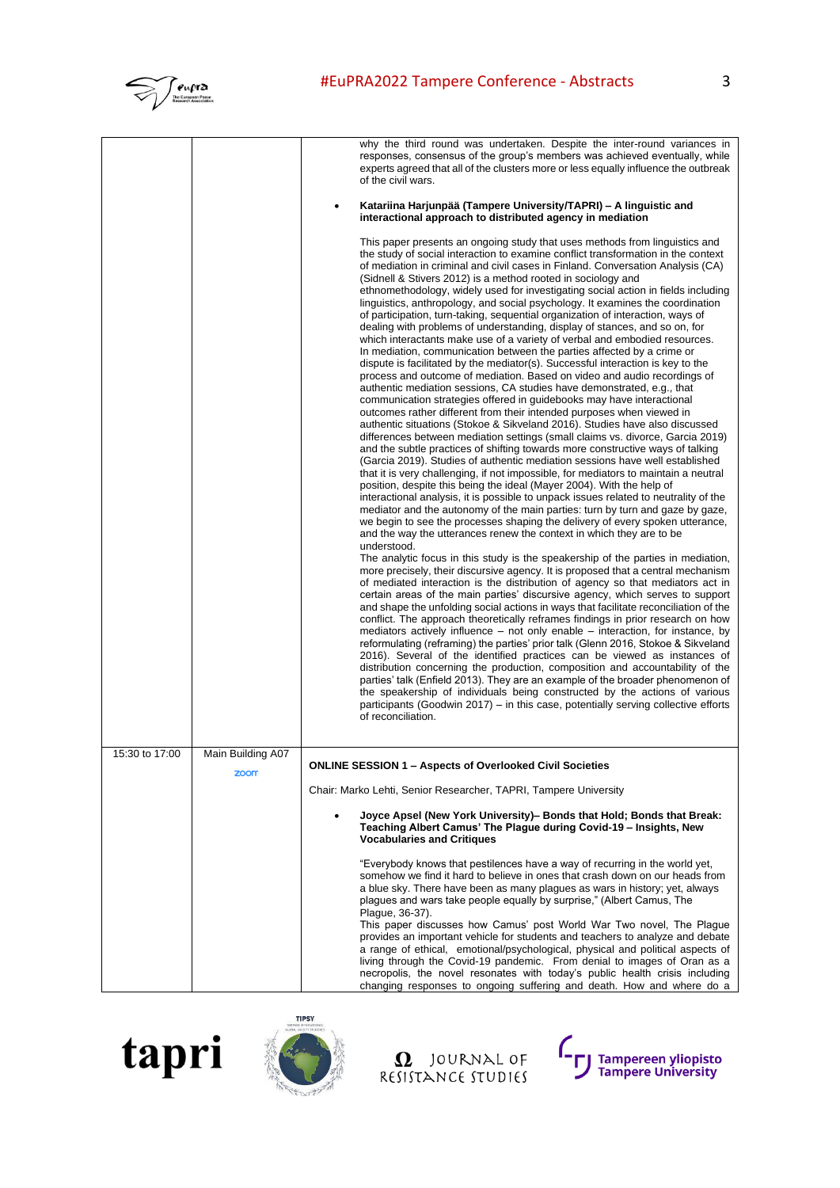| | | |
|---|---|---|
| | | why the third round was undertaken. Despite the inter-round variances in responses, consensus of the group's members was achieved eventually, while experts agreed that all of the clusters more or less equally influence the outbreak of the civil wars.<br><br>• **Katariina Harjunpää (Tampere University/TAPRI) – A linguistic and interactional approach to distributed agency in mediation**<br><br>This paper presents an ongoing study that uses methods from linguistics and the study of social interaction to examine conflict transformation in the context of mediation in criminal and civil cases in Finland. Conversation Analysis (CA) (Sidnell & Stivers 2012) is a method rooted in sociology and ethnomethodology, widely used for investigating social action in fields including linguistics, anthropology, and social psychology. It examines the coordination of participation, turn-taking, sequential organization of interaction, ways of dealing with problems of understanding, display of stances, and so on, for which interactants make use of a variety of verbal and embodied resources. In mediation, communication between the parties affected by a crime or dispute is facilitated by the mediator(s). Successful interaction is key to the process and outcome of mediation. Based on video and audio recordings of authentic mediation sessions, CA studies have demonstrated, e.g., that communication strategies offered in guidebooks may have interactional outcomes rather different from their intended purposes when viewed in authentic situations (Stokoe & Sikveland 2016). Studies have also discussed differences between mediation settings (small claims vs. divorce, Garcia 2019) and the subtle practices of shifting towards more constructive ways of talking (Garcia 2019). Studies of authentic mediation sessions have well established that it is very challenging, if not impossible, for mediators to maintain a neutral position, despite this being the ideal (Mayer 2004). With the help of interactional analysis, it is possible to unpack issues related to neutrality of the mediator and the autonomy of the main parties: turn by turn and gaze by gaze, we begin to see the processes shaping the delivery of every spoken utterance, and the way the utterances renew the context in which they are to be understood.<br>The analytic focus in this study is the speakership of the parties in mediation, more precisely, their discursive agency. It is proposed that a central mechanism of mediated interaction is the distribution of agency so that mediators act in certain areas of the main parties' discursive agency, which serves to support and shape the unfolding social actions in ways that facilitate reconciliation of the conflict. The approach theoretically reframes findings in prior research on how mediators actively influence – not only enable – interaction, for instance, by reformulating (reframing) the parties' prior talk (Glenn 2016, Stokoe & Sikveland 2016). Several of the identified practices can be viewed as instances of distribution concerning the production, composition and accountability of the parties' talk (Enfield 2013). They are an example of the broader phenomenon of the speakership of individuals being constructed by the actions of various participants (Goodwin 2017) – in this case, potentially serving collective efforts of reconciliation. |
| 15:30 to 17:00 | Main Building A07<br>zoom | **ONLINE SESSION 1 – Aspects of Overlooked Civil Societies**<br><br>Chair: Marko Lehti, Senior Researcher, TAPRI, Tampere University<br><br>• **Joyce Apsel (New York University)– Bonds that Hold; Bonds that Break: Teaching Albert Camus' The Plague during Covid-19 – Insights, New Vocabularies and Critiques**<br><br>"Everybody knows that pestilences have a way of recurring in the world yet, somehow we find it hard to believe in ones that crash down on our heads from a blue sky. There have been as many plagues as wars in history; yet, always plagues and wars take people equally by surprise," (Albert Camus, The Plague, 36-37).<br>This paper discusses how Camus' post World War Two novel, The Plague provides an important vehicle for students and teachers to analyze and debate a range of ethical, emotional/psychological, physical and political aspects of living through the Covid-19 pandemic. From denial to images of Oran as a necropolis, the novel resonates with today's public health crisis including changing responses to ongoing suffering and death. How and where do a |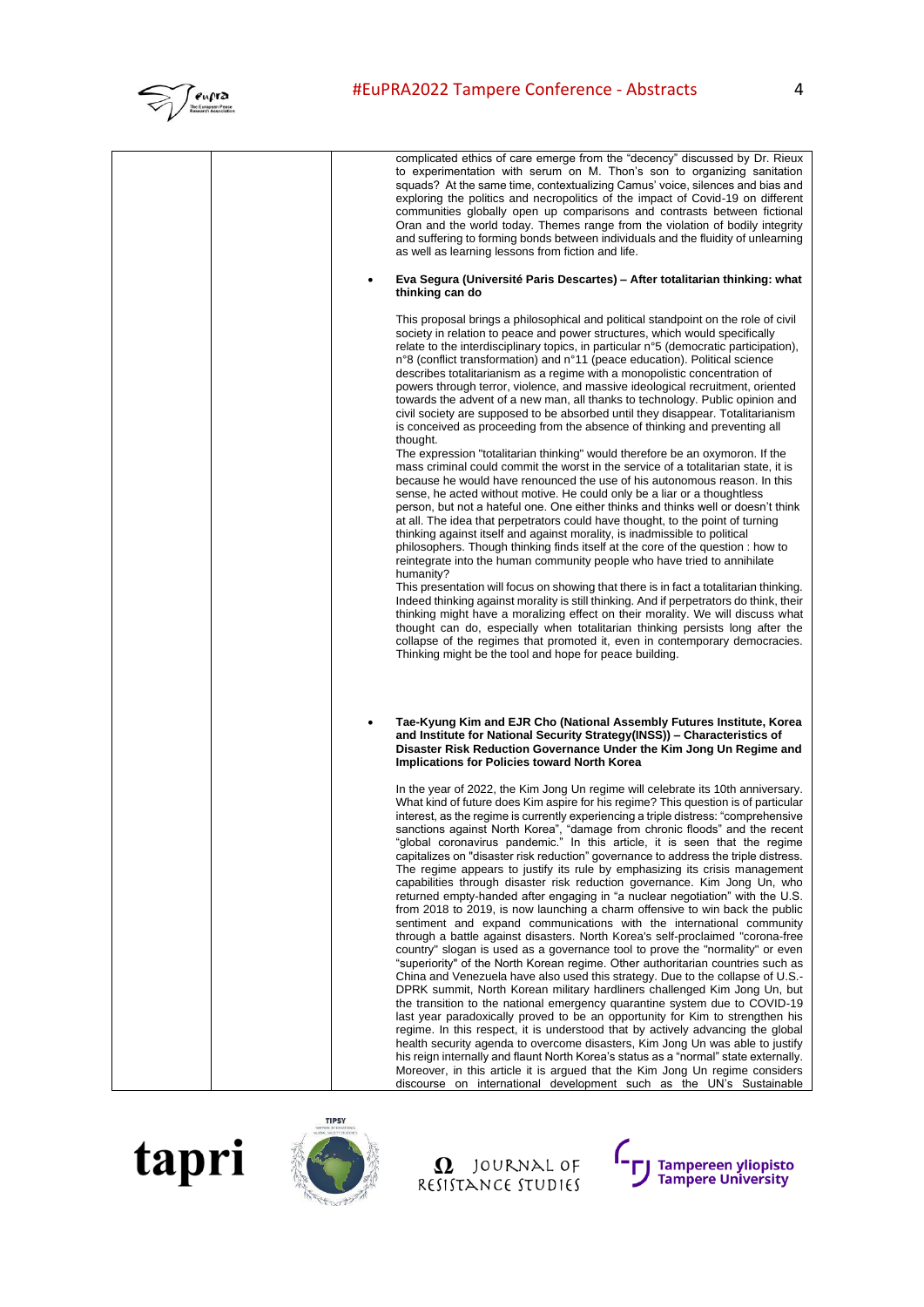complicated ethics of care emerge from the "decency" discussed by Dr. Rieux to experimentation with serum on M. Thon's son to organizing sanitation squads? At the same time, contextualizing Camus' voice, silences and bias and exploring the politics and necropolitics of the impact of Covid-19 on different communities globally open up comparisons and contrasts between fictional Oran and the world today. Themes range from the violation of bodily integrity and suffering to forming bonds between individuals and the fluidity of unlearning as well as learning lessons from fiction and life.

- **Eva Segura (Université Paris Descartes) – After totalitarian thinking: what thinking can do**

This proposal brings a philosophical and political standpoint on the role of civil society in relation to peace and power structures, which would specifically relate to the interdisciplinary topics, in particular n°5 (democratic participation), n°8 (conflict transformation) and n°11 (peace education). Political science describes totalitarianism as a regime with a monopolistic concentration of powers through terror, violence, and massive ideological recruitment, oriented towards the advent of a new man, all thanks to technology. Public opinion and civil society are supposed to be absorbed until they disappear. Totalitarianism is conceived as proceeding from the absence of thinking and preventing all thought.
The expression "totalitarian thinking" would therefore be an oxymoron. If the mass criminal could commit the worst in the service of a totalitarian state, it is because he would have renounced the use of his autonomous reason. In this sense, he acted without motive. He could only be a liar or a thoughtless person, but not a hateful one. One either thinks and thinks well or doesn't think at all. The idea that perpetrators could have thought, to the point of turning thinking against itself and against morality, is inadmissible to political philosophers. Though thinking finds itself at the core of the question : how to reintegrate into the human community people who have tried to annihilate humanity?
This presentation will focus on showing that there is in fact a totalitarian thinking. Indeed thinking against morality is still thinking. And if perpetrators do think, their thinking might have a moralizing effect on their morality. We will discuss what thought can do, especially when totalitarian thinking persists long after the collapse of the regimes that promoted it, even in contemporary democracies. Thinking might be the tool and hope for peace building.

- **Tae-Kyung Kim and EJR Cho (National Assembly Futures Institute, Korea and Institute for National Security Strategy(INSS)) – Characteristics of Disaster Risk Reduction Governance Under the Kim Jong Un Regime and Implications for Policies toward North Korea**

In the year of 2022, the Kim Jong Un regime will celebrate its 10th anniversary. What kind of future does Kim aspire for his regime? This question is of particular interest, as the regime is currently experiencing a triple distress: "comprehensive sanctions against North Korea", "damage from chronic floods" and the recent "global coronavirus pandemic." In this article, it is seen that the regime capitalizes on "disaster risk reduction" governance to address the triple distress. The regime appears to justify its rule by emphasizing its crisis management capabilities through disaster risk reduction governance. Kim Jong Un, who returned empty-handed after engaging in "a nuclear negotiation" with the U.S. from 2018 to 2019, is now launching a charm offensive to win back the public sentiment and expand communications with the international community through a battle against disasters. North Korea's self-proclaimed "corona-free country" slogan is used as a governance tool to prove the "normality" or even "superiority" of the North Korean regime. Other authoritarian countries such as China and Venezuela have also used this strategy. Due to the collapse of U.S.-DPRK summit, North Korean military hardliners challenged Kim Jong Un, but the transition to the national emergency quarantine system due to COVID-19 last year paradoxically proved to be an opportunity for Kim to strengthen his regime. In this respect, it is understood that by actively advancing the global health security agenda to overcome disasters, Kim Jong Un was able to justify his reign internally and flaunt North Korea's status as a "normal" state externally. Moreover, in this article it is argued that the Kim Jong Un regime considers discourse on international development such as the UN's Sustainable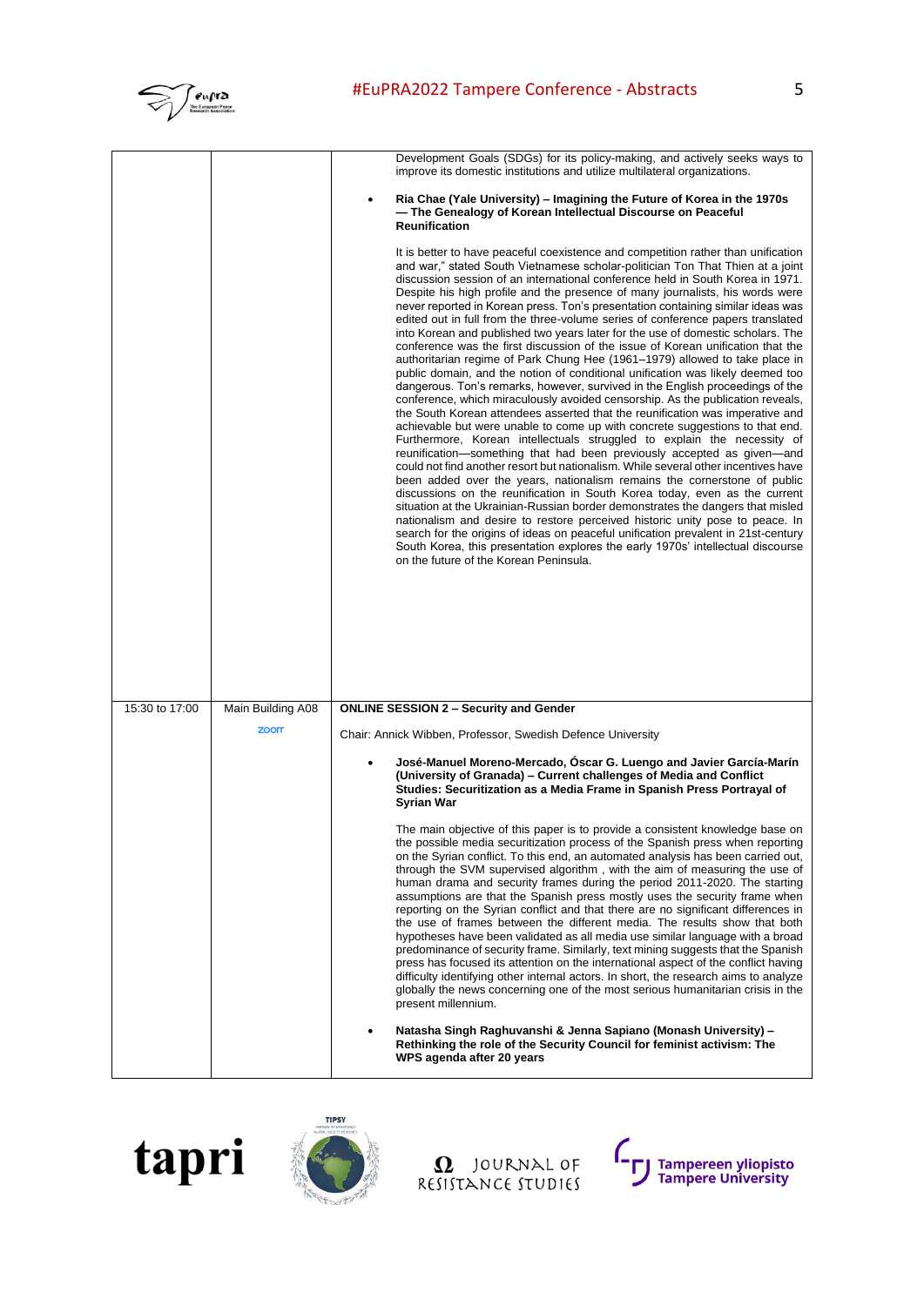| | | Development Goals (SDGs) for its policy-making, and actively seeks ways to improve its domestic institutions and utilize multilateral organizations.<br><br>• **Ria Chae (Yale University) – Imagining the Future of Korea in the 1970s — The Genealogy of Korean Intellectual Discourse on Peaceful Reunification**<br><br>It is better to have peaceful coexistence and competition rather than unification and war," stated South Vietnamese scholar-politician Ton That Thien at a joint discussion session of an international conference held in South Korea in 1971. Despite his high profile and the presence of many journalists, his words were never reported in Korean press. Ton's presentation containing similar ideas was edited out in full from the three-volume series of conference papers translated into Korean and published two years later for the use of domestic scholars. The conference was the first discussion of the issue of Korean unification that the authoritarian regime of Park Chung Hee (1961–1979) allowed to take place in public domain, and the notion of conditional unification was likely deemed too dangerous. Ton's remarks, however, survived in the English proceedings of the conference, which miraculously avoided censorship. As the publication reveals, the South Korean attendees asserted that the reunification was imperative and achievable but were unable to come up with concrete suggestions to that end. Furthermore, Korean intellectuals struggled to explain the necessity of reunification—something that had been previously accepted as given—and could not find another resort but nationalism. While several other incentives have been added over the years, nationalism remains the cornerstone of public discussions on the reunification in South Korea today, even as the current situation at the Ukrainian-Russian border demonstrates the dangers that misled nationalism and desire to restore perceived historic unity pose to peace. In search for the origins of ideas on peaceful unification prevalent in 21st-century South Korea, this presentation explores the early 1970s' intellectual discourse on the future of the Korean Peninsula. |
| 15:30 to 17:00 | Main Building A08<br><br>zoom | **ONLINE SESSION 2 – Security and Gender**<br><br>Chair: Annick Wibben, Professor, Swedish Defence University<br><br>• **José-Manuel Moreno-Mercado, Óscar G. Luengo and Javier García-Marín (University of Granada) – Current challenges of Media and Conflict Studies: Securitization as a Media Frame in Spanish Press Portrayal of Syrian War**<br><br>The main objective of this paper is to provide a consistent knowledge base on the possible media securitization process of the Spanish press when reporting on the Syrian conflict. To this end, an automated analysis has been carried out, through the SVM supervised algorithm , with the aim of measuring the use of human drama and security frames during the period 2011-2020. The starting assumptions are that the Spanish press mostly uses the security frame when reporting on the Syrian conflict and that there are no significant differences in the use of frames between the different media. The results show that both hypotheses have been validated as all media use similar language with a broad predominance of security frame. Similarly, text mining suggests that the Spanish press has focused its attention on the international aspect of the conflict having difficulty identifying other internal actors. In short, the research aims to analyze globally the news concerning one of the most serious humanitarian crisis in the present millennium.<br><br>• **Natasha Singh Raghuvanshi & Jenna Sapiano (Monash University) – Rethinking the role of the Security Council for feminist activism: The WPS agenda after 20 years** |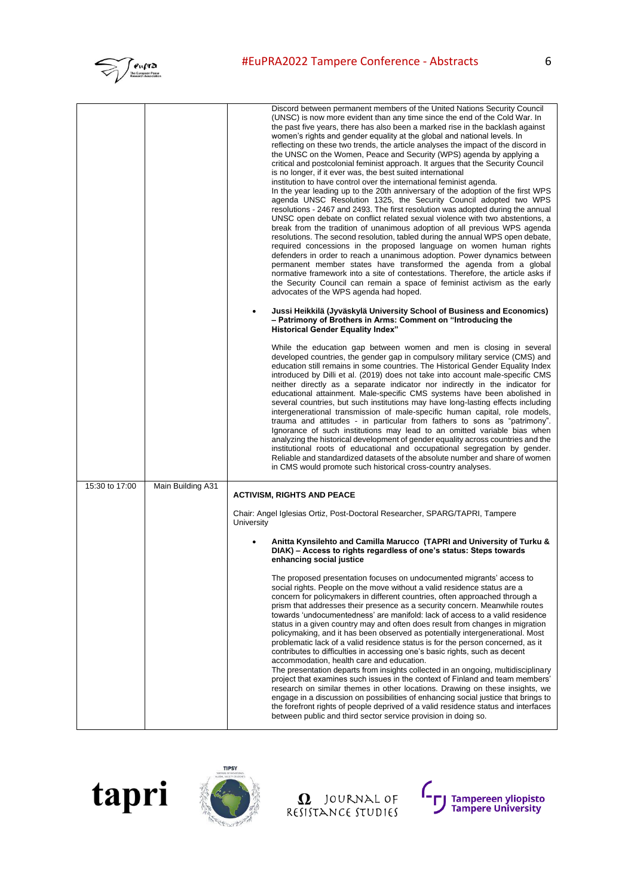| | | |
|---|---|---|
| | | Discord between permanent members of the United Nations Security Council (UNSC) is now more evident than any time since the end of the Cold War. In the past five years, there has also been a marked rise in the backlash against women's rights and gender equality at the global and national levels. In reflecting on these two trends, the article analyses the impact of the discord in the UNSC on the Women, Peace and Security (WPS) agenda by applying a critical and postcolonial feminist approach. It argues that the Security Council is no longer, if it ever was, the best suited international institution to have control over the international feminist agenda.<br>In the year leading up to the 20th anniversary of the adoption of the first WPS agenda UNSC Resolution 1325, the Security Council adopted two WPS resolutions - 2467 and 2493. The first resolution was adopted during the annual UNSC open debate on conflict related sexual violence with two abstentions, a break from the tradition of unanimous adoption of all previous WPS agenda resolutions. The second resolution, tabled during the annual WPS open debate, required concessions in the proposed language on women human rights defenders in order to reach a unanimous adoption. Power dynamics between permanent member states have transformed the agenda from a global normative framework into a site of contestations. Therefore, the article asks if the Security Council can remain a space of feminist activism as the early advocates of the WPS agenda had hoped.<br><br>• **Jussi Heikkilä (Jyväskylä University School of Business and Economics) – Patrimony of Brothers in Arms: Comment on "Introducing the Historical Gender Equality Index"**<br><br>While the education gap between women and men is closing in several developed countries, the gender gap in compulsory military service (CMS) and education still remains in some countries. The Historical Gender Equality Index introduced by Dilli et al. (2019) does not take into account male-specific CMS neither directly as a separate indicator nor indirectly in the indicator for educational attainment. Male-specific CMS systems have been abolished in several countries, but such institutions may have long-lasting effects including intergenerational transmission of male-specific human capital, role models, trauma and attitudes - in particular from fathers to sons as "patrimony". Ignorance of such institutions may lead to an omitted variable bias when analyzing the historical development of gender equality across countries and the institutional roots of educational and occupational segregation by gender. Reliable and standardized datasets of the absolute number and share of women in CMS would promote such historical cross-country analyses. |
| 15:30 to 17:00 | Main Building A31 | **ACTIVISM, RIGHTS AND PEACE**<br><br>Chair: Angel Iglesias Ortiz, Post-Doctoral Researcher, SPARG/TAPRI, Tampere University<br><br>• **Anitta Kynsilehto and Camilla Marucco (TAPRI and University of Turku & DIAK) – Access to rights regardless of one's status: Steps towards enhancing social justice**<br><br>The proposed presentation focuses on undocumented migrants' access to social rights. People on the move without a valid residence status are a concern for policymakers in different countries, often approached through a prism that addresses their presence as a security concern. Meanwhile routes towards 'undocumentedness' are manifold: lack of access to a valid residence status in a given country may and often does result from changes in migration policymaking, and it has been observed as potentially intergenerational. Most problematic lack of a valid residence status is for the person concerned, as it contributes to difficulties in accessing one's basic rights, such as decent accommodation, health care and education.<br>The presentation departs from insights collected in an ongoing, multidisciplinary project that examines such issues in the context of Finland and team members' research on similar themes in other locations. Drawing on these insights, we engage in a discussion on possibilities of enhancing social justice that brings to the forefront rights of people deprived of a valid residence status and interfaces between public and third sector service provision in doing so. |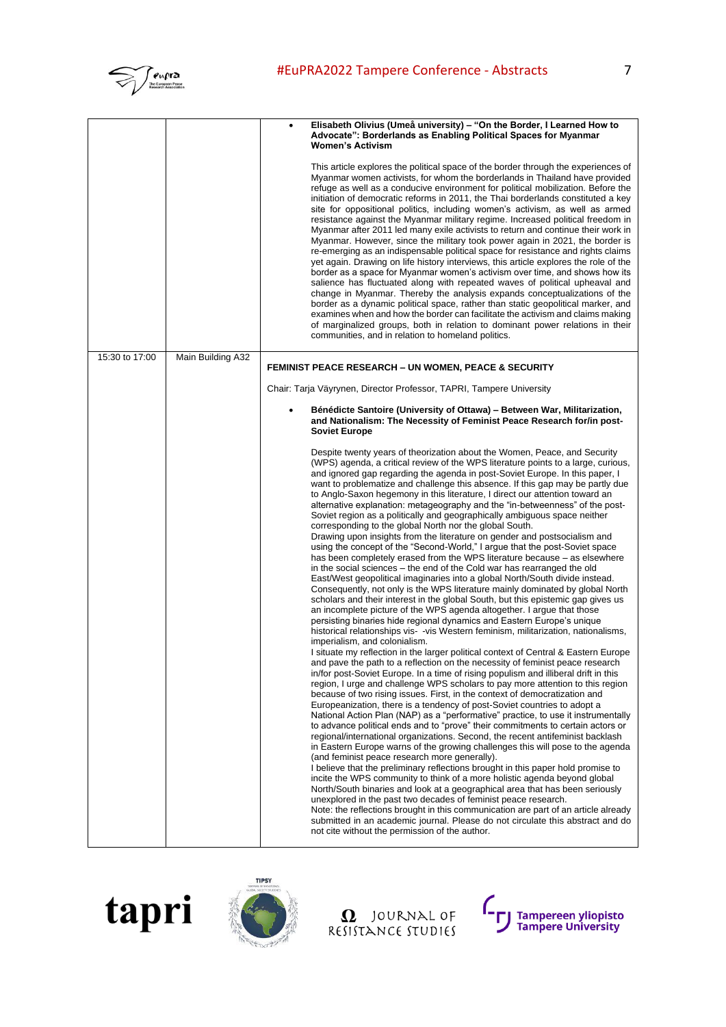| | | |
|---|---|---|
| | | • **Elisabeth Olivius (Umeå university) – "On the Border, I Learned How to Advocate": Borderlands as Enabling Political Spaces for Myanmar Women's Activism**<br><br>This article explores the political space of the border through the experiences of Myanmar women activists, for whom the borderlands in Thailand have provided refuge as well as a conducive environment for political mobilization. Before the initiation of democratic reforms in 2011, the Thai borderlands constituted a key site for oppositional politics, including women's activism, as well as armed resistance against the Myanmar military regime. Increased political freedom in Myanmar after 2011 led many exile activists to return and continue their work in Myanmar. However, since the military took power again in 2021, the border is re-emerging as an indispensable political space for resistance and rights claims yet again. Drawing on life history interviews, this article explores the role of the border as a space for Myanmar women's activism over time, and shows how its salience has fluctuated along with repeated waves of political upheaval and change in Myanmar. Thereby the analysis expands conceptualizations of the border as a dynamic political space, rather than static geopolitical marker, and examines when and how the border can facilitate the activism and claims making of marginalized groups, both in relation to dominant power relations in their communities, and in relation to homeland politics. |
| 15:30 to 17:00 | Main Building A32 | **FEMINIST PEACE RESEARCH – UN WOMEN, PEACE & SECURITY**<br><br>Chair: Tarja Väyrynen, Director Professor, TAPRI, Tampere University<br><br>• **Bénédicte Santoire (University of Ottawa) – Between War, Militarization, and Nationalism: The Necessity of Feminist Peace Research for/in post-Soviet Europe**<br><br>Despite twenty years of theorization about the Women, Peace, and Security (WPS) agenda, a critical review of the WPS literature points to a large, curious, and ignored gap regarding the agenda in post-Soviet Europe. In this paper, I want to problematize and challenge this absence. If this gap may be partly due to Anglo-Saxon hegemony in this literature, I direct our attention toward an alternative explanation: metageography and the "in-betweenness" of the post-Soviet region as a politically and geographically ambiguous space neither corresponding to the global North nor the global South.<br>Drawing upon insights from the literature on gender and postsocialism and using the concept of the "Second-World," I argue that the post-Soviet space has been completely erased from the WPS literature because – as elsewhere in the social sciences – the end of the Cold war has rearranged the old East/West geopolitical imaginaries into a global North/South divide instead. Consequently, not only is the WPS literature mainly dominated by global North scholars and their interest in the global South, but this epistemic gap gives us an incomplete picture of the WPS agenda altogether. I argue that those persisting binaries hide regional dynamics and Eastern Europe's unique historical relationships vis- -vis Western feminism, militarization, nationalisms, imperialism, and colonialism.<br>I situate my reflection in the larger political context of Central & Eastern Europe and pave the path to a reflection on the necessity of feminist peace research in/for post-Soviet Europe. In a time of rising populism and illiberal drift in this region, I urge and challenge WPS scholars to pay more attention to this region because of two rising issues. First, in the context of democratization and Europeanization, there is a tendency of post-Soviet countries to adopt a National Action Plan (NAP) as a "performative" practice, to use it instrumentally to advance political ends and to "prove" their commitments to certain actors or regional/international organizations. Second, the recent antifeminist backlash in Eastern Europe warns of the growing challenges this will pose to the agenda (and feminist peace research more generally).<br>I believe that the preliminary reflections brought in this paper hold promise to incite the WPS community to think of a more holistic agenda beyond global North/South binaries and look at a geographical area that has been seriously unexplored in the past two decades of feminist peace research.<br>Note: the reflections brought in this communication are part of an article already submitted in an academic journal. Please do not circulate this abstract and do not cite without the permission of the author. |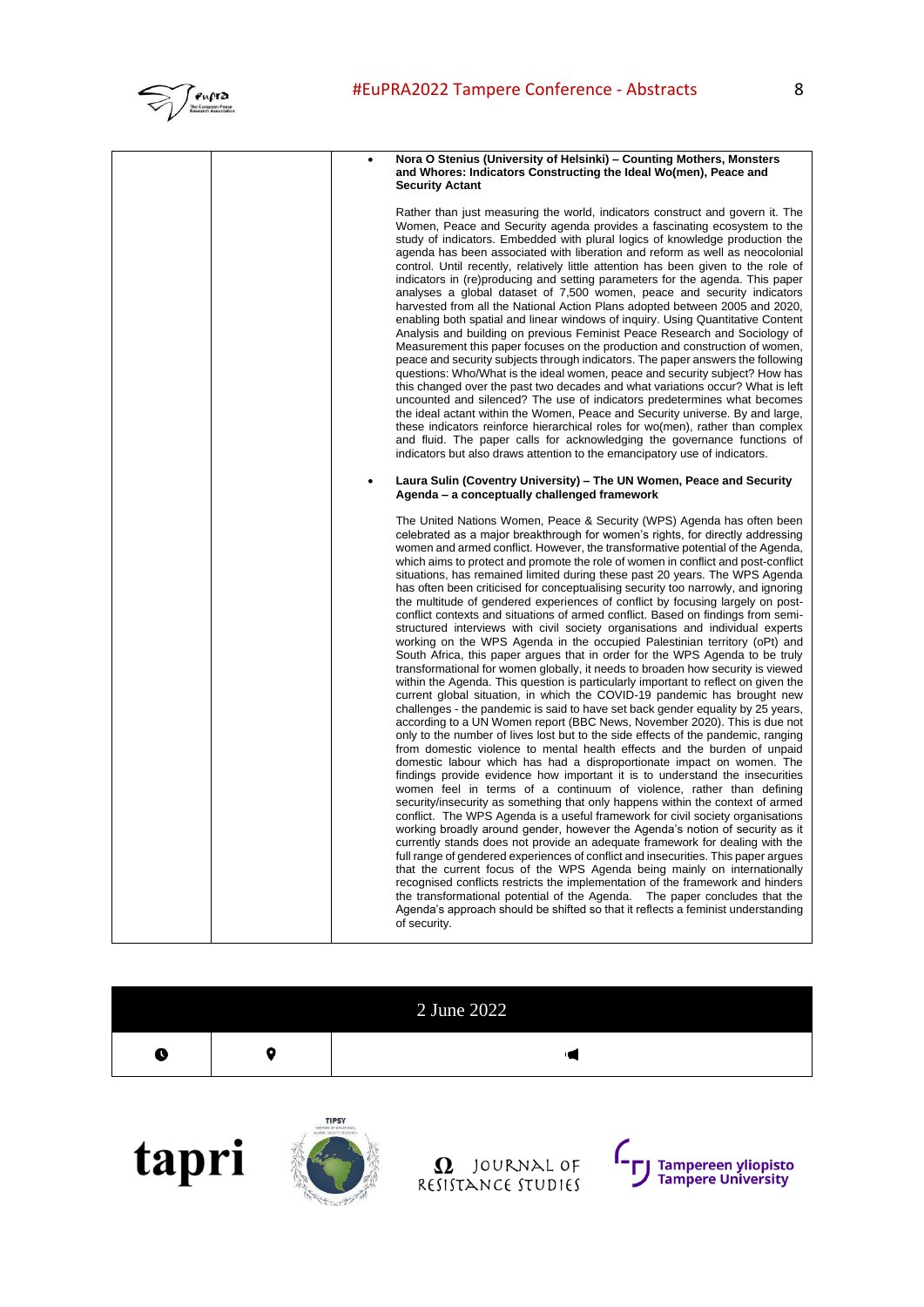| | | |
|---|---|---|
| | | • **Nora O Stenius (University of Helsinki) – Counting Mothers, Monsters and Whores: Indicators Constructing the Ideal Wo(men), Peace and Security Actant**<br><br>Rather than just measuring the world, indicators construct and govern it. The Women, Peace and Security agenda provides a fascinating ecosystem to the study of indicators. Embedded with plural logics of knowledge production the agenda has been associated with liberation and reform as well as neocolonial control. Until recently, relatively little attention has been given to the role of indicators in (re)producing and setting parameters for the agenda. This paper analyses a global dataset of 7,500 women, peace and security indicators harvested from all the National Action Plans adopted between 2005 and 2020, enabling both spatial and linear windows of inquiry. Using Quantitative Content Analysis and building on previous Feminist Peace Research and Sociology of Measurement this paper focuses on the production and construction of women, peace and security subjects through indicators. The paper answers the following questions: Who/What is the ideal women, peace and security subject? How has this changed over the past two decades and what variations occur? What is left uncounted and silenced? The use of indicators predetermines what becomes the ideal actant within the Women, Peace and Security universe. By and large, these indicators reinforce hierarchical roles for wo(men), rather than complex and fluid. The paper calls for acknowledging the governance functions of indicators but also draws attention to the emancipatory use of indicators.<br><br>• **Laura Sulin (Coventry University) – The UN Women, Peace and Security Agenda – a conceptually challenged framework**<br><br>The United Nations Women, Peace & Security (WPS) Agenda has often been celebrated as a major breakthrough for women's rights, for directly addressing women and armed conflict. However, the transformative potential of the Agenda, which aims to protect and promote the role of women in conflict and post-conflict situations, has remained limited during these past 20 years. The WPS Agenda has often been criticised for conceptualising security too narrowly, and ignoring the multitude of gendered experiences of conflict by focusing largely on post-conflict contexts and situations of armed conflict. Based on findings from semi-structured interviews with civil society organisations and individual experts working on the WPS Agenda in the occupied Palestinian territory (oPt) and South Africa, this paper argues that in order for the WPS Agenda to be truly transformational for women globally, it needs to broaden how security is viewed within the Agenda. This question is particularly important to reflect on given the current global situation, in which the COVID-19 pandemic has brought new challenges - the pandemic is said to have set back gender equality by 25 years, according to a UN Women report (BBC News, November 2020). This is due not only to the number of lives lost but to the side effects of the pandemic, ranging from domestic violence to mental health effects and the burden of unpaid domestic labour which has had a disproportionate impact on women. The findings provide evidence how important it is to understand the insecurities women feel in terms of a continuum of violence, rather than defining security/insecurity as something that only happens within the context of armed conflict. The WPS Agenda is a useful framework for civil society organisations working broadly around gender, however the Agenda's notion of security as it currently stands does not provide an adequate framework for dealing with the full range of gendered experiences of conflict and insecurities. This paper argues that the current focus of the WPS Agenda being mainly on internationally recognised conflicts restricts the implementation of the framework and hinders the transformational potential of the Agenda. The paper concludes that the Agenda's approach should be shifted so that it reflects a feminist understanding of security. |

| 2 June 2022 | | |
|---|---|---|
| 🕒 | 📍 | 📢 |

tapri

TIPSY

Ω JOURNAL OF RESISTANCE STUDIES

Tampereen yliopisto
Tampere University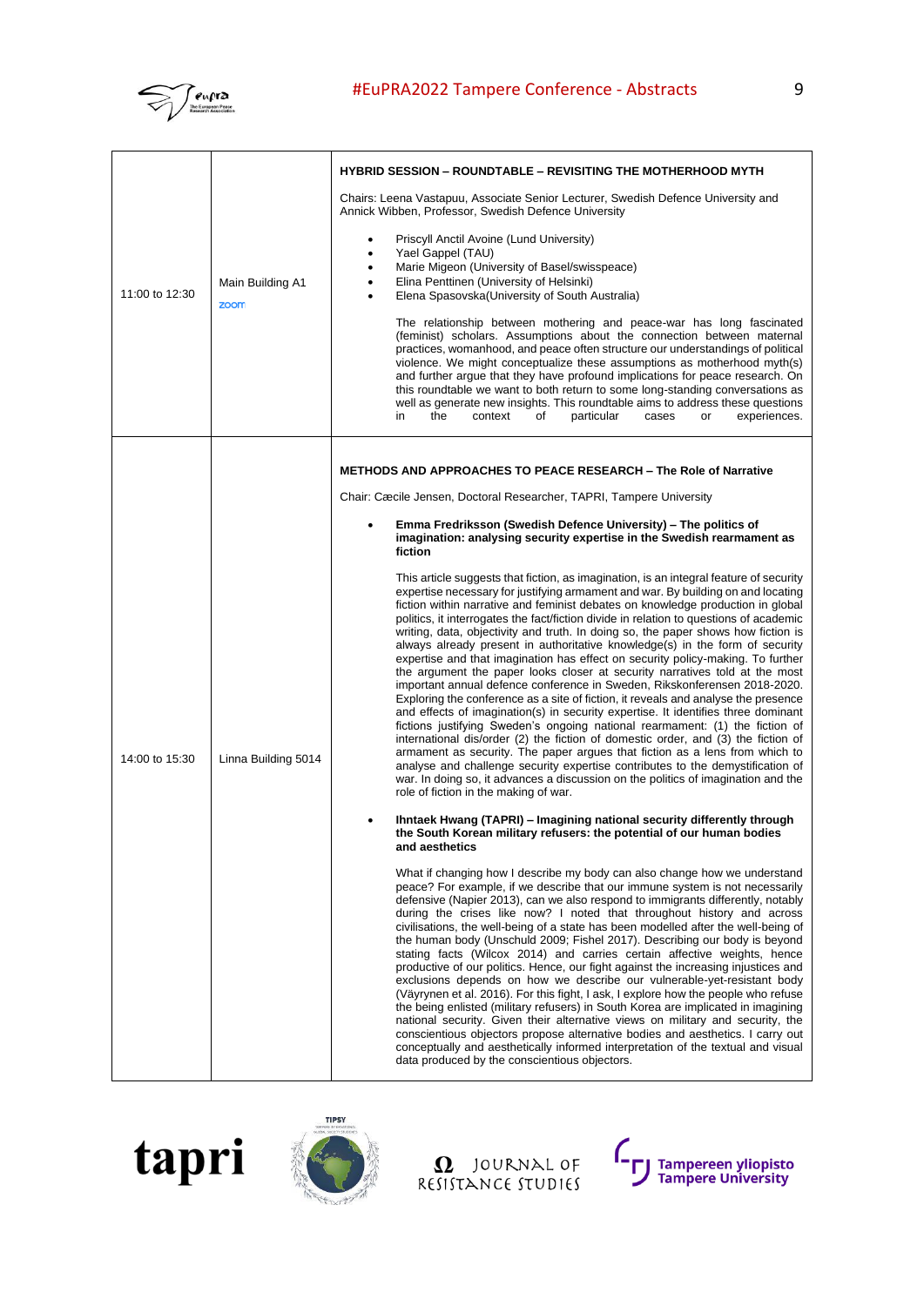| | | |
|---|---|---|
| 11:00 to 12:30 | Main Building A1<br>zoom | **HYBRID SESSION – ROUNDTABLE – REVISITING THE MOTHERHOOD MYTH**<br><br>Chairs: Leena Vastapuu, Associate Senior Lecturer, Swedish Defence University and Annick Wibben, Professor, Swedish Defence University<br><br>• Priscyll Anctil Avoine (Lund University)<br>• Yael Gappel (TAU)<br>• Marie Migeon (University of Basel/swisspeace)<br>• Elina Penttinen (University of Helsinki)<br>• Elena Spasovska(University of South Australia)<br><br>The relationship between mothering and peace-war has long fascinated (feminist) scholars. Assumptions about the connection between maternal practices, womanhood, and peace often structure our understandings of political violence. We might conceptualize these assumptions as motherhood myth(s) and further argue that they have profound implications for peace research. On this roundtable we want to both return to some long-standing conversations as well as generate new insights. This roundtable aims to address these questions in the context of particular cases or experiences. |
| 14:00 to 15:30 | Linna Building 5014 | **METHODS AND APPROACHES TO PEACE RESEARCH – The Role of Narrative**<br><br>Chair: Cæcile Jensen, Doctoral Researcher, TAPRI, Tampere University<br><br>• **Emma Fredriksson (Swedish Defence University) – The politics of imagination: analysing security expertise in the Swedish rearmament as fiction**<br><br>This article suggests that fiction, as imagination, is an integral feature of security expertise necessary for justifying armament and war. By building on and locating fiction within narrative and feminist debates on knowledge production in global politics, it interrogates the fact/fiction divide in relation to questions of academic writing, data, objectivity and truth. In doing so, the paper shows how fiction is always already present in authoritative knowledge(s) in the form of security expertise and that imagination has effect on security policy-making. To further the argument the paper looks closer at security narratives told at the most important annual defence conference in Sweden, Rikskonferensen 2018-2020. Exploring the conference as a site of fiction, it reveals and analyse the presence and effects of imagination(s) in security expertise. It identifies three dominant fictions justifying Sweden's ongoing national rearmament: (1) the fiction of international dis/order (2) the fiction of domestic order, and (3) the fiction of armament as security. The paper argues that fiction as a lens from which to analyse and challenge security expertise contributes to the demystification of war. In doing so, it advances a discussion on the politics of imagination and the role of fiction in the making of war.<br><br>• **Ihntaek Hwang (TAPRI) – Imagining national security differently through the South Korean military refusers: the potential of our human bodies and aesthetics**<br><br>What if changing how I describe my body can also change how we understand peace? For example, if we describe that our immune system is not necessarily defensive (Napier 2013), can we also respond to immigrants differently, notably during the crises like now? I noted that throughout history and across civilisations, the well-being of a state has been modelled after the well-being of the human body (Unschuld 2009; Fishel 2017). Describing our body is beyond stating facts (Wilcox 2014) and carries certain affective weights, hence productive of our politics. Hence, our fight against the increasing injustices and exclusions depends on how we describe our vulnerable-yet-resistant body (Väyrynen et al. 2016). For this fight, I ask, I explore how the people who refuse the being enlisted (military refusers) in South Korea are implicated in imagining national security. Given their alternative views on military and security, the conscientious objectors propose alternative bodies and aesthetics. I carry out conceptually and aesthetically informed interpretation of the textual and visual data produced by the conscientious objectors. |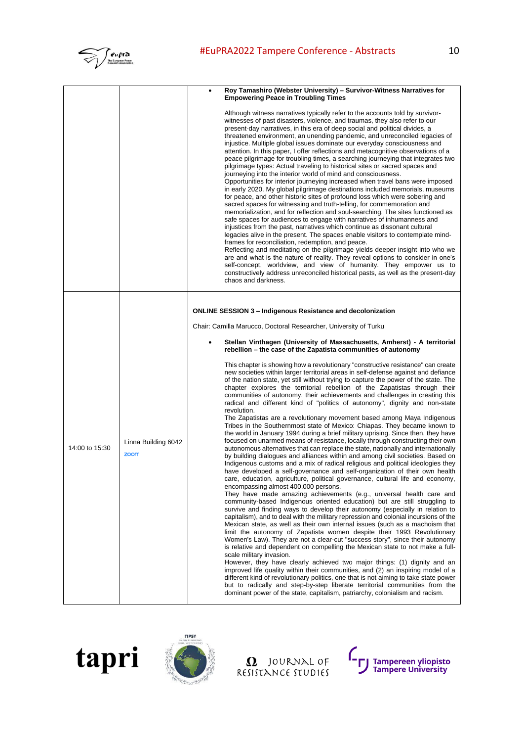| | | |
|---|---|---|
| | | • **Roy Tamashiro (Webster University) – Survivor-Witness Narratives for Empowering Peace in Troubling Times**<br><br>Although witness narratives typically refer to the accounts told by survivor-witnesses of past disasters, violence, and traumas, they also refer to our present-day narratives, in this era of deep social and political divides, a threatened environment, an unending pandemic, and unreconciled legacies of injustice. Multiple global issues dominate our everyday consciousness and attention. In this paper, I offer reflections and metacognitive observations of a peace pilgrimage for troubling times, a searching journeying that integrates two pilgrimage types: Actual traveling to historical sites or sacred spaces and journeying into the interior world of mind and consciousness.<br>Opportunities for interior journeying increased when travel bans were imposed in early 2020. My global pilgrimage destinations included memorials, museums for peace, and other historic sites of profound loss which were sobering and sacred spaces for witnessing and truth-telling, for commemoration and memorialization, and for reflection and soul-searching. The sites functioned as safe spaces for audiences to engage with narratives of inhumanness and injustices from the past, narratives which continue as dissonant cultural legacies alive in the present. The spaces enable visitors to contemplate mind-frames for reconciliation, redemption, and peace.<br>Reflecting and meditating on the pilgrimage yields deeper insight into who we are and what is the nature of reality. They reveal options to consider in one's self-concept, worldview, and view of humanity. They empower us to constructively address unreconciled historical pasts, as well as the present-day chaos and darkness. |
| 14:00 to 15:30 | Linna Building 6042<br>zoom | **ONLINE SESSION 3 – Indigenous Resistance and decolonization**<br><br>Chair: Camilla Marucco, Doctoral Researcher, University of Turku<br><br>• **Stellan Vinthagen (University of Massachusetts, Amherst) - A territorial rebellion – the case of the Zapatista communities of autonomy**<br><br>This chapter is showing how a revolutionary "constructive resistance" can create new societies within larger territorial areas in self-defense against and defiance of the nation state, yet still without trying to capture the power of the state. The chapter explores the territorial rebellion of the Zapatistas through their communities of autonomy, their achievements and challenges in creating this radical and different kind of "politics of autonomy", dignity and non-state revolution.<br>The Zapatistas are a revolutionary movement based among Maya Indigenous Tribes in the Southernmost state of Mexico: Chiapas. They became known to the world in January 1994 during a brief military uprising. Since then, they have focused on unarmed means of resistance, locally through constructing their own autonomous alternatives that can replace the state, nationally and internationally by building dialogues and alliances within and among civil societies. Based on Indigenous customs and a mix of radical religious and political ideologies they have developed a self-governance and self-organization of their own health care, education, agriculture, political governance, cultural life and economy, encompassing almost 400,000 persons.<br>They have made amazing achievements (e.g., universal health care and community-based Indigenous oriented education) but are still struggling to survive and finding ways to develop their autonomy (especially in relation to capitalism), and to deal with the military repression and colonial incursions of the Mexican state, as well as their own internal issues (such as a machoism that limit the autonomy of Zapatista women despite their 1993 Revolutionary Women's Law). They are not a clear-cut "success story", since their autonomy is relative and dependent on compelling the Mexican state to not make a full-scale military invasion.<br>However, they have clearly achieved two major things: (1) dignity and an improved life quality within their communities, and (2) an inspiring model of a different kind of revolutionary politics, one that is not aiming to take state power but to radically and step-by-step liberate territorial communities from the dominant power of the state, capitalism, patriarchy, colonialism and racism. |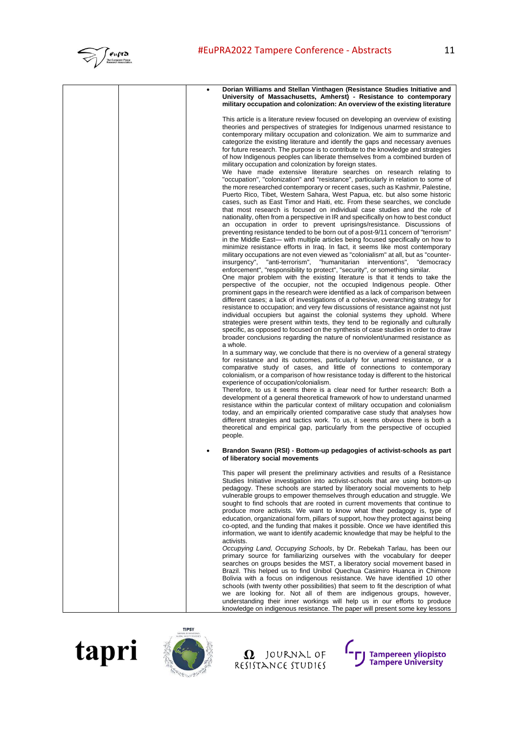- **Dorian Williams and Stellan Vinthagen (Resistance Studies Initiative and University of Massachusetts, Amherst) - Resistance to contemporary military occupation and colonization: An overview of the existing literature**

  This article is a literature review focused on developing an overview of existing theories and perspectives of strategies for Indigenous unarmed resistance to contemporary military occupation and colonization. We aim to summarize and categorize the existing literature and identify the gaps and necessary avenues for future research. The purpose is to contribute to the knowledge and strategies of how Indigenous peoples can liberate themselves from a combined burden of military occupation and colonization by foreign states.
  We have made extensive literature searches on research relating to "occupation", "colonization" and "resistance", particularly in relation to some of the more researched contemporary or recent cases, such as Kashmir, Palestine, Puerto Rico, Tibet, Western Sahara, West Papua, etc. but also some historic cases, such as East Timor and Haiti, etc. From these searches, we conclude that most research is focused on individual case studies and the role of nationality, often from a perspective in IR and specifically on how to best conduct an occupation in order to prevent uprisings/resistance. Discussions of preventing resistance tended to be born out of a post-9/11 concern of "terrorism" in the Middle East— with multiple articles being focused specifically on how to minimize resistance efforts in Iraq. In fact, it seems like most contemporary military occupations are not even viewed as "colonialism" at all, but as "counter-insurgency", "anti-terrorism", "humanitarian interventions", "democracy enforcement", "responsibility to protect", "security", or something similar.
  One major problem with the existing literature is that it tends to take the perspective of the occupier, not the occupied Indigenous people. Other prominent gaps in the research were identified as a lack of comparison between different cases; a lack of investigations of a cohesive, overarching strategy for resistance to occupation; and very few discussions of resistance against not just individual occupiers but against the colonial systems they uphold. Where strategies were present within texts, they tend to be regionally and culturally specific, as opposed to focused on the synthesis of case studies in order to draw broader conclusions regarding the nature of nonviolent/unarmed resistance as a whole.
  In a summary way, we conclude that there is no overview of a general strategy for resistance and its outcomes, particularly for unarmed resistance, or a comparative study of cases, and little of connections to contemporary colonialism, or a comparison of how resistance today is different to the historical experience of occupation/colonialism.
  Therefore, to us it seems there is a clear need for further research: Both a development of a general theoretical framework of how to understand unarmed resistance within the particular context of military occupation and colonialism today, and an empirically oriented comparative case study that analyses how different strategies and tactics work. To us, it seems obvious there is both a theoretical and empirical gap, particularly from the perspective of occupied people.

- **Brandon Swann (RSI) - Bottom-up pedagogies of activist-schools as part of liberatory social movements**

  This paper will present the preliminary activities and results of a Resistance Studies Initiative investigation into activist-schools that are using bottom-up pedagogy. These schools are started by liberatory social movements to help vulnerable groups to empower themselves through education and struggle. We sought to find schools that are rooted in current movements that continue to produce more activists. We want to know what their pedagogy is, type of education, organizational form, pillars of support, how they protect against being co-opted, and the funding that makes it possible. Once we have identified this information, we want to identify academic knowledge that may be helpful to the activists.
  *Occupying Land, Occupying Schools*, by Dr. Rebekah Tarlau, has been our primary source for familiarizing ourselves with the vocabulary for deeper searches on groups besides the MST, a liberatory social movement based in Brazil. This helped us to find Unibol Quechua Casimiro Huanca in Chimore Bolivia with a focus on indigenous resistance. We have identified 10 other schools (with twenty other possibilities) that seem to fit the description of what we are looking for. Not all of them are indigenous groups, however, understanding their inner workings will help us in our efforts to produce knowledge on indigenous resistance. The paper will present some key lessons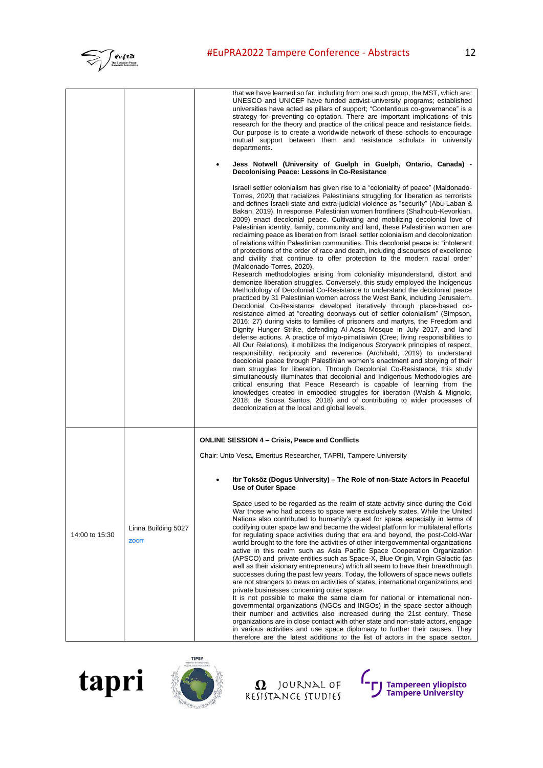| | | |
|---|---|---|
| | | that we have learned so far, including from one such group, the MST, which are: UNESCO and UNICEF have funded activist-university programs; established universities have acted as pillars of support; "Contentious co-governance" is a strategy for preventing co-optation. There are important implications of this research for the theory and practice of the critical peace and resistance fields. Our purpose is to create a worldwide network of these schools to encourage mutual support between them and resistance scholars in university departments.<br><br>• **Jess Notwell (University of Guelph in Guelph, Ontario, Canada) - Decolonising Peace: Lessons in Co-Resistance**<br><br>Israeli settler colonialism has given rise to a "coloniality of peace" (Maldonado-Torres, 2020) that racializes Palestinians struggling for liberation as terrorists and defines Israeli state and extra-judicial violence as "security" (Abu-Laban & Bakan, 2019). In response, Palestinian women frontliners (Shalhoub-Kevorkian, 2009) enact decolonial peace. Cultivating and mobilizing decolonial love of Palestinian identity, family, community and land, these Palestinian women are reclaiming peace as liberation from Israeli settler colonialism and decolonization of relations within Palestinian communities. This decolonial peace is: "intolerant of protections of the order of race and death, including discourses of excellence and civility that continue to offer protection to the modern racial order" (Maldonado-Torres, 2020).<br>Research methodologies arising from coloniality misunderstand, distort and demonize liberation struggles. Conversely, this study employed the Indigenous Methodology of Decolonial Co-Resistance to understand the decolonial peace practiced by 31 Palestinian women across the West Bank, including Jerusalem. Decolonial Co-Resistance developed iteratively through place-based co-resistance aimed at "creating doorways out of settler colonialism" (Simpson, 2016: 27) during visits to families of prisoners and martyrs, the Freedom and Dignity Hunger Strike, defending Al-Aqsa Mosque in July 2017, and land defense actions. A practice of miyo-pimatisiwin (Cree; living responsibilities to All Our Relations), it mobilizes the Indigenous Storywork principles of respect, responsibility, reciprocity and reverence (Archibald, 2019) to understand decolonial peace through Palestinian women's enactment and storying of their own struggles for liberation. Through Decolonial Co-Resistance, this study simultaneously illuminates that decolonial and Indigenous Methodologies are critical ensuring that Peace Research is capable of learning from the knowledges created in embodied struggles for liberation (Walsh & Mignolo, 2018; de Sousa Santos, 2018) and of contributing to wider processes of decolonization at the local and global levels. |
| 14:00 to 15:30 | Linna Building 5027<br>zoom | **ONLINE SESSION 4 – Crisis, Peace and Conflicts**<br><br>Chair: Unto Vesa, Emeritus Researcher, TAPRI, Tampere University<br><br>• **Itır Toksöz (Dogus University) – The Role of non-State Actors in Peaceful Use of Outer Space**<br><br>Space used to be regarded as the realm of state activity since during the Cold War those who had access to space were exclusively states. While the United Nations also contributed to humanity's quest for space especially in terms of codifying outer space law and became the widest platform for multilateral efforts for regulating space activities during that era and beyond, the post-Cold-War world brought to the fore the activities of other intergovernmental organizations active in this realm such as Asia Pacific Space Cooperation Organization (APSCO) and private entities such as Space-X, Blue Origin, Virgin Galactic (as well as their visionary entrepreneurs) which all seem to have their breakthrough successes during the past few years. Today, the followers of space news outlets are not strangers to news on activities of states, international organizations and private businesses concerning outer space.<br>It is not possible to make the same claim for national or international non-governmental organizations (NGOs and INGOs) in the space sector although their number and activities also increased during the 21st century. These organizations are in close contact with other state and non-state actors, engage in various activities and use space diplomacy to further their causes. They therefore are the latest additions to the list of actors in the space sector. |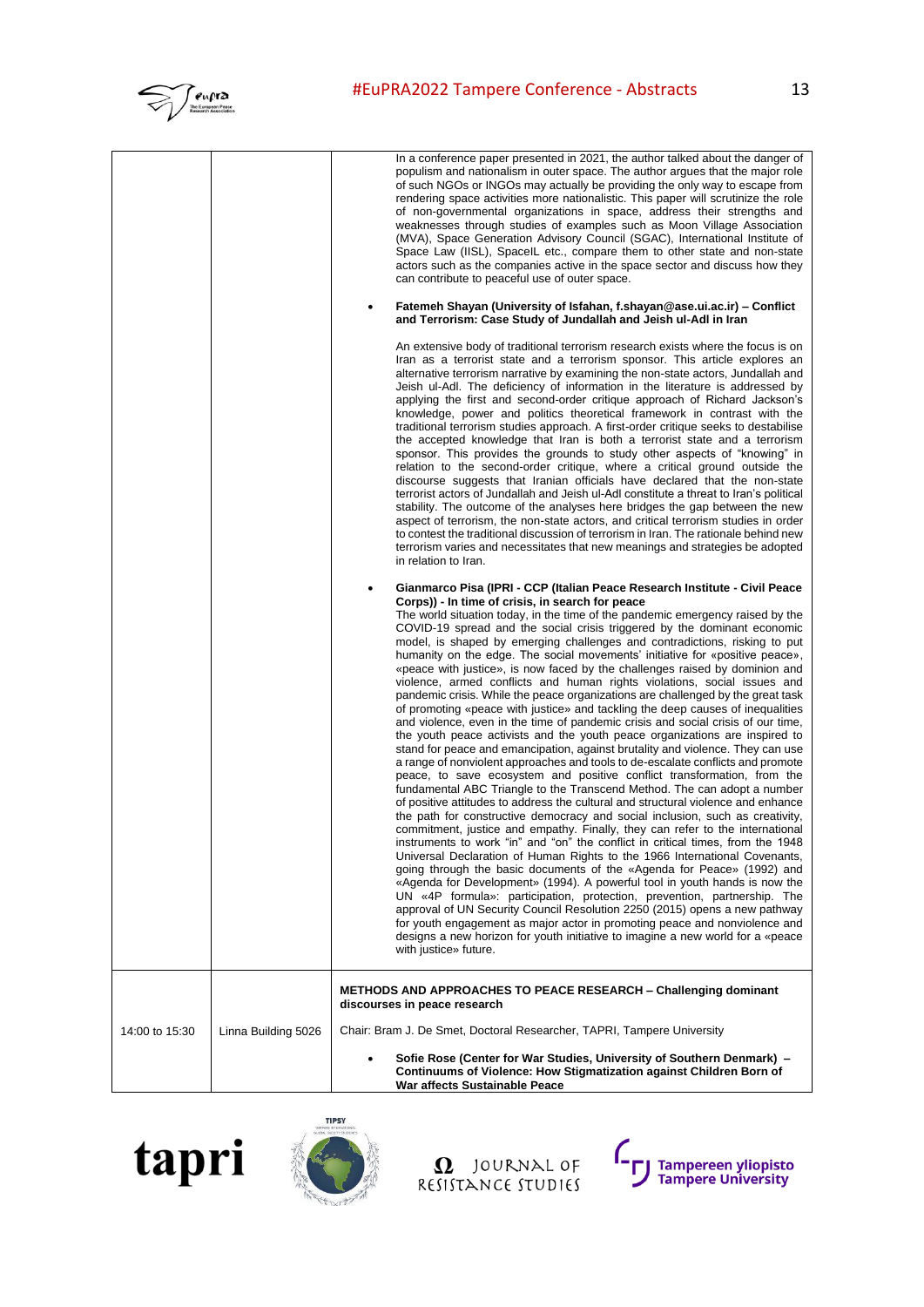| | | |
|---|---|---|
| | | In a conference paper presented in 2021, the author talked about the danger of populism and nationalism in outer space. The author argues that the major role of such NGOs or INGOs may actually be providing the only way to escape from rendering space activities more nationalistic. This paper will scrutinize the role of non-governmental organizations in space, address their strengths and weaknesses through studies of examples such as Moon Village Association (MVA), Space Generation Advisory Council (SGAC), International Institute of Space Law (IISL), SpaceIL etc., compare them to other state and non-state actors such as the companies active in the space sector and discuss how they can contribute to peaceful use of outer space.<br><br>• **Fatemeh Shayan (University of Isfahan, f.shayan@ase.ui.ac.ir) – Conflict and Terrorism: Case Study of Jundallah and Jeish ul-Adl in Iran**<br><br>An extensive body of traditional terrorism research exists where the focus is on Iran as a terrorist state and a terrorism sponsor. This article explores an alternative terrorism narrative by examining the non-state actors, Jundallah and Jeish ul-Adl. The deficiency of information in the literature is addressed by applying the first and second-order critique approach of Richard Jackson's knowledge, power and politics theoretical framework in contrast with the traditional terrorism studies approach. A first-order critique seeks to destabilise the accepted knowledge that Iran is both a terrorist state and a terrorism sponsor. This provides the grounds to study other aspects of "knowing" in relation to the second-order critique, where a critical ground outside the discourse suggests that Iranian officials have declared that the non-state terrorist actors of Jundallah and Jeish ul-Adl constitute a threat to Iran's political stability. The outcome of the analyses here bridges the gap between the new aspect of terrorism, the non-state actors, and critical terrorism studies in order to contest the traditional discussion of terrorism in Iran. The rationale behind new terrorism varies and necessitates that new meanings and strategies be adopted in relation to Iran.<br><br>• **Gianmarco Pisa (IPRI - CCP (Italian Peace Research Institute - Civil Peace Corps)) - In time of crisis, in search for peace**<br>The world situation today, in the time of the pandemic emergency raised by the COVID-19 spread and the social crisis triggered by the dominant economic model, is shaped by emerging challenges and contradictions, risking to put humanity on the edge. The social movements' initiative for «positive peace», «peace with justice», is now faced by the challenges raised by dominion and violence, armed conflicts and human rights violations, social issues and pandemic crisis. While the peace organizations are challenged by the great task of promoting «peace with justice» and tackling the deep causes of inequalities and violence, even in the time of pandemic crisis and social crisis of our time, the youth peace activists and the youth peace organizations are inspired to stand for peace and emancipation, against brutality and violence. They can use a range of nonviolent approaches and tools to de-escalate conflicts and promote peace, to save ecosystem and positive conflict transformation, from the fundamental ABC Triangle to the Transcend Method. The can adopt a number of positive attitudes to address the cultural and structural violence and enhance the path for constructive democracy and social inclusion, such as creativity, commitment, justice and empathy. Finally, they can refer to the international instruments to work "in" and "on" the conflict in critical times, from the 1948 Universal Declaration of Human Rights to the 1966 International Covenants, going through the basic documents of the «Agenda for Peace» (1992) and «Agenda for Development» (1994). A powerful tool in youth hands is now the UN «4P formula»: participation, protection, prevention, partnership. The approval of UN Security Council Resolution 2250 (2015) opens a new pathway for youth engagement as major actor in promoting peace and nonviolence and designs a new horizon for youth initiative to imagine a new world for a «peace with justice» future. |
| 14:00 to 15:30 | Linna Building 5026 | **METHODS AND APPROACHES TO PEACE RESEARCH – Challenging dominant discourses in peace research**<br><br>Chair: Bram J. De Smet, Doctoral Researcher, TAPRI, Tampere University<br><br>• **Sofie Rose (Center for War Studies, University of Southern Denmark) – Continuums of Violence: How Stigmatization against Children Born of War affects Sustainable Peace** |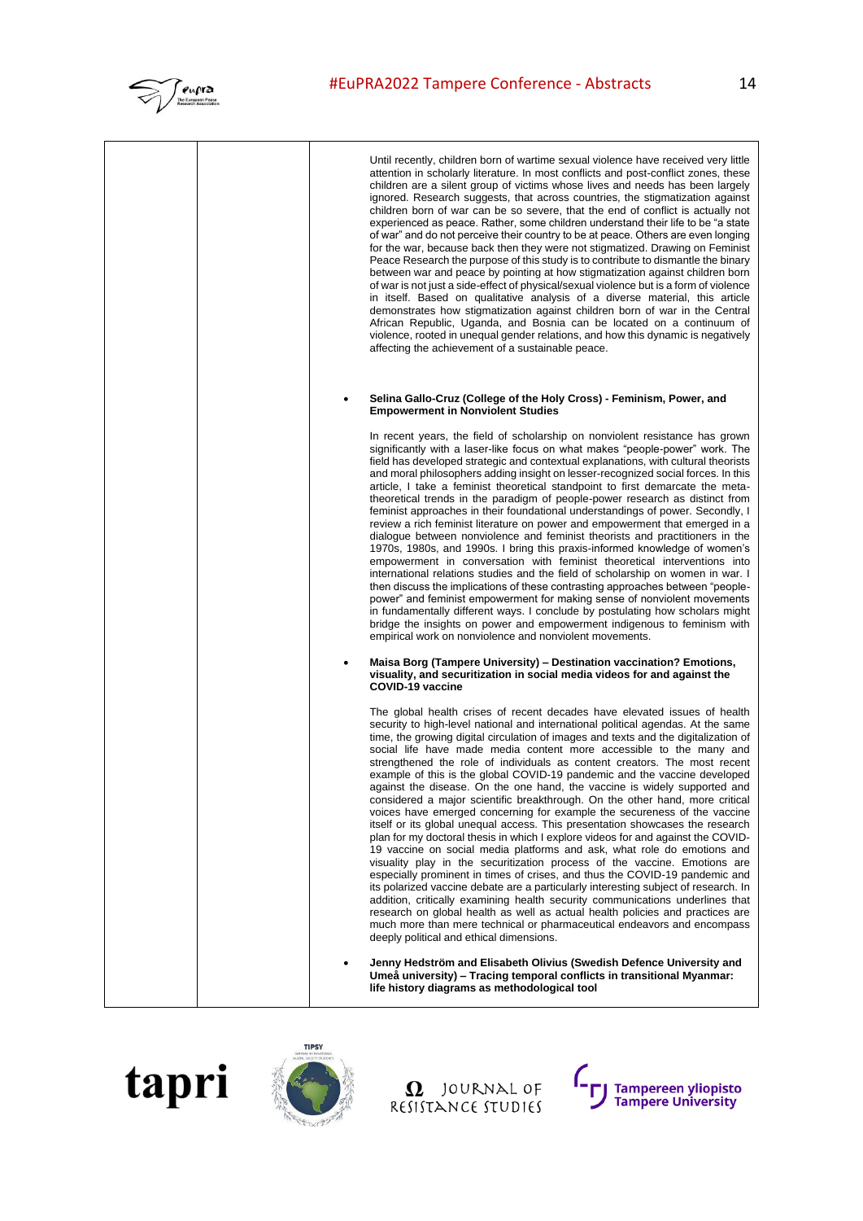Until recently, children born of wartime sexual violence have received very little attention in scholarly literature. In most conflicts and post-conflict zones, these children are a silent group of victims whose lives and needs has been largely ignored. Research suggests, that across countries, the stigmatization against children born of war can be so severe, that the end of conflict is actually not experienced as peace. Rather, some children understand their life to be "a state of war" and do not perceive their country to be at peace. Others are even longing for the war, because back then they were not stigmatized. Drawing on Feminist Peace Research the purpose of this study is to contribute to dismantle the binary between war and peace by pointing at how stigmatization against children born of war is not just a side-effect of physical/sexual violence but is a form of violence in itself. Based on qualitative analysis of a diverse material, this article demonstrates how stigmatization against children born of war in the Central African Republic, Uganda, and Bosnia can be located on a continuum of violence, rooted in unequal gender relations, and how this dynamic is negatively affecting the achievement of a sustainable peace.

- **Selina Gallo-Cruz (College of the Holy Cross) - Feminism, Power, and Empowerment in Nonviolent Studies**

  In recent years, the field of scholarship on nonviolent resistance has grown significantly with a laser-like focus on what makes "people-power" work. The field has developed strategic and contextual explanations, with cultural theorists and moral philosophers adding insight on lesser-recognized social forces. In this article, I take a feminist theoretical standpoint to first demarcate the meta-theoretical trends in the paradigm of people-power research as distinct from feminist approaches in their foundational understandings of power. Secondly, I review a rich feminist literature on power and empowerment that emerged in a dialogue between nonviolence and feminist theorists and practitioners in the 1970s, 1980s, and 1990s. I bring this praxis-informed knowledge of women's empowerment in conversation with feminist theoretical interventions into international relations studies and the field of scholarship on women in war. I then discuss the implications of these contrasting approaches between "people-power" and feminist empowerment for making sense of nonviolent movements in fundamentally different ways. I conclude by postulating how scholars might bridge the insights on power and empowerment indigenous to feminism with empirical work on nonviolence and nonviolent movements.

- **Maisa Borg (Tampere University) – Destination vaccination? Emotions, visuality, and securitization in social media videos for and against the COVID-19 vaccine**

  The global health crises of recent decades have elevated issues of health security to high-level national and international political agendas. At the same time, the growing digital circulation of images and texts and the digitalization of social life have made media content more accessible to the many and strengthened the role of individuals as content creators. The most recent example of this is the global COVID-19 pandemic and the vaccine developed against the disease. On the one hand, the vaccine is widely supported and considered a major scientific breakthrough. On the other hand, more critical voices have emerged concerning for example the secureness of the vaccine itself or its global unequal access. This presentation showcases the research plan for my doctoral thesis in which I explore videos for and against the COVID-19 vaccine on social media platforms and ask, what role do emotions and visuality play in the securitization process of the vaccine. Emotions are especially prominent in times of crises, and thus the COVID-19 pandemic and its polarized vaccine debate are a particularly interesting subject of research. In addition, critically examining health security communications underlines that research on global health as well as actual health policies and practices are much more than mere technical or pharmaceutical endeavors and encompass deeply political and ethical dimensions.

- **Jenny Hedström and Elisabeth Olivius (Swedish Defence University and Umeå university) – Tracing temporal conflicts in transitional Myanmar: life history diagrams as methodological tool**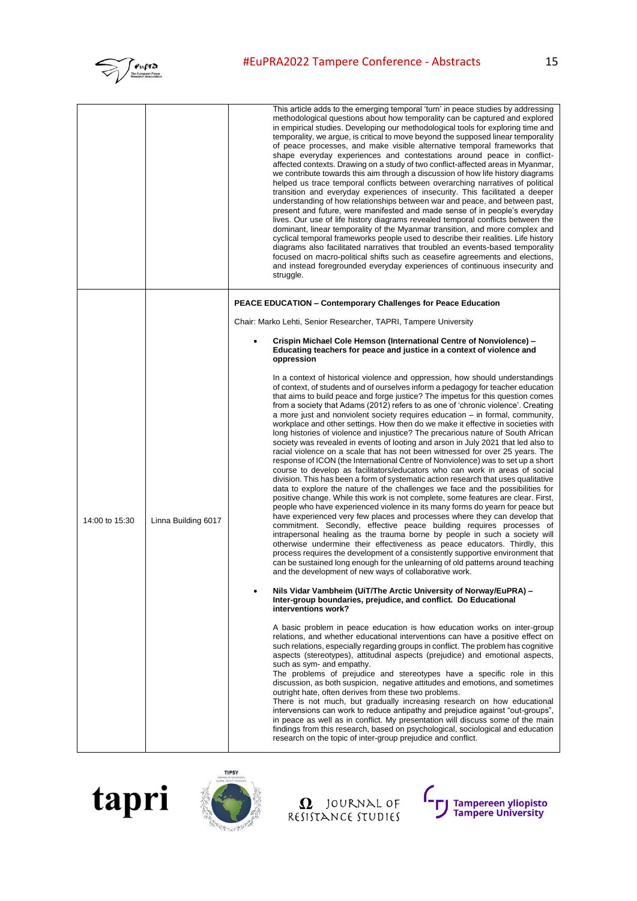| | | |
|---|---|---|
| | | This article adds to the emerging temporal 'turn' in peace studies by addressing methodological questions about how temporality can be captured and explored in empirical studies. Developing our methodological tools for exploring time and temporality, we argue, is critical to move beyond the supposed linear temporality of peace processes, and make visible alternative temporal frameworks that shape everyday experiences and contestations around peace in conflict-affected contexts. Drawing on a study of two conflict-affected areas in Myanmar, we contribute towards this aim through a discussion of how life history diagrams helped us trace temporal conflicts between overarching narratives of political transition and everyday experiences of insecurity. This facilitated a deeper understanding of how relationships between war and peace, and between past, present and future, were manifested and made sense of in people's everyday lives. Our use of life history diagrams revealed temporal conflicts between the dominant, linear temporality of the Myanmar transition, and more complex and cyclical temporal frameworks people used to describe their realities. Life history diagrams also facilitated narratives that troubled an events-based temporality focused on macro-political shifts such as ceasefire agreements and elections, and instead foregrounded everyday experiences of continuous insecurity and struggle. |
| 14:00 to 15:30 | Linna Building 6017 | **PEACE EDUCATION – Contemporary Challenges for Peace Education**<br><br>Chair: Marko Lehti, Senior Researcher, TAPRI, Tampere University<br><br>• **Crispin Michael Cole Hemson (International Centre of Nonviolence) – Educating teachers for peace and justice in a context of violence and oppression**<br><br>In a context of historical violence and oppression, how should understandings of context, of students and of ourselves inform a pedagogy for teacher education that aims to build peace and forge justice? The impetus for this question comes from a society that Adams (2012) refers to as one of 'chronic violence'. Creating a more just and nonviolent society requires education – in formal, community, workplace and other settings. How then do we make it effective in societies with long histories of violence and injustice? The precarious nature of South African society was revealed in events of looting and arson in July 2021 that led also to racial violence on a scale that has not been witnessed for over 25 years. The response of ICON (the International Centre of Nonviolence) was to set up a short course to develop as facilitators/educators who can work in areas of social division. This has been a form of systematic action research that uses qualitative data to explore the nature of the challenges we face and the possibilities for positive change. While this work is not complete, some features are clear. First, people who have experienced violence in its many forms do yearn for peace but have experienced very few places and processes where they can develop that commitment. Secondly, effective peace building requires processes of intrapersonal healing as the trauma borne by people in such a society will otherwise undermine their effectiveness as peace educators. Thirdly, this process requires the development of a consistently supportive environment that can be sustained long enough for the unlearning of old patterns around teaching and the development of new ways of collaborative work.<br><br>• **Nils Vidar Vambheim (UiT/The Arctic University of Norway/EuPRA) – Inter-group boundaries, prejudice, and conflict. Do Educational interventions work?**<br><br>A basic problem in peace education is how education works on inter-group relations, and whether educational interventions can have a positive effect on such relations, especially regarding groups in conflict. The problem has cognitive aspects (stereotypes), attitudinal aspects (prejudice) and emotional aspects, such as sym- and empathy.<br>The problems of prejudice and stereotypes have a specific role in this discussion, as both suspicion, negative attitudes and emotions, and sometimes outright hate, often derives from these two problems.<br>There is not much, but gradually increasing research on how educational interventions can work to reduce antipathy and prejudice against "out-groups", in peace as well as in conflict. My presentation will discuss some of the main findings from this research, based on psychological, sociological and education research on the topic of inter-group prejudice and conflict. |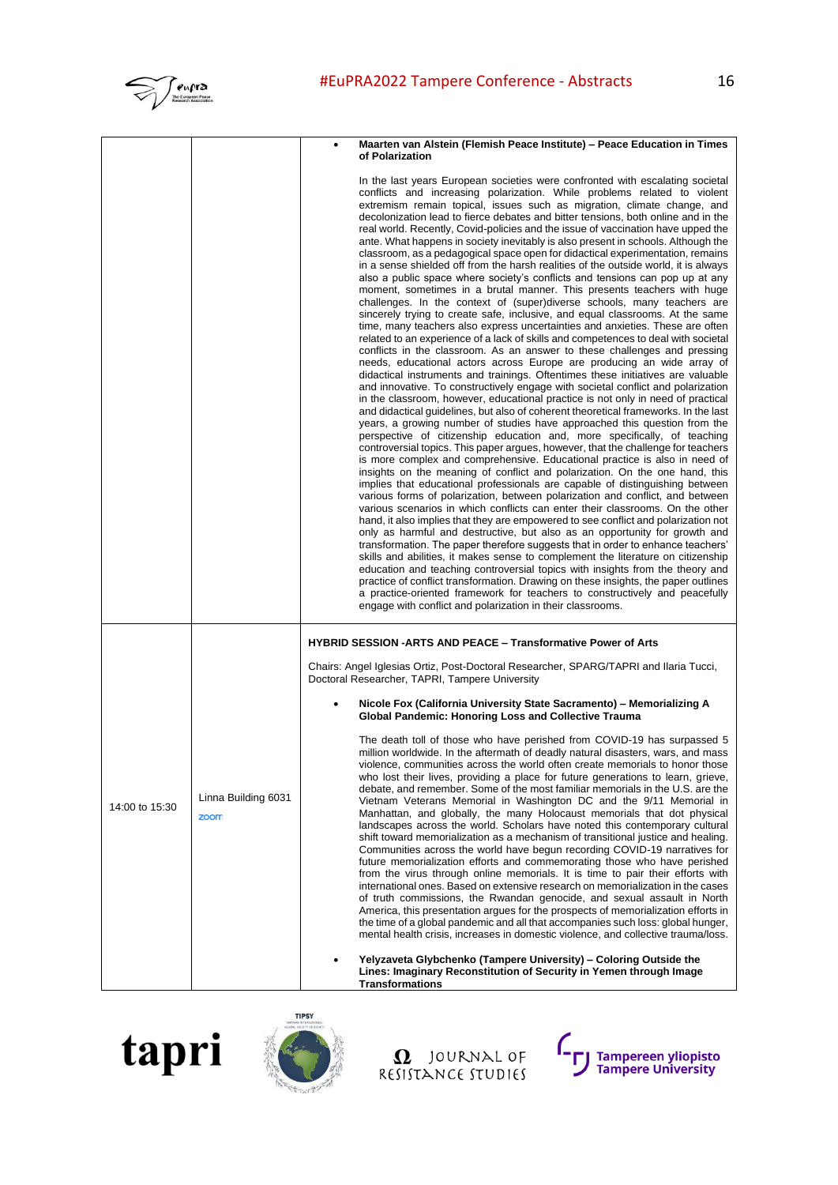| | | |
|---|---|---|
| | | • **Maarten van Alstein (Flemish Peace Institute) – Peace Education in Times of Polarization**<br><br>In the last years European societies were confronted with escalating societal conflicts and increasing polarization. While problems related to violent extremism remain topical, issues such as migration, climate change, and decolonization lead to fierce debates and bitter tensions, both online and in the real world. Recently, Covid-policies and the issue of vaccination have upped the ante. What happens in society inevitably is also present in schools. Although the classroom, as a pedagogical space open for didactical experimentation, remains in a sense shielded off from the harsh realities of the outside world, it is always also a public space where society's conflicts and tensions can pop up at any moment, sometimes in a brutal manner. This presents teachers with huge challenges. In the context of (super)diverse schools, many teachers are sincerely trying to create safe, inclusive, and equal classrooms. At the same time, many teachers also express uncertainties and anxieties. These are often related to an experience of a lack of skills and competences to deal with societal conflicts in the classroom. As an answer to these challenges and pressing needs, educational actors across Europe are producing an wide array of didactical instruments and trainings. Oftentimes these initiatives are valuable and innovative. To constructively engage with societal conflict and polarization in the classroom, however, educational practice is not only in need of practical and didactical guidelines, but also of coherent theoretical frameworks. In the last years, a growing number of studies have approached this question from the perspective of citizenship education and, more specifically, of teaching controversial topics. This paper argues, however, that the challenge for teachers is more complex and comprehensive. Educational practice is also in need of insights on the meaning of conflict and polarization. On the one hand, this implies that educational professionals are capable of distinguishing between various forms of polarization, between polarization and conflict, and between various scenarios in which conflicts can enter their classrooms. On the other hand, it also implies that they are empowered to see conflict and polarization not only as harmful and destructive, but also as an opportunity for growth and transformation. The paper therefore suggests that in order to enhance teachers' skills and abilities, it makes sense to complement the literature on citizenship education and teaching controversial topics with insights from the theory and practice of conflict transformation. Drawing on these insights, the paper outlines a practice-oriented framework for teachers to constructively and peacefully engage with conflict and polarization in their classrooms. |
| 14:00 to 15:30 | Linna Building 6031<br>zoom | **HYBRID SESSION -ARTS AND PEACE – Transformative Power of Arts**<br><br>Chairs: Angel Iglesias Ortiz, Post-Doctoral Researcher, SPARG/TAPRI and Ilaria Tucci, Doctoral Researcher, TAPRI, Tampere University<br><br>• **Nicole Fox (California University State Sacramento) – Memorializing A Global Pandemic: Honoring Loss and Collective Trauma**<br><br>The death toll of those who have perished from COVID-19 has surpassed 5 million worldwide. In the aftermath of deadly natural disasters, wars, and mass violence, communities across the world often create memorials to honor those who lost their lives, providing a place for future generations to learn, grieve, debate, and remember. Some of the most familiar memorials in the U.S. are the Vietnam Veterans Memorial in Washington DC and the 9/11 Memorial in Manhattan, and globally, the many Holocaust memorials that dot physical landscapes across the world. Scholars have noted this contemporary cultural shift toward memorialization as a mechanism of transitional justice and healing. Communities across the world have begun recording COVID-19 narratives for future memorialization efforts and commemorating those who have perished from the virus through online memorials. It is time to pair their efforts with international ones. Based on extensive research on memorialization in the cases of truth commissions, the Rwandan genocide, and sexual assault in North America, this presentation argues for the prospects of memorialization efforts in the time of a global pandemic and all that accompanies such loss: global hunger, mental health crisis, increases in domestic violence, and collective trauma/loss.<br><br>• **Yelyzaveta Glybchenko (Tampere University) – Coloring Outside the Lines: Imaginary Reconstitution of Security in Yemen through Image Transformations** |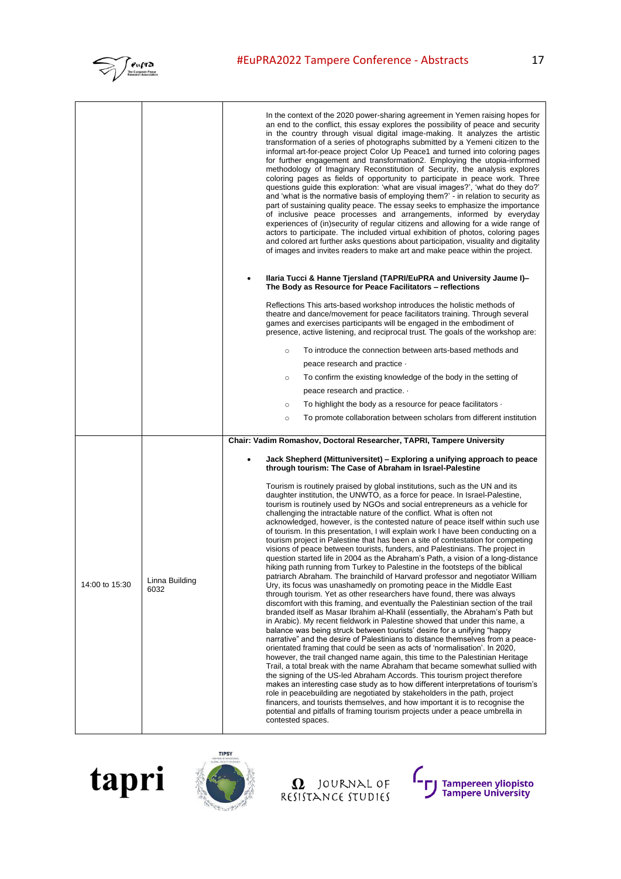| | | |
|---|---|---|
| | | In the context of the 2020 power-sharing agreement in Yemen raising hopes for an end to the conflict, this essay explores the possibility of peace and security in the country through visual digital image-making. It analyzes the artistic transformation of a series of photographs submitted by a Yemeni citizen to the informal art-for-peace project Color Up Peace1 and turned into coloring pages for further engagement and transformation2. Employing the utopia-informed methodology of Imaginary Reconstitution of Security, the analysis explores coloring pages as fields of opportunity to participate in peace work. Three questions guide this exploration: 'what are visual images?', 'what do they do?' and 'what is the normative basis of employing them?' - in relation to security as part of sustaining quality peace. The essay seeks to emphasize the importance of inclusive peace processes and arrangements, informed by everyday experiences of (in)security of regular citizens and allowing for a wide range of actors to participate. The included virtual exhibition of photos, coloring pages and colored art further asks questions about participation, visuality and digitality of images and invites readers to make art and make peace within the project. <br><br> • **Ilaria Tucci & Hanne Tjersland (TAPRI/EuPRA and University Jaume I)– The Body as Resource for Peace Facilitators – reflections** <br><br> Reflections This arts-based workshop introduces the holistic methods of theatre and dance/movement for peace facilitators training. Through several games and exercises participants will be engaged in the embodiment of presence, active listening, and reciprocal trust. The goals of the workshop are: <br><br> ○ To introduce the connection between arts-based methods and peace research and practice · <br> ○ To confirm the existing knowledge of the body in the setting of peace research and practice. · <br> ○ To highlight the body as a resource for peace facilitators · <br> ○ To promote collaboration between scholars from different institution |
| 14:00 to 15:30 | Linna Building 6032 | **Chair: Vadim Romashov, Doctoral Researcher, TAPRI, Tampere University** <br><br> • **Jack Shepherd (Mittuniversitet) – Exploring a unifying approach to peace through tourism: The Case of Abraham in Israel-Palestine** <br><br> Tourism is routinely praised by global institutions, such as the UN and its daughter institution, the UNWTO, as a force for peace. In Israel-Palestine, tourism is routinely used by NGOs and social entrepreneurs as a vehicle for challenging the intractable nature of the conflict. What is often not acknowledged, however, is the contested nature of peace itself within such use of tourism. In this presentation, I will explain work I have been conducting on a tourism project in Palestine that has been a site of contestation for competing visions of peace between tourists, funders, and Palestinians. The project in question started life in 2004 as the Abraham's Path, a vision of a long-distance hiking path running from Turkey to Palestine in the footsteps of the biblical patriarch Abraham. The brainchild of Harvard professor and negotiator William Ury, its focus was unashamedly on promoting peace in the Middle East through tourism. Yet as other researchers have found, there was always discomfort with this framing, and eventually the Palestinian section of the trail branded itself as Masar Ibrahim al-Khalil (essentially, the Abraham's Path but in Arabic). My recent fieldwork in Palestine showed that under this name, a balance was being struck between tourists' desire for a unifying "happy narrative" and the desire of Palestinians to distance themselves from a peace-orientated framing that could be seen as acts of 'normalisation'. In 2020, however, the trail changed name again, this time to the Palestinian Heritage Trail, a total break with the name Abraham that became somewhat sullied with the signing of the US-led Abraham Accords. This tourism project therefore makes an interesting case study as to how different interpretations of tourism's role in peacebuilding are negotiated by stakeholders in the path, project financers, and tourists themselves, and how important it is to recognise the potential and pitfalls of framing tourism projects under a peace umbrella in contested spaces. |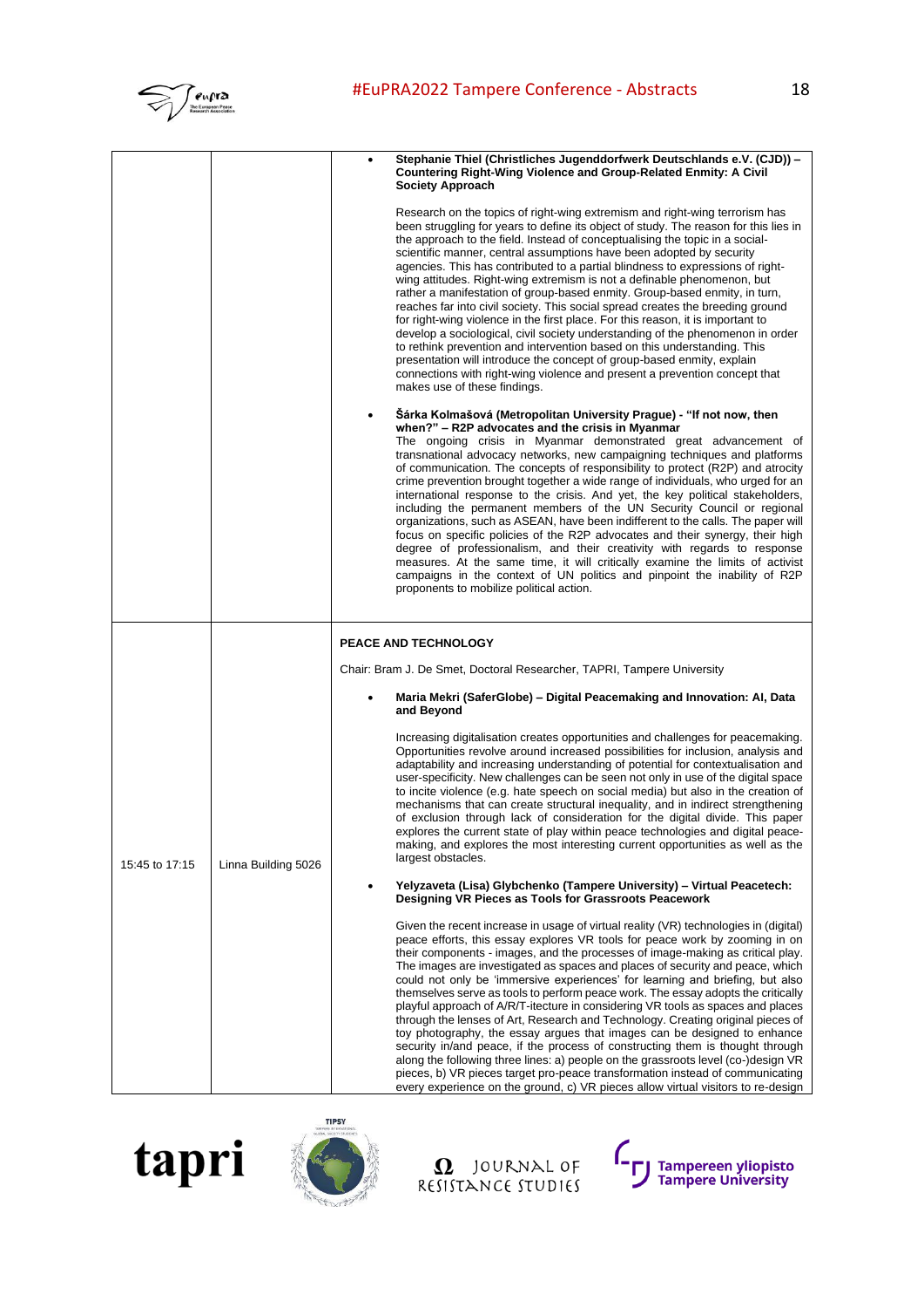| | | |
|---|---|---|
| | | • **Stephanie Thiel (Christliches Jugenddorfwerk Deutschlands e.V. (CJD)) – Countering Right-Wing Violence and Group-Related Enmity: A Civil Society Approach**<br><br>Research on the topics of right-wing extremism and right-wing terrorism has been struggling for years to define its object of study. The reason for this lies in the approach to the field. Instead of conceptualising the topic in a social-scientific manner, central assumptions have been adopted by security agencies. This has contributed to a partial blindness to expressions of right-wing attitudes. Right-wing extremism is not a definable phenomenon, but rather a manifestation of group-based enmity. Group-based enmity, in turn, reaches far into civil society. This social spread creates the breeding ground for right-wing violence in the first place. For this reason, it is important to develop a sociological, civil society understanding of the phenomenon in order to rethink prevention and intervention based on this understanding. This presentation will introduce the concept of group-based enmity, explain connections with right-wing violence and present a prevention concept that makes use of these findings.<br><br>• **Šárka Kolmašová (Metropolitan University Prague) - "If not now, then when?" – R2P advocates and the crisis in Myanmar**<br>The ongoing crisis in Myanmar demonstrated great advancement of transnational advocacy networks, new campaigning techniques and platforms of communication. The concepts of responsibility to protect (R2P) and atrocity crime prevention brought together a wide range of individuals, who urged for an international response to the crisis. And yet, the key political stakeholders, including the permanent members of the UN Security Council or regional organizations, such as ASEAN, have been indifferent to the calls. The paper will focus on specific policies of the R2P advocates and their synergy, their high degree of professionalism, and their creativity with regards to response measures. At the same time, it will critically examine the limits of activist campaigns in the context of UN politics and pinpoint the inability of R2P proponents to mobilize political action. |
| 15:45 to 17:15 | Linna Building 5026 | **PEACE AND TECHNOLOGY**<br><br>Chair: Bram J. De Smet, Doctoral Researcher, TAPRI, Tampere University<br><br>• **Maria Mekri (SaferGlobe) – Digital Peacemaking and Innovation: AI, Data and Beyond**<br><br>Increasing digitalisation creates opportunities and challenges for peacemaking. Opportunities revolve around increased possibilities for inclusion, analysis and adaptability and increasing understanding of potential for contextualisation and user-specificity. New challenges can be seen not only in use of the digital space to incite violence (e.g. hate speech on social media) but also in the creation of mechanisms that can create structural inequality, and in indirect strengthening of exclusion through lack of consideration for the digital divide. This paper explores the current state of play within peace technologies and digital peace-making, and explores the most interesting current opportunities as well as the largest obstacles.<br><br>• **Yelyzaveta (Lisa) Glybchenko (Tampere University) – Virtual Peacetech: Designing VR Pieces as Tools for Grassroots Peacework**<br><br>Given the recent increase in usage of virtual reality (VR) technologies in (digital) peace efforts, this essay explores VR tools for peace work by zooming in on their components - images, and the processes of image-making as critical play. The images are investigated as spaces and places of security and peace, which could not only be 'immersive experiences' for learning and briefing, but also themselves serve as tools to perform peace work. The essay adopts the critically playful approach of A/R/T-itecture in considering VR tools as spaces and places through the lenses of Art, Research and Technology. Creating original pieces of toy photography, the essay argues that images can be designed to enhance security in/and peace, if the process of constructing them is thought through along the following three lines: a) people on the grassroots level (co-)design VR pieces, b) VR pieces target pro-peace transformation instead of communicating every experience on the ground, c) VR pieces allow virtual visitors to re-design |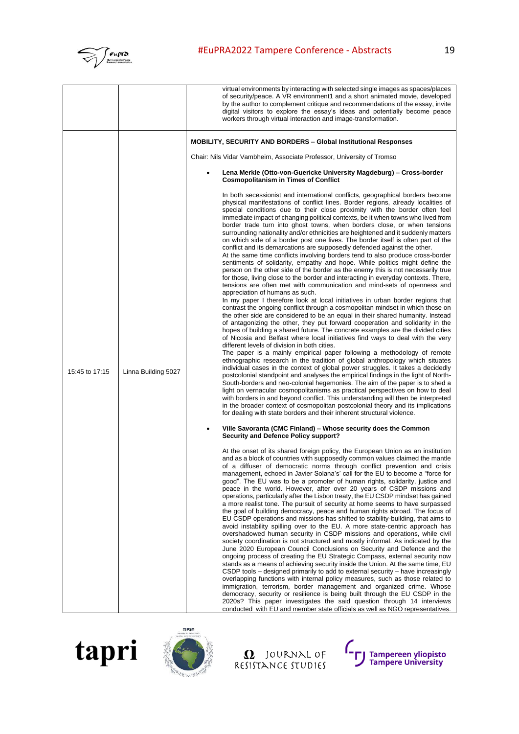| | | |
|---|---|---|
| | | virtual environments by interacting with selected single images as spaces/places of security/peace. A VR environment1 and a short animated movie, developed by the author to complement critique and recommendations of the essay, invite digital visitors to explore the essay's ideas and potentially become peace workers through virtual interaction and image-transformation. |
| 15:45 to 17:15 | Linna Building 5027 | **MOBILITY, SECURITY AND BORDERS – Global Institutional Responses**<br><br>Chair: Nils Vidar Vambheim, Associate Professor, University of Tromso<br><br>• **Lena Merkle (Otto-von-Guericke University Magdeburg) – Cross-border Cosmopolitanism in Times of Conflict**<br><br>In both secessionist and international conflicts, geographical borders become physical manifestations of conflict lines. Border regions, already localities of special conditions due to their close proximity with the border often feel immediate impact of changing political contexts, be it when towns who lived from border trade turn into ghost towns, when borders close, or when tensions surrounding nationality and/or ethnicities are heightened and it suddenly matters on which side of a border post one lives. The border itself is often part of the conflict and its demarcations are supposedly defended against the other.<br>At the same time conflicts involving borders tend to also produce cross-border sentiments of solidarity, empathy and hope. While politics might define the person on the other side of the border as the enemy this is not necessarily true for those, living close to the border and interacting in everyday contexts. There, tensions are often met with communication and mind-sets of openness and appreciation of humans as such.<br>In my paper I therefore look at local initiatives in urban border regions that contrast the ongoing conflict through a cosmopolitan mindset in which those on the other side are considered to be an equal in their shared humanity. Instead of antagonizing the other, they put forward cooperation and solidarity in the hopes of building a shared future. The concrete examples are the divided cities of Nicosia and Belfast where local initiatives find ways to deal with the very different levels of division in both cities.<br>The paper is a mainly empirical paper following a methodology of remote ethnographic research in the tradition of global anthropology which situates individual cases in the context of global power struggles. It takes a decidedly postcolonial standpoint and analyses the empirical findings in the light of North-South-borders and neo-colonial hegemonies. The aim of the paper is to shed a light on vernacular cosmopolitanisms as practical perspectives on how to deal with borders in and beyond conflict. This understanding will then be interpreted in the broader context of cosmopolitan postcolonial theory and its implications for dealing with state borders and their inherent structural violence.<br><br>• **Ville Savoranta (CMC Finland) – Whose security does the Common Security and Defence Policy support?**<br><br>At the onset of its shared foreign policy, the European Union as an institution and as a block of countries with supposedly common values claimed the mantle of a diffuser of democratic norms through conflict prevention and crisis management, echoed in Javier Solana's' call for the EU to become a "force for good". The EU was to be a promoter of human rights, solidarity, justice and peace in the world. However, after over 20 years of CSDP missions and operations, particularly after the Lisbon treaty, the EU CSDP mindset has gained a more realist tone. The pursuit of security at home seems to have surpassed the goal of building democracy, peace and human rights abroad. The focus of EU CSDP operations and missions has shifted to stability-building, that aims to avoid instability spilling over to the EU. A more state-centric approach has overshadowed human security in CSDP missions and operations, while civil society coordination is not structured and mostly informal. As indicated by the June 2020 European Council Conclusions on Security and Defence and the ongoing process of creating the EU Strategic Compass, external security now stands as a means of achieving security inside the Union. At the same time, EU CSDP tools – designed primarily to add to external security – have increasingly overlapping functions with internal policy measures, such as those related to immigration, terrorism, border management and organized crime. Whose democracy, security or resilience is being built through the EU CSDP in the 2020s? This paper investigates the said question through 14 interviews conducted with EU and member state officials as well as NGO representatives. |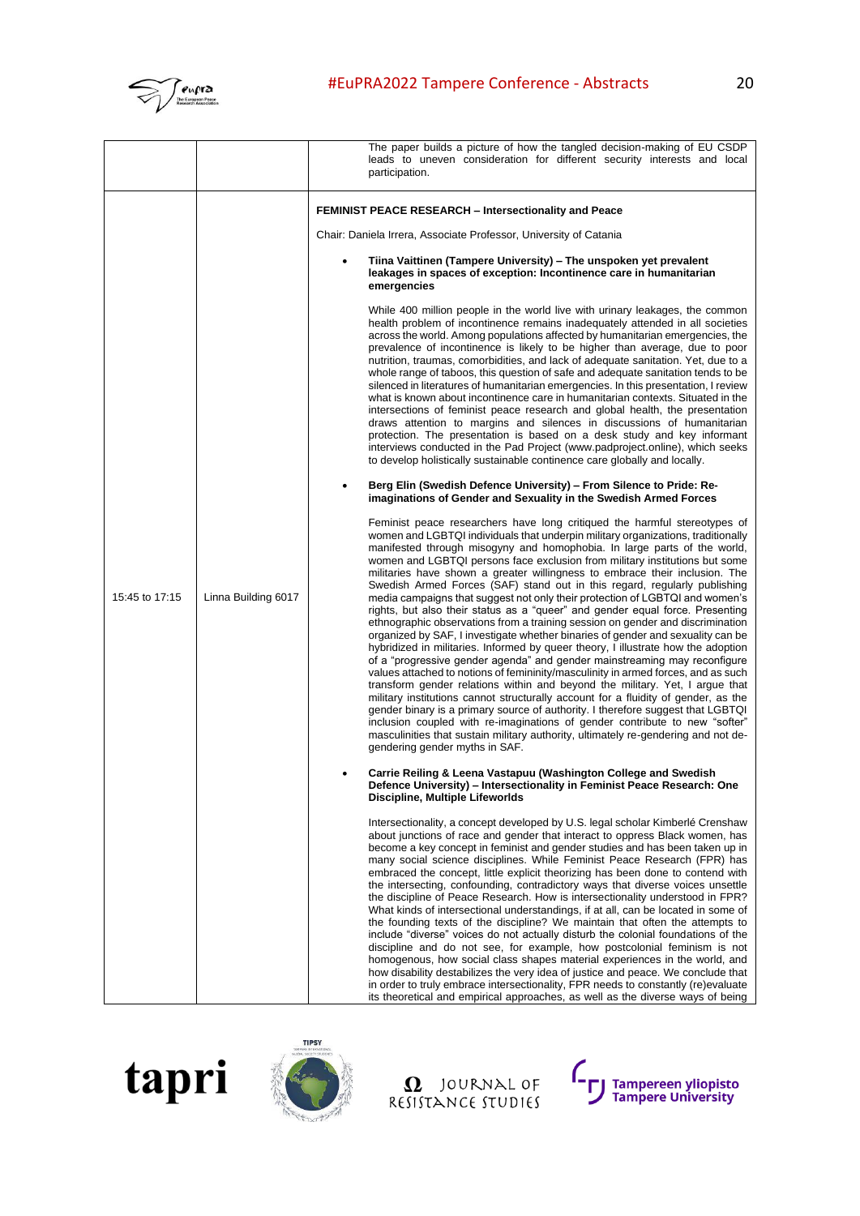| | | The paper builds a picture of how the tangled decision-making of EU CSDP leads to uneven consideration for different security interests and local participation. |
|---|---|---|
| 15:45 to 17:15 | Linna Building 6017 | **FEMINIST PEACE RESEARCH – Intersectionality and Peace**<br><br>Chair: Daniela Irrera, Associate Professor, University of Catania<br><br>• **Tiina Vaittinen (Tampere University) – The unspoken yet prevalent leakages in spaces of exception: Incontinence care in humanitarian emergencies**<br><br>While 400 million people in the world live with urinary leakages, the common health problem of incontinence remains inadequately attended in all societies across the world. Among populations affected by humanitarian emergencies, the prevalence of incontinence is likely to be higher than average, due to poor nutrition, traumas, comorbidities, and lack of adequate sanitation. Yet, due to a whole range of taboos, this question of safe and adequate sanitation tends to be silenced in literatures of humanitarian emergencies. In this presentation, I review what is known about incontinence care in humanitarian contexts. Situated in the intersections of feminist peace research and global health, the presentation draws attention to margins and silences in discussions of humanitarian protection. The presentation is based on a desk study and key informant interviews conducted in the Pad Project (www.padproject.online), which seeks to develop holistically sustainable continence care globally and locally.<br><br>• **Berg Elin (Swedish Defence University) – From Silence to Pride: Re-imaginations of Gender and Sexuality in the Swedish Armed Forces**<br><br>Feminist peace researchers have long critiqued the harmful stereotypes of women and LGBTQI individuals that underpin military organizations, traditionally manifested through misogyny and homophobia. In large parts of the world, women and LGBTQI persons face exclusion from military institutions but some militaries have shown a greater willingness to embrace their inclusion. The Swedish Armed Forces (SAF) stand out in this regard, regularly publishing media campaigns that suggest not only their protection of LGBTQI and women's rights, but also their status as a "queer" and gender equal force. Presenting ethnographic observations from a training session on gender and discrimination organized by SAF, I investigate whether binaries of gender and sexuality can be hybridized in militaries. Informed by queer theory, I illustrate how the adoption of a "progressive gender agenda" and gender mainstreaming may reconfigure values attached to notions of femininity/masculinity in armed forces, and as such transform gender relations within and beyond the military. Yet, I argue that military institutions cannot structurally account for a fluidity of gender, as the gender binary is a primary source of authority. I therefore suggest that LGBTQI inclusion coupled with re-imaginations of gender contribute to new "softer" masculinities that sustain military authority, ultimately re-gendering and not de-gendering gender myths in SAF.<br><br>• **Carrie Reiling & Leena Vastapuu (Washington College and Swedish Defence University) – Intersectionality in Feminist Peace Research: One Discipline, Multiple Lifeworlds**<br><br>Intersectionality, a concept developed by U.S. legal scholar Kimberlé Crenshaw about junctions of race and gender that interact to oppress Black women, has become a key concept in feminist and gender studies and has been taken up in many social science disciplines. While Feminist Peace Research (FPR) has embraced the concept, little explicit theorizing has been done to contend with the intersecting, confounding, contradictory ways that diverse voices unsettle the discipline of Peace Research. How is intersectionality understood in FPR? What kinds of intersectional understandings, if at all, can be located in some of the founding texts of the discipline? We maintain that often the attempts to include "diverse" voices do not actually disturb the colonial foundations of the discipline and do not see, for example, how postcolonial feminism is not homogenous, how social class shapes material experiences in the world, and how disability destabilizes the very idea of justice and peace. We conclude that in order to truly embrace intersectionality, FPR needs to constantly (re)evaluate its theoretical and empirical approaches, as well as the diverse ways of being |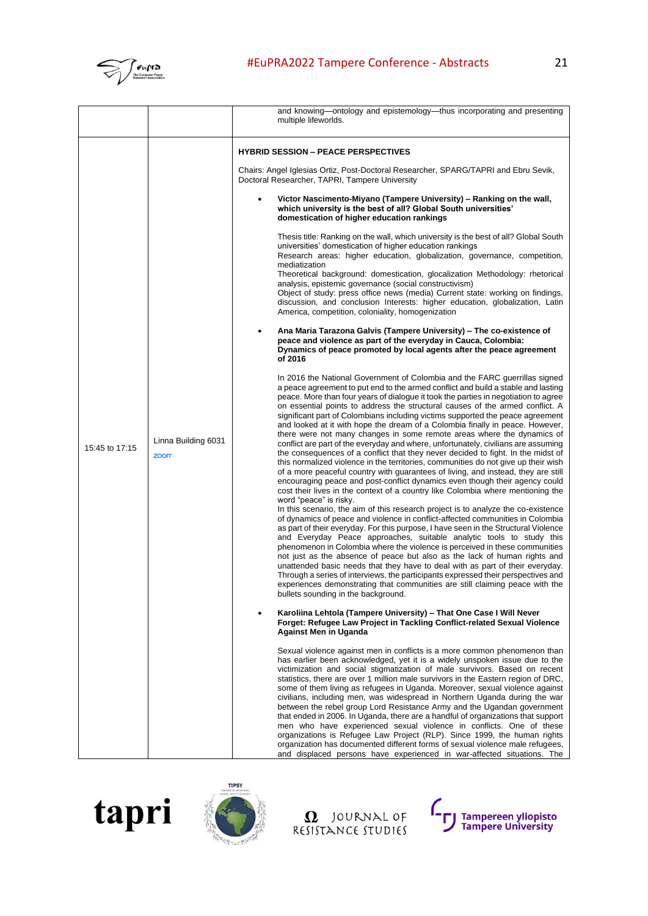| | | |
|---|---|---|
| | | and knowing—ontology and epistemology—thus incorporating and presenting multiple lifeworlds. |
| 15:45 to 17:15 | Linna Building 6031<br>zoom | **HYBRID SESSION – PEACE PERSPECTIVES**<br><br>Chairs: Angel Iglesias Ortiz, Post-Doctoral Researcher, SPARG/TAPRI and Ebru Sevik, Doctoral Researcher, TAPRI, Tampere University<br><br>• **Victor Nascimento-Miyano (Tampere University) – Ranking on the wall, which university is the best of all? Global South universities' domestication of higher education rankings**<br><br>Thesis title: Ranking on the wall, which university is the best of all? Global South universities' domestication of higher education rankings<br>Research areas: higher education, globalization, governance, competition, mediatization<br>Theoretical background: domestication, glocalization Methodology: rhetorical analysis, epistemic governance (social constructivism)<br>Object of study: press office news (media) Current state: working on findings, discussion, and conclusion Interests: higher education, globalization, Latin America, competition, coloniality, homogenization<br><br>• **Ana Maria Tarazona Galvis (Tampere University) – The co-existence of peace and violence as part of the everyday in Cauca, Colombia: Dynamics of peace promoted by local agents after the peace agreement of 2016**<br><br>In 2016 the National Government of Colombia and the FARC guerrillas signed a peace agreement to put end to the armed conflict and build a stable and lasting peace. More than four years of dialogue it took the parties in negotiation to agree on essential points to address the structural causes of the armed conflict. A significant part of Colombians including victims supported the peace agreement and looked at it with hope the dream of a Colombia finally in peace. However, there were not many changes in some remote areas where the dynamics of conflict are part of the everyday and where, unfortunately, civilians are assuming the consequences of a conflict that they never decided to fight. In the midst of this normalized violence in the territories, communities do not give up their wish of a more peaceful country with guarantees of living, and instead, they are still encouraging peace and post-conflict dynamics even though their agency could cost their lives in the context of a country like Colombia where mentioning the word "peace" is risky.<br>In this scenario, the aim of this research project is to analyze the co-existence of dynamics of peace and violence in conflict-affected communities in Colombia as part of their everyday. For this purpose, I have seen in the Structural Violence and Everyday Peace approaches, suitable analytic tools to study this phenomenon in Colombia where the violence is perceived in these communities not just as the absence of peace but also as the lack of human rights and unattended basic needs that they have to deal with as part of their everyday. Through a series of interviews, the participants expressed their perspectives and experiences demonstrating that communities are still claiming peace with the bullets sounding in the background.<br><br>• **Karoliina Lehtola (Tampere University) – That One Case I Will Never Forget: Refugee Law Project in Tackling Conflict-related Sexual Violence Against Men in Uganda**<br><br>Sexual violence against men in conflicts is a more common phenomenon than has earlier been acknowledged, yet it is a widely unspoken issue due to the victimization and social stigmatization of male survivors. Based on recent statistics, there are over 1 million male survivors in the Eastern region of DRC, some of them living as refugees in Uganda. Moreover, sexual violence against civilians, including men, was widespread in Northern Uganda during the war between the rebel group Lord Resistance Army and the Ugandan government that ended in 2006. In Uganda, there are a handful of organizations that support men who have experienced sexual violence in conflicts. One of these organizations is Refugee Law Project (RLP). Since 1999, the human rights organization has documented different forms of sexual violence male refugees, and displaced persons have experienced in war-affected situations. The |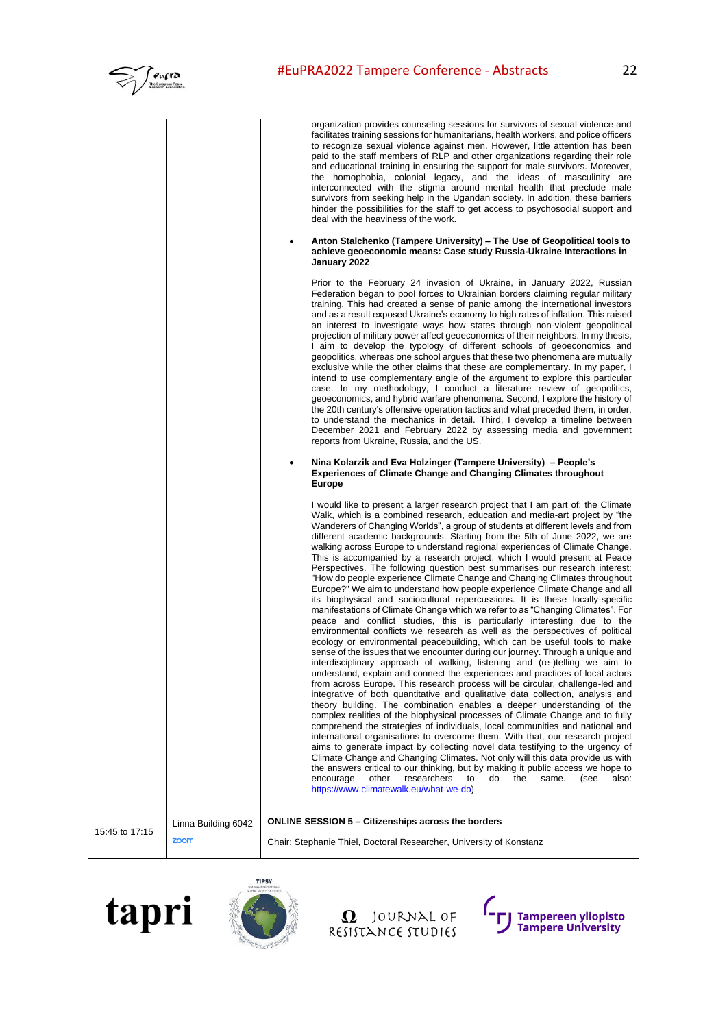| | | |
|---|---|---|
| | | organization provides counseling sessions for survivors of sexual violence and facilitates training sessions for humanitarians, health workers, and police officers to recognize sexual violence against men. However, little attention has been paid to the staff members of RLP and other organizations regarding their role and educational training in ensuring the support for male survivors. Moreover, the homophobia, colonial legacy, and the ideas of masculinity are interconnected with the stigma around mental health that preclude male survivors from seeking help in the Ugandan society. In addition, these barriers hinder the possibilities for the staff to get access to psychosocial support and deal with the heaviness of the work.<br><br>• **Anton Stalchenko (Tampere University) – The Use of Geopolitical tools to achieve geoeconomic means: Case study Russia-Ukraine Interactions in January 2022**<br><br>Prior to the February 24 invasion of Ukraine, in January 2022, Russian Federation began to pool forces to Ukrainian borders claiming regular military training. This had created a sense of panic among the international investors and as a result exposed Ukraine's economy to high rates of inflation. This raised an interest to investigate ways how states through non-violent geopolitical projection of military power affect geoeconomics of their neighbors. In my thesis, I aim to develop the typology of different schools of geoeconomics and geopolitics, whereas one school argues that these two phenomena are mutually exclusive while the other claims that these are complementary. In my paper, I intend to use complementary angle of the argument to explore this particular case. In my methodology, I conduct a literature review of geopolitics, geoeconomics, and hybrid warfare phenomena. Second, I explore the history of the 20th century's offensive operation tactics and what preceded them, in order, to understand the mechanics in detail. Third, I develop a timeline between December 2021 and February 2022 by assessing media and government reports from Ukraine, Russia, and the US.<br><br>• **Nina Kolarzik and Eva Holzinger (Tampere University) – People's Experiences of Climate Change and Changing Climates throughout Europe**<br><br>I would like to present a larger research project that I am part of: the Climate Walk, which is a combined research, education and media-art project by "the Wanderers of Changing Worlds", a group of students at different levels and from different academic backgrounds. Starting from the 5th of June 2022, we are walking across Europe to understand regional experiences of Climate Change. This is accompanied by a research project, which I would present at Peace Perspectives. The following question best summarises our research interest: "How do people experience Climate Change and Changing Climates throughout Europe?" We aim to understand how people experience Climate Change and all its biophysical and sociocultural repercussions. It is these locally-specific manifestations of Climate Change which we refer to as "Changing Climates". For peace and conflict studies, this is particularly interesting due to the environmental conflicts we research as well as the perspectives of political ecology or environmental peacebuilding, which can be useful tools to make sense of the issues that we encounter during our journey. Through a unique and interdisciplinary approach of walking, listening and (re-)telling we aim to understand, explain and connect the experiences and practices of local actors from across Europe. This research process will be circular, challenge-led and integrative of both quantitative and qualitative data collection, analysis and theory building. The combination enables a deeper understanding of the complex realities of the biophysical processes of Climate Change and to fully comprehend the strategies of individuals, local communities and national and international organisations to overcome them. With that, our research project aims to generate impact by collecting novel data testifying to the urgency of Climate Change and Changing Climates. Not only will this data provide us with the answers critical to our thinking, but by making it public access we hope to encourage other researchers to do the same. (see also: https://www.climatewalk.eu/what-we-do) |
| 15:45 to 17:15 | Linna Building 6042<br>zoom | **ONLINE SESSION 5 – Citizenships across the borders**<br><br>Chair: Stephanie Thiel, Doctoral Researcher, University of Konstanz |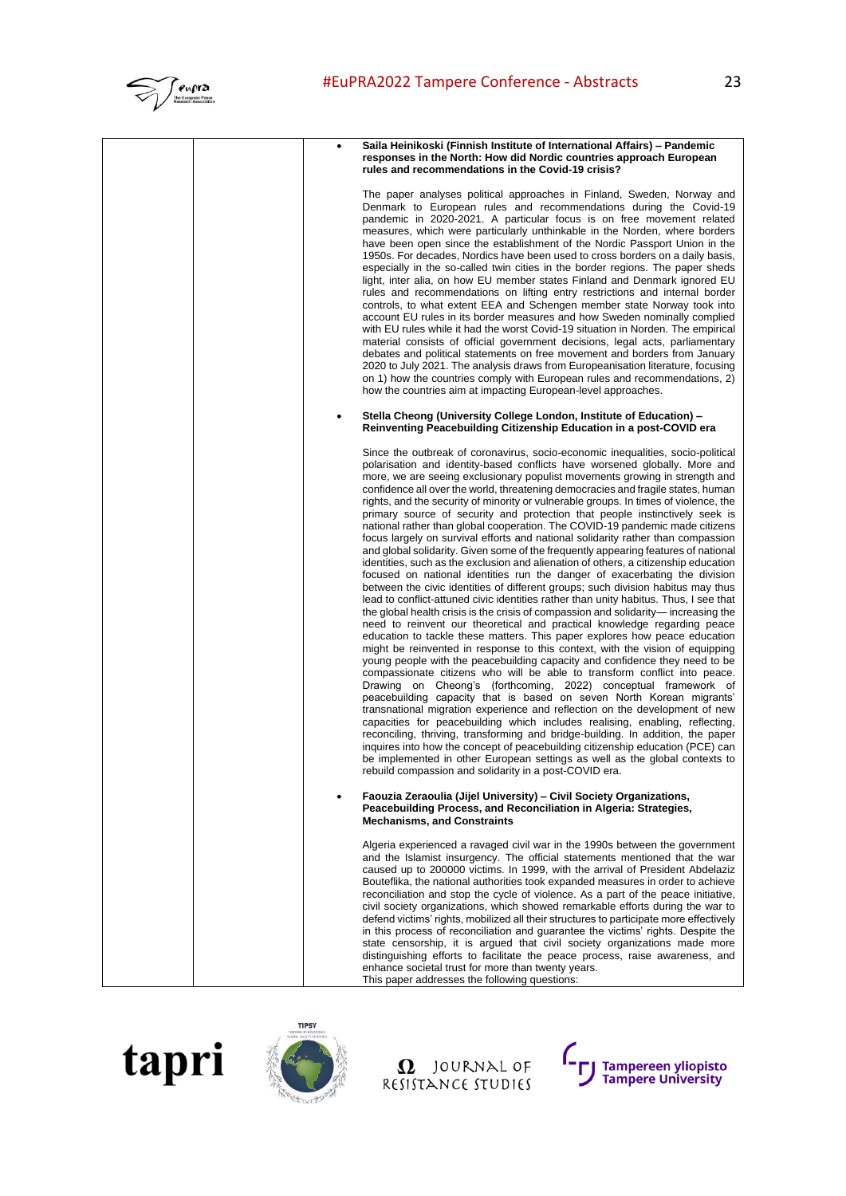- **Saila Heinikoski (Finnish Institute of International Affairs) – Pandemic responses in the North: How did Nordic countries approach European rules and recommendations in the Covid-19 crisis?**

  The paper analyses political approaches in Finland, Sweden, Norway and Denmark to European rules and recommendations during the Covid-19 pandemic in 2020-2021. A particular focus is on free movement related measures, which were particularly unthinkable in the Norden, where borders have been open since the establishment of the Nordic Passport Union in the 1950s. For decades, Nordics have been used to cross borders on a daily basis, especially in the so-called twin cities in the border regions. The paper sheds light, inter alia, on how EU member states Finland and Denmark ignored EU rules and recommendations on lifting entry restrictions and internal border controls, to what extent EEA and Schengen member state Norway took into account EU rules in its border measures and how Sweden nominally complied with EU rules while it had the worst Covid-19 situation in Norden. The empirical material consists of official government decisions, legal acts, parliamentary debates and political statements on free movement and borders from January 2020 to July 2021. The analysis draws from Europeanisation literature, focusing on 1) how the countries comply with European rules and recommendations, 2) how the countries aim at impacting European-level approaches.

- **Stella Cheong (University College London, Institute of Education) – Reinventing Peacebuilding Citizenship Education in a post-COVID era**

  Since the outbreak of coronavirus, socio-economic inequalities, socio-political polarisation and identity-based conflicts have worsened globally. More and more, we are seeing exclusionary populist movements growing in strength and confidence all over the world, threatening democracies and fragile states, human rights, and the security of minority or vulnerable groups. In times of violence, the primary source of security and protection that people instinctively seek is national rather than global cooperation. The COVID-19 pandemic made citizens focus largely on survival efforts and national solidarity rather than compassion and global solidarity. Given some of the frequently appearing features of national identities, such as the exclusion and alienation of others, a citizenship education focused on national identities run the danger of exacerbating the division between the civic identities of different groups; such division habitus may thus lead to conflict-attuned civic identities rather than unity habitus. Thus, I see that the global health crisis is the crisis of compassion and solidarity— increasing the need to reinvent our theoretical and practical knowledge regarding peace education to tackle these matters. This paper explores how peace education might be reinvented in response to this context, with the vision of equipping young people with the peacebuilding capacity and confidence they need to be compassionate citizens who will be able to transform conflict into peace. Drawing on Cheong's (forthcoming, 2022) conceptual framework of peacebuilding capacity that is based on seven North Korean migrants' transnational migration experience and reflection on the development of new capacities for peacebuilding which includes realising, enabling, reflecting, reconciling, thriving, transforming and bridge-building. In addition, the paper inquires into how the concept of peacebuilding citizenship education (PCE) can be implemented in other European settings as well as the global contexts to rebuild compassion and solidarity in a post-COVID era.

- **Faouzia Zeraoulia (Jijel University) – Civil Society Organizations, Peacebuilding Process, and Reconciliation in Algeria: Strategies, Mechanisms, and Constraints**

  Algeria experienced a ravaged civil war in the 1990s between the government and the Islamist insurgency. The official statements mentioned that the war caused up to 200000 victims. In 1999, with the arrival of President Abdelaziz Bouteflika, the national authorities took expanded measures in order to achieve reconciliation and stop the cycle of violence. As a part of the peace initiative, civil society organizations, which showed remarkable efforts during the war to defend victims' rights, mobilized all their structures to participate more effectively in this process of reconciliation and guarantee the victims' rights. Despite the state censorship, it is argued that civil society organizations made more distinguishing efforts to facilitate the peace process, raise awareness, and enhance societal trust for more than twenty years.
  This paper addresses the following questions: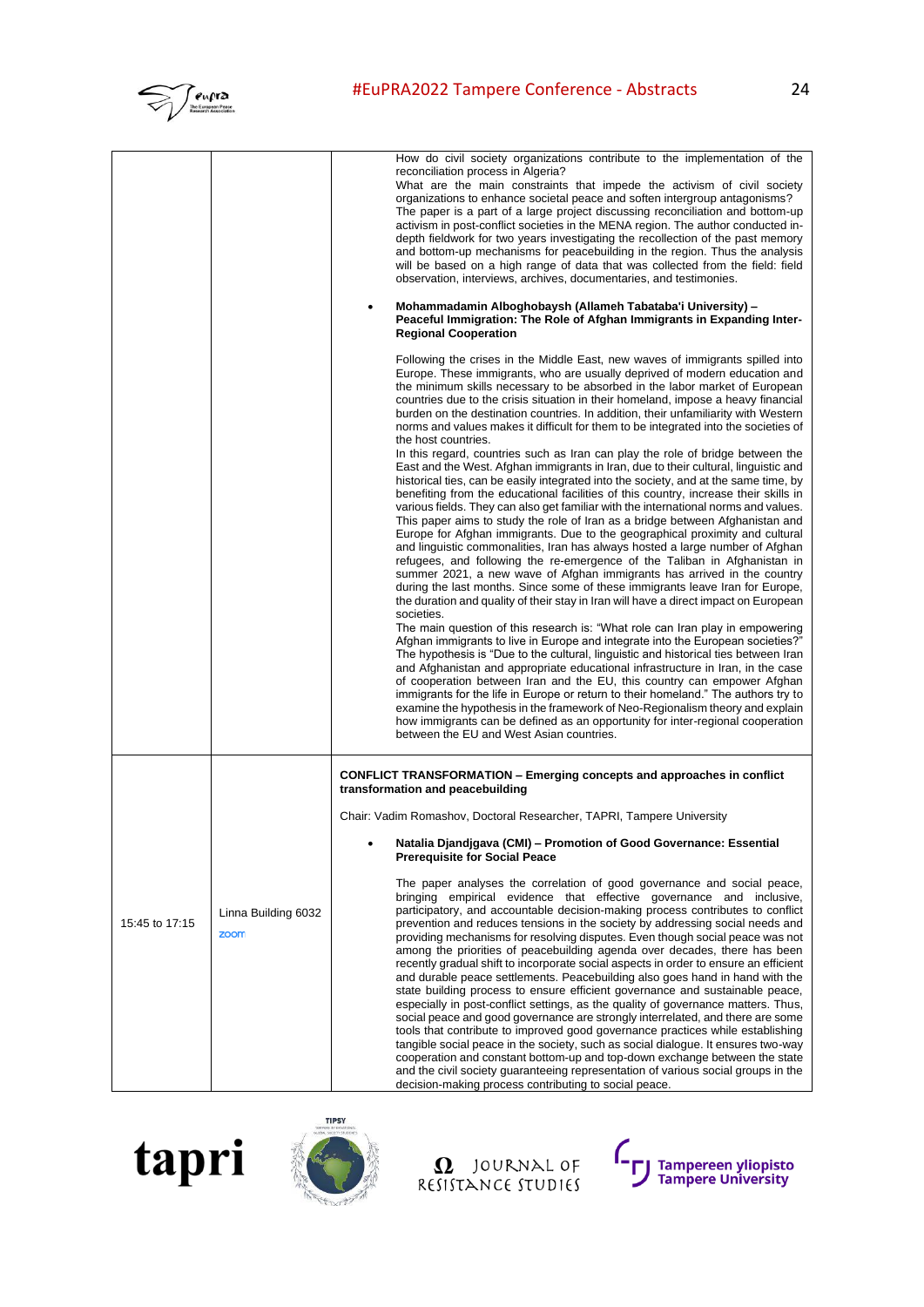| | | |
|---|---|---|
| | | How do civil society organizations contribute to the implementation of the reconciliation process in Algeria?<br>What are the main constraints that impede the activism of civil society organizations to enhance societal peace and soften intergroup antagonisms?<br>The paper is a part of a large project discussing reconciliation and bottom-up activism in post-conflict societies in the MENA region. The author conducted in-depth fieldwork for two years investigating the recollection of the past memory and bottom-up mechanisms for peacebuilding in the region. Thus the analysis will be based on a high range of data that was collected from the field: field observation, interviews, archives, documentaries, and testimonies.<br><br>• **Mohammadamin Alboghobaysh (Allameh Tabataba'i University) – Peaceful Immigration: The Role of Afghan Immigrants in Expanding Inter-Regional Cooperation**<br><br>Following the crises in the Middle East, new waves of immigrants spilled into Europe. These immigrants, who are usually deprived of modern education and the minimum skills necessary to be absorbed in the labor market of European countries due to the crisis situation in their homeland, impose a heavy financial burden on the destination countries. In addition, their unfamiliarity with Western norms and values makes it difficult for them to be integrated into the societies of the host countries.<br>In this regard, countries such as Iran can play the role of bridge between the East and the West. Afghan immigrants in Iran, due to their cultural, linguistic and historical ties, can be easily integrated into the society, and at the same time, by benefiting from the educational facilities of this country, increase their skills in various fields. They can also get familiar with the international norms and values. This paper aims to study the role of Iran as a bridge between Afghanistan and Europe for Afghan immigrants. Due to the geographical proximity and cultural and linguistic commonalities, Iran has always hosted a large number of Afghan refugees, and following the re-emergence of the Taliban in Afghanistan in summer 2021, a new wave of Afghan immigrants has arrived in the country during the last months. Since some of these immigrants leave Iran for Europe, the duration and quality of their stay in Iran will have a direct impact on European societies.<br>The main question of this research is: "What role can Iran play in empowering Afghan immigrants to live in Europe and integrate into the European societies?" The hypothesis is "Due to the cultural, linguistic and historical ties between Iran and Afghanistan and appropriate educational infrastructure in Iran, in the case of cooperation between Iran and the EU, this country can empower Afghan immigrants for the life in Europe or return to their homeland." The authors try to examine the hypothesis in the framework of Neo-Regionalism theory and explain how immigrants can be defined as an opportunity for inter-regional cooperation between the EU and West Asian countries. |
| 15:45 to 17:15 | Linna Building 6032<br>zoom | **CONFLICT TRANSFORMATION – Emerging concepts and approaches in conflict transformation and peacebuilding**<br><br>Chair: Vadim Romashov, Doctoral Researcher, TAPRI, Tampere University<br><br>• **Natalia Djandjgava (CMI) – Promotion of Good Governance: Essential Prerequisite for Social Peace**<br><br>The paper analyses the correlation of good governance and social peace, bringing empirical evidence that effective governance and inclusive, participatory, and accountable decision-making process contributes to conflict prevention and reduces tensions in the society by addressing social needs and providing mechanisms for resolving disputes. Even though social peace was not among the priorities of peacebuilding agenda over decades, there has been recently gradual shift to incorporate social aspects in order to ensure an efficient and durable peace settlements. Peacebuilding also goes hand in hand with the state building process to ensure efficient governance and sustainable peace, especially in post-conflict settings, as the quality of governance matters. Thus, social peace and good governance are strongly interrelated, and there are some tools that contribute to improved good governance practices while establishing tangible social peace in the society, such as social dialogue. It ensures two-way cooperation and constant bottom-up and top-down exchange between the state and the civil society guaranteeing representation of various social groups in the decision-making process contributing to social peace. |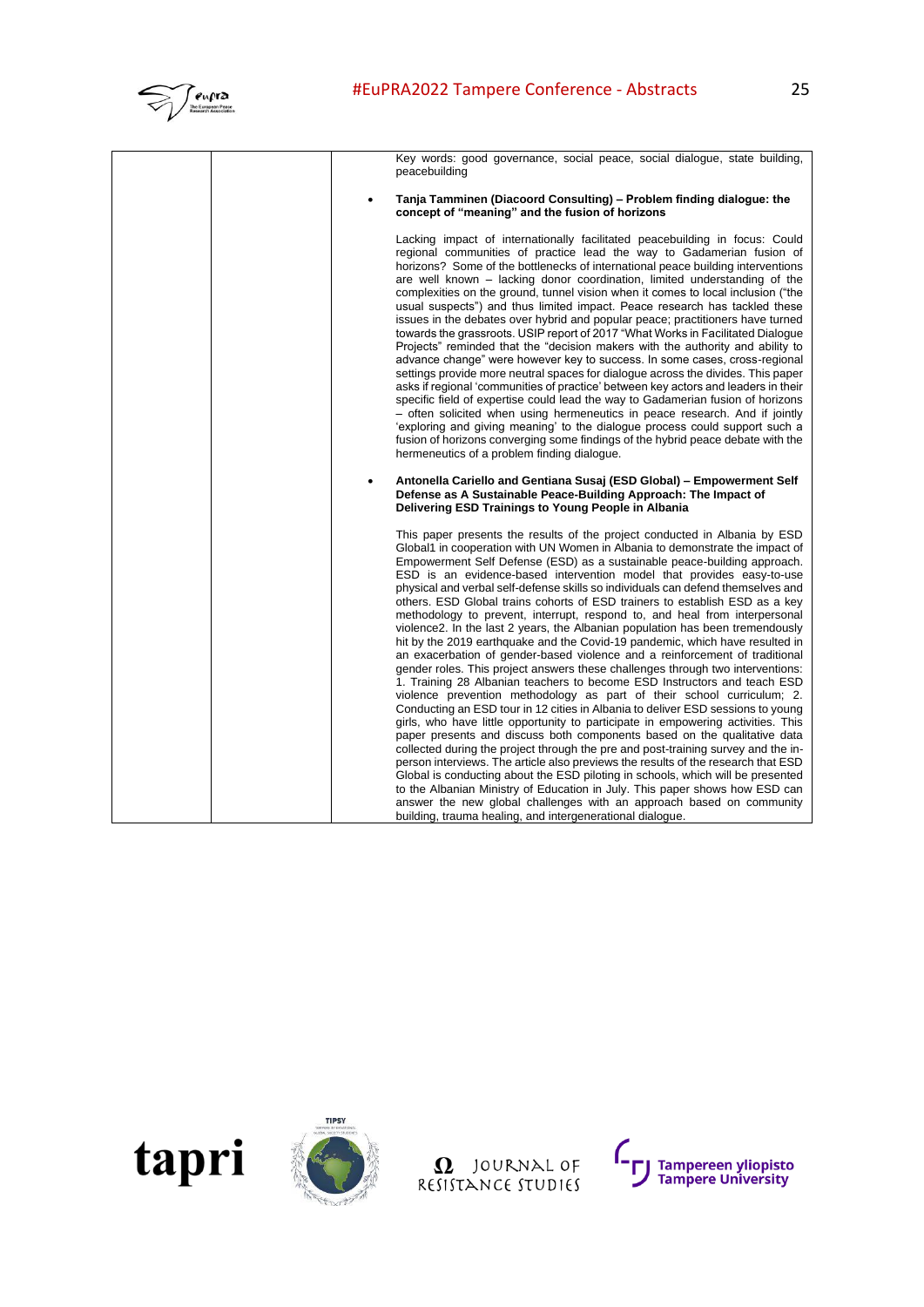Key words: good governance, social peace, social dialogue, state building, peacebuilding

- **Tanja Tamminen (Diacoord Consulting) – Problem finding dialogue: the concept of "meaning" and the fusion of horizons**

Lacking impact of internationally facilitated peacebuilding in focus: Could regional communities of practice lead the way to Gadamerian fusion of horizons? Some of the bottlenecks of international peace building interventions are well known – lacking donor coordination, limited understanding of the complexities on the ground, tunnel vision when it comes to local inclusion ("the usual suspects") and thus limited impact. Peace research has tackled these issues in the debates over hybrid and popular peace; practitioners have turned towards the grassroots. USIP report of 2017 "What Works in Facilitated Dialogue Projects" reminded that the "decision makers with the authority and ability to advance change" were however key to success. In some cases, cross-regional settings provide more neutral spaces for dialogue across the divides. This paper asks if regional 'communities of practice' between key actors and leaders in their specific field of expertise could lead the way to Gadamerian fusion of horizons – often solicited when using hermeneutics in peace research. And if jointly 'exploring and giving meaning' to the dialogue process could support such a fusion of horizons converging some findings of the hybrid peace debate with the hermeneutics of a problem finding dialogue.

- **Antonella Cariello and Gentiana Susaj (ESD Global) – Empowerment Self Defense as A Sustainable Peace-Building Approach: The Impact of Delivering ESD Trainings to Young People in Albania**

This paper presents the results of the project conducted in Albania by ESD Global[1] in cooperation with UN Women in Albania to demonstrate the impact of Empowerment Self Defense (ESD) as a sustainable peace-building approach. ESD is an evidence-based intervention model that provides easy-to-use physical and verbal self-defense skills so individuals can defend themselves and others. ESD Global trains cohorts of ESD trainers to establish ESD as a key methodology to prevent, interrupt, respond to, and heal from interpersonal violence[2]. In the last 2 years, the Albanian population has been tremendously hit by the 2019 earthquake and the Covid-19 pandemic, which have resulted in an exacerbation of gender-based violence and a reinforcement of traditional gender roles. This project answers these challenges through two interventions: 1. Training 28 Albanian teachers to become ESD Instructors and teach ESD violence prevention methodology as part of their school curriculum; 2. Conducting an ESD tour in 12 cities in Albania to deliver ESD sessions to young girls, who have little opportunity to participate in empowering activities. This paper presents and discuss both components based on the qualitative data collected during the project through the pre and post-training survey and the in-person interviews. The article also previews the results of the research that ESD Global is conducting about the ESD piloting in schools, which will be presented to the Albanian Ministry of Education in July. This paper shows how ESD can answer the new global challenges with an approach based on community building, trauma healing, and intergenerational dialogue.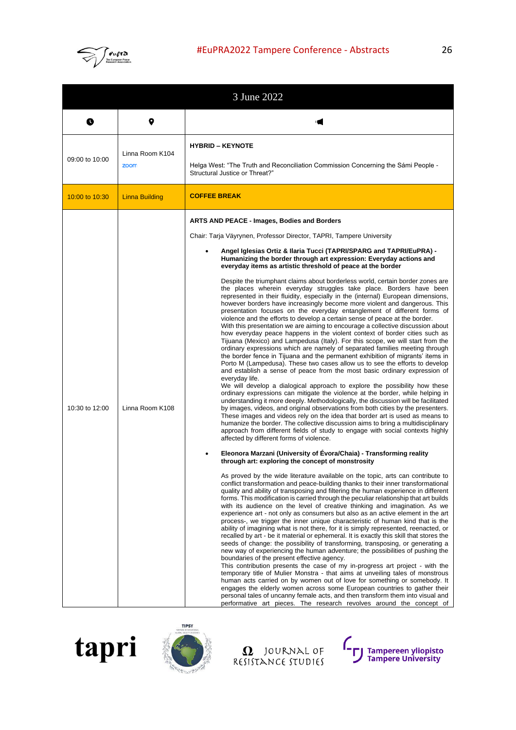| 3 June 2022 | | |
|---|---|---|
| | | |
| 09:00 to 10:00 | Linna Room K104 zoom | **HYBRID – KEYNOTE** Helga West: "The Truth and Reconciliation Commission Concerning the Sámi People - Structural Justice or Threat?" |
| 10:00 to 10:30 | Linna Building | **COFFEE BREAK** |
| 10:30 to 12:00 | Linna Room K108 | **ARTS AND PEACE - Images, Bodies and Borders**<br><br>Chair: Tarja Väyrynen, Professor Director, TAPRI, Tampere University<br><br>• **Angel Iglesias Ortiz & Ilaria Tucci (TAPRI/SPARG and TAPRI/EuPRA) - Humanizing the border through art expression: Everyday actions and everyday items as artistic threshold of peace at the border**<br><br>Despite the triumphant claims about borderless world, certain border zones are the places wherein everyday struggles take place. Borders have been represented in their fluidity, especially in the (internal) European dimensions, however borders have increasingly become more violent and dangerous. This presentation focuses on the everyday entanglement of different forms of violence and the efforts to develop a certain sense of peace at the border.<br>With this presentation we are aiming to encourage a collective discussion about how everyday peace happens in the violent context of border cities such as Tijuana (Mexico) and Lampedusa (Italy). For this scope, we will start from the ordinary expressions which are namely of separated families meeting through the border fence in Tijuana and the permanent exhibition of migrants' items in Porto M (Lampedusa). These two cases allow us to see the efforts to develop and establish a sense of peace from the most basic ordinary expression of everyday life.<br>We will develop a dialogical approach to explore the possibility how these ordinary expressions can mitigate the violence at the border, while helping in understanding it more deeply. Methodologically, the discussion will be facilitated by images, videos, and original observations from both cities by the presenters. These images and videos rely on the idea that border art is used as means to humanize the border. The collective discussion aims to bring a multidisciplinary approach from different fields of study to engage with social contexts highly affected by different forms of violence.<br><br>• **Eleonora Marzani (University of Évora/Chaia) - Transforming reality through art: exploring the concept of monstrosity**<br><br>As proved by the wide literature available on the topic, arts can contribute to conflict transformation and peace-building thanks to their inner transformational quality and ability of transposing and filtering the human experience in different forms. This modification is carried through the peculiar relationship that art builds with its audience on the level of creative thinking and imagination. As we experience art - not only as consumers but also as an active element in the art process-, we trigger the inner unique characteristic of human kind that is the ability of imagining what is not there, for it is simply represented, reenacted, or recalled by art - be it material or ephemeral. It is exactly this skill that stores the seeds of change: the possibility of transforming, transposing, or generating a new way of experiencing the human adventure; the possibilities of pushing the boundaries of the present effective agency.<br>This contribution presents the case of my in-progress art project - with the temporary title of Mulier Monstra - that aims at unveiling tales of monstrous human acts carried on by women out of love for something or somebody. It engages the elderly women across some European countries to gather their personal tales of uncanny female acts, and then transform them into visual and performative art pieces. The research revolves around the concept of |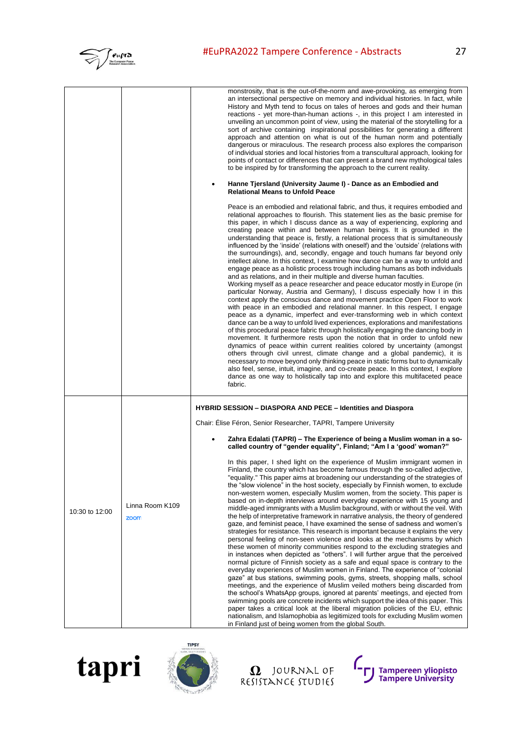| | | |
|---|---|---|
| | | monstrosity, that is the out-of-the-norm and awe-provoking, as emerging from an intersectional perspective on memory and individual histories. In fact, while History and Myth tend to focus on tales of heroes and gods and their human reactions - yet more-than-human actions -, in this project I am interested in unveiling an uncommon point of view, using the material of the storytelling for a sort of archive containing inspirational possibilities for generating a different approach and attention on what is out of the human norm and potentially dangerous or miraculous. The research process also explores the comparison of individual stories and local histories from a transcultural approach, looking for points of contact or differences that can present a brand new mythological tales to be inspired by for transforming the approach to the current reality.<br><br>• **Hanne Tjersland (University Jaume I) - Dance as an Embodied and Relational Means to Unfold Peace**<br><br>Peace is an embodied and relational fabric, and thus, it requires embodied and relational approaches to flourish. This statement lies as the basic premise for this paper, in which I discuss dance as a way of experiencing, exploring and creating peace within and between human beings. It is grounded in the understanding that peace is, firstly, a relational process that is simultaneously influenced by the 'inside' (relations with oneself) and the 'outside' (relations with the surroundings), and, secondly, engage and touch humans far beyond only intellect alone. In this context, I examine how dance can be a way to unfold and engage peace as a holistic process trough including humans as both individuals and as relations, and in their multiple and diverse human faculties.<br>Working myself as a peace researcher and peace educator mostly in Europe (in particular Norway, Austria and Germany), I discuss especially how I in this context apply the conscious dance and movement practice Open Floor to work with peace in an embodied and relational manner. In this respect, I engage peace as a dynamic, imperfect and ever-transforming web in which context dance can be a way to unfold lived experiences, explorations and manifestations of this procedural peace fabric through holistically engaging the dancing body in movement. It furthermore rests upon the notion that in order to unfold new dynamics of peace within current realities colored by uncertainty (amongst others through civil unrest, climate change and a global pandemic), it is necessary to move beyond only thinking peace in static forms but to dynamically also feel, sense, intuit, imagine, and co-create peace. In this context, I explore dance as one way to holistically tap into and explore this multifaceted peace fabric. |
| 10:30 to 12:00 | Linna Room K109<br>zoom | **HYBRID SESSION – DIASPORA AND PECE – Identities and Diaspora**<br><br>Chair: Élise Féron, Senior Researcher, TAPRI, Tampere University<br><br>• **Zahra Edalati (TAPRI) – The Experience of being a Muslim woman in a so-called country of "gender equality", Finland; "Am I a 'good' woman?"**<br><br>In this paper, I shed light on the experience of Muslim immigrant women in Finland, the country which has become famous through the so-called adjective, "equality." This paper aims at broadening our understanding of the strategies of the "slow violence" in the host society, especially by Finnish women, to exclude non-western women, especially Muslim women, from the society. This paper is based on in-depth interviews around everyday experience with 15 young and middle-aged immigrants with a Muslim background, with or without the veil. With the help of interpretative framework in narrative analysis, the theory of gendered gaze, and feminist peace, I have examined the sense of sadness and women's strategies for resistance. This research is important because it explains the very personal feeling of non-seen violence and looks at the mechanisms by which these women of minority communities respond to the excluding strategies and in instances when depicted as "others". I will further argue that the perceived normal picture of Finnish society as a safe and equal space is contrary to the everyday experiences of Muslim women in Finland. The experience of "colonial gaze" at bus stations, swimming pools, gyms, streets, shopping malls, school meetings, and the experience of Muslim veiled mothers being discarded from the school's WhatsApp groups, ignored at parents' meetings, and ejected from swimming pools are concrete incidents which support the idea of this paper. This paper takes a critical look at the liberal migration policies of the EU, ethnic nationalism, and Islamophobia as legitimized tools for excluding Muslim women in Finland just of being women from the global South. |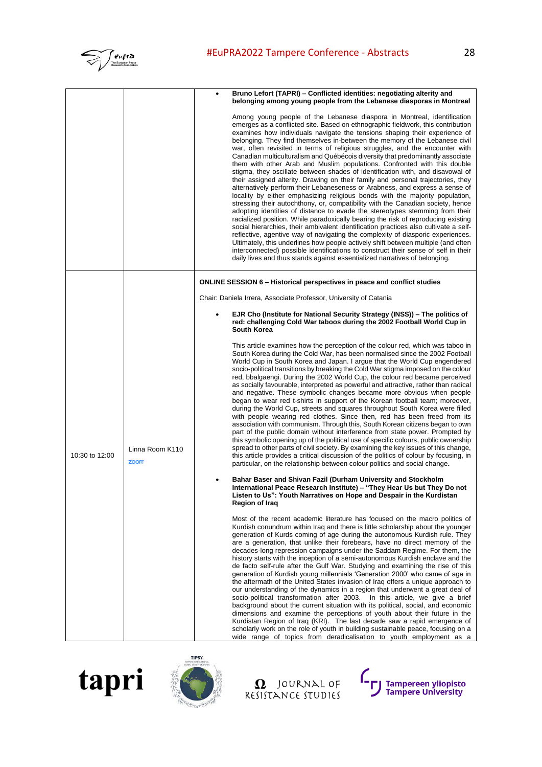| | | |
|---|---|---|
| | | • **Bruno Lefort (TAPRI) – Conflicted identities: negotiating alterity and belonging among young people from the Lebanese diasporas in Montreal**<br><br>Among young people of the Lebanese diaspora in Montreal, identification emerges as a conflicted site. Based on ethnographic fieldwork, this contribution examines how individuals navigate the tensions shaping their experience of belonging. They find themselves in-between the memory of the Lebanese civil war, often revisited in terms of religious struggles, and the encounter with Canadian multiculturalism and Québécois diversity that predominantly associate them with other Arab and Muslim populations. Confronted with this double stigma, they oscillate between shades of identification with, and disavowal of their assigned alterity. Drawing on their family and personal trajectories, they alternatively perform their Lebaneseness or Arabness, and express a sense of locality by either emphasizing religious bonds with the majority population, stressing their autochthony, or, compatibility with the Canadian society, hence adopting identities of distance to evade the stereotypes stemming from their racialized position. While paradoxically bearing the risk of reproducing existing social hierarchies, their ambivalent identification practices also cultivate a self-reflective, agentive way of navigating the complexity of diasporic experiences. Ultimately, this underlines how people actively shift between multiple (and often interconnected) possible identifications to construct their sense of self in their daily lives and thus stands against essentialized narratives of belonging. |
| 10:30 to 12:00 | Linna Room K110<br>zoom | **ONLINE SESSION 6 – Historical perspectives in peace and conflict studies**<br><br>Chair: Daniela Irrera, Associate Professor, University of Catania<br><br>• **EJR Cho (Institute for National Security Strategy (INSS)) – The politics of red: challenging Cold War taboos during the 2002 Football World Cup in South Korea**<br><br>This article examines how the perception of the colour red, which was taboo in South Korea during the Cold War, has been normalised since the 2002 Football World Cup in South Korea and Japan. I argue that the World Cup engendered socio-political transitions by breaking the Cold War stigma imposed on the colour red, bbalgaengi. During the 2002 World Cup, the colour red became perceived as socially favourable, interpreted as powerful and attractive, rather than radical and negative. These symbolic changes became more obvious when people began to wear red t-shirts in support of the Korean football team; moreover, during the World Cup, streets and squares throughout South Korea were filled with people wearing red clothes. Since then, red has been freed from its association with communism. Through this, South Korean citizens began to own part of the public domain without interference from state power. Prompted by this symbolic opening up of the political use of specific colours, public ownership spread to other parts of civil society. By examining the key issues of this change, this article provides a critical discussion of the politics of colour by focusing, in particular, on the relationship between colour politics and social change.<br><br>• **Bahar Baser and Shivan Fazil (Durham University and Stockholm International Peace Research Institute) – "They Hear Us but They Do not Listen to Us": Youth Narratives on Hope and Despair in the Kurdistan Region of Iraq**<br><br>Most of the recent academic literature has focused on the macro politics of Kurdish conundrum within Iraq and there is little scholarship about the younger generation of Kurds coming of age during the autonomous Kurdish rule. They are a generation, that unlike their forebears, have no direct memory of the decades-long repression campaigns under the Saddam Regime. For them, the history starts with the inception of a semi-autonomous Kurdish enclave and the de facto self-rule after the Gulf War. Studying and examining the rise of this generation of Kurdish young millennials 'Generation 2000' who came of age in the aftermath of the United States invasion of Iraq offers a unique approach to our understanding of the dynamics in a region that underwent a great deal of socio-political transformation after 2003. In this article, we give a brief background about the current situation with its political, social, and economic dimensions and examine the perceptions of youth about their future in the Kurdistan Region of Iraq (KRI). The last decade saw a rapid emergence of scholarly work on the role of youth in building sustainable peace, focusing on a wide range of topics from deradicalisation to youth employment as a |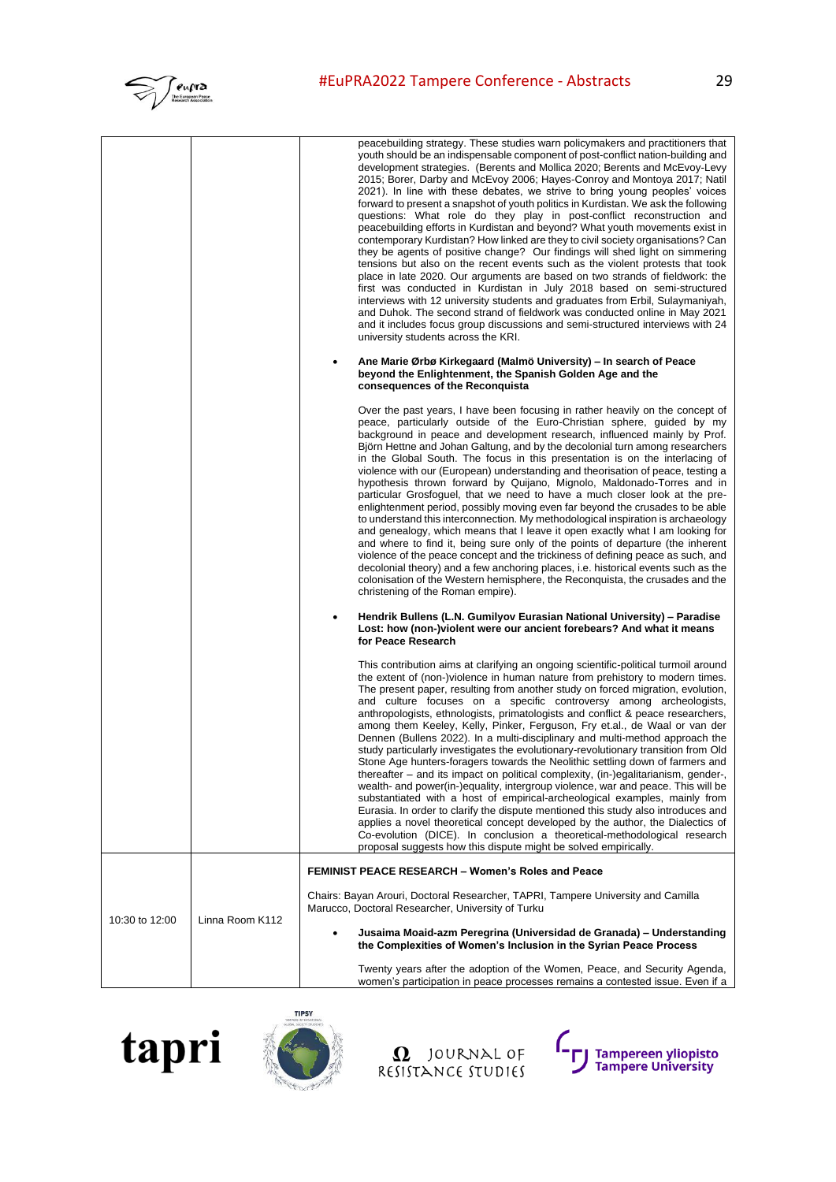| | | |
|---|---|---|
| | | peacebuilding strategy. These studies warn policymakers and practitioners that youth should be an indispensable component of post-conflict nation-building and development strategies. (Berents and Mollica 2020; Berents and McEvoy-Levy 2015; Borer, Darby and McEvoy 2006; Hayes-Conroy and Montoya 2017; Natil 2021). In line with these debates, we strive to bring young peoples' voices forward to present a snapshot of youth politics in Kurdistan. We ask the following questions: What role do they play in post-conflict reconstruction and peacebuilding efforts in Kurdistan and beyond? What youth movements exist in contemporary Kurdistan? How linked are they to civil society organisations? Can they be agents of positive change? Our findings will shed light on simmering tensions but also on the recent events such as the violent protests that took place in late 2020. Our arguments are based on two strands of fieldwork: the first was conducted in Kurdistan in July 2018 based on semi-structured interviews with 12 university students and graduates from Erbil, Sulaymaniyah, and Duhok. The second strand of fieldwork was conducted online in May 2021 and it includes focus group discussions and semi-structured interviews with 24 university students across the KRI.<br><br>• **Ane Marie Ørbø Kirkegaard (Malmö University) – In search of Peace beyond the Enlightenment, the Spanish Golden Age and the consequences of the Reconquista**<br><br>Over the past years, I have been focusing in rather heavily on the concept of peace, particularly outside of the Euro-Christian sphere, guided by my background in peace and development research, influenced mainly by Prof. Björn Hettne and Johan Galtung, and by the decolonial turn among researchers in the Global South. The focus in this presentation is on the interlacing of violence with our (European) understanding and theorisation of peace, testing a hypothesis thrown forward by Quijano, Mignolo, Maldonado-Torres and in particular Grosfoguel, that we need to have a much closer look at the pre-enlightenment period, possibly moving even far beyond the crusades to be able to understand this interconnection. My methodological inspiration is archaeology and genealogy, which means that I leave it open exactly what I am looking for and where to find it, being sure only of the points of departure (the inherent violence of the peace concept and the trickiness of defining peace as such, and decolonial theory) and a few anchoring places, i.e. historical events such as the colonisation of the Western hemisphere, the Reconquista, the crusades and the christening of the Roman empire).<br><br>• **Hendrik Bullens (L.N. Gumilyov Eurasian National University) – Paradise Lost: how (non-)violent were our ancient forebears? And what it means for Peace Research**<br><br>This contribution aims at clarifying an ongoing scientific-political turmoil around the extent of (non-)violence in human nature from prehistory to modern times. The present paper, resulting from another study on forced migration, evolution, and culture focuses on a specific controversy among archeologists, anthropologists, ethnologists, primatologists and conflict & peace researchers, among them Keeley, Kelly, Pinker, Ferguson, Fry et.al., de Waal or van der Dennen (Bullens 2022). In a multi-disciplinary and multi-method approach the study particularly investigates the evolutionary-revolutionary transition from Old Stone Age hunters-foragers towards the Neolithic settling down of farmers and thereafter – and its impact on political complexity, (in-)egalitarianism, gender-, wealth- and power(in-)equality, intergroup violence, war and peace. This will be substantiated with a host of empirical-archeological examples, mainly from Eurasia. In order to clarify the dispute mentioned this study also introduces and applies a novel theoretical concept developed by the author, the Dialectics of Co-evolution (DICE). In conclusion a theoretical-methodological research proposal suggests how this dispute might be solved empirically. |
| 10:30 to 12:00 | Linna Room K112 | **FEMINIST PEACE RESEARCH – Women's Roles and Peace**<br><br>Chairs: Bayan Arouri, Doctoral Researcher, TAPRI, Tampere University and Camilla Marucco, Doctoral Researcher, University of Turku<br><br>• **Jusaima Moaid-azm Peregrina (Universidad de Granada) – Understanding the Complexities of Women's Inclusion in the Syrian Peace Process**<br><br>Twenty years after the adoption of the Women, Peace, and Security Agenda, women's participation in peace processes remains a contested issue. Even if a |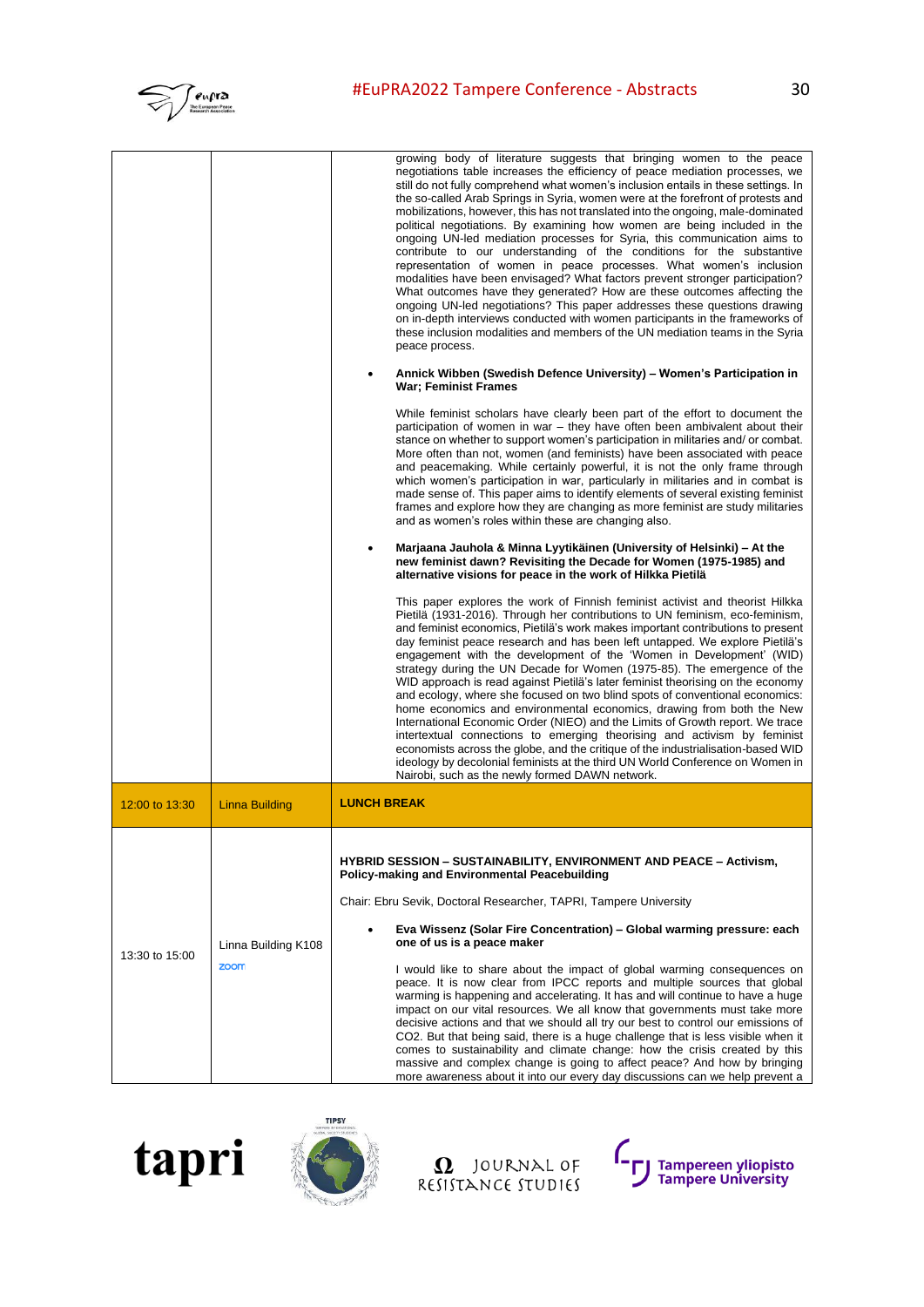| | | |
|---|---|---|
| | | growing body of literature suggests that bringing women to the peace negotiations table increases the efficiency of peace mediation processes, we still do not fully comprehend what women's inclusion entails in these settings. In the so-called Arab Springs in Syria, women were at the forefront of protests and mobilizations, however, this has not translated into the ongoing, male-dominated political negotiations. By examining how women are being included in the ongoing UN-led mediation processes for Syria, this communication aims to contribute to our understanding of the conditions for the substantive representation of women in peace processes. What women's inclusion modalities have been envisaged? What factors prevent stronger participation? What outcomes have they generated? How are these outcomes affecting the ongoing UN-led negotiations? This paper addresses these questions drawing on in-depth interviews conducted with women participants in the frameworks of these inclusion modalities and members of the UN mediation teams in the Syria peace process.<br><br>• **Annick Wibben (Swedish Defence University) – Women's Participation in War; Feminist Frames**<br><br>While feminist scholars have clearly been part of the effort to document the participation of women in war – they have often been ambivalent about their stance on whether to support women's participation in militaries and/ or combat. More often than not, women (and feminists) have been associated with peace and peacemaking. While certainly powerful, it is not the only frame through which women's participation in war, particularly in militaries and in combat is made sense of. This paper aims to identify elements of several existing feminist frames and explore how they are changing as more feminist are study militaries and as women's roles within these are changing also.<br><br>• **Marjaana Jauhola & Minna Lyytikäinen (University of Helsinki) – At the new feminist dawn? Revisiting the Decade for Women (1975-1985) and alternative visions for peace in the work of Hilkka Pietilä**<br><br>This paper explores the work of Finnish feminist activist and theorist Hilkka Pietilä (1931-2016). Through her contributions to UN feminism, eco-feminism, and feminist economics, Pietilä's work makes important contributions to present day feminist peace research and has been left untapped. We explore Pietilä's engagement with the development of the 'Women in Development' (WID) strategy during the UN Decade for Women (1975-85). The emergence of the WID approach is read against Pietilä's later feminist theorising on the economy and ecology, where she focused on two blind spots of conventional economics: home economics and environmental economics, drawing from both the New International Economic Order (NIEO) and the Limits of Growth report. We trace intertextual connections to emerging theorising and activism by feminist economists across the globe, and the critique of the industrialisation-based WID ideology by decolonial feminists at the third UN World Conference on Women in Nairobi, such as the newly formed DAWN network. |
| 12:00 to 13:30 | Linna Building | **LUNCH BREAK** |
| 13:30 to 15:00 | Linna Building K108<br><br>zoom | **HYBRID SESSION – SUSTAINABILITY, ENVIRONMENT AND PEACE – Activism, Policy-making and Environmental Peacebuilding**<br><br>Chair: Ebru Sevik, Doctoral Researcher, TAPRI, Tampere University<br><br>• **Eva Wissenz (Solar Fire Concentration) – Global warming pressure: each one of us is a peace maker**<br><br>I would like to share about the impact of global warming consequences on peace. It is now clear from IPCC reports and multiple sources that global warming is happening and accelerating. It has and will continue to have a huge impact on our vital resources. We all know that governments must take more decisive actions and that we should all try our best to control our emissions of $CO_2$. But that being said, there is a huge challenge that is less visible when it comes to sustainability and climate change: how the crisis created by this massive and complex change is going to affect peace? And how by bringing more awareness about it into our every day discussions can we help prevent a |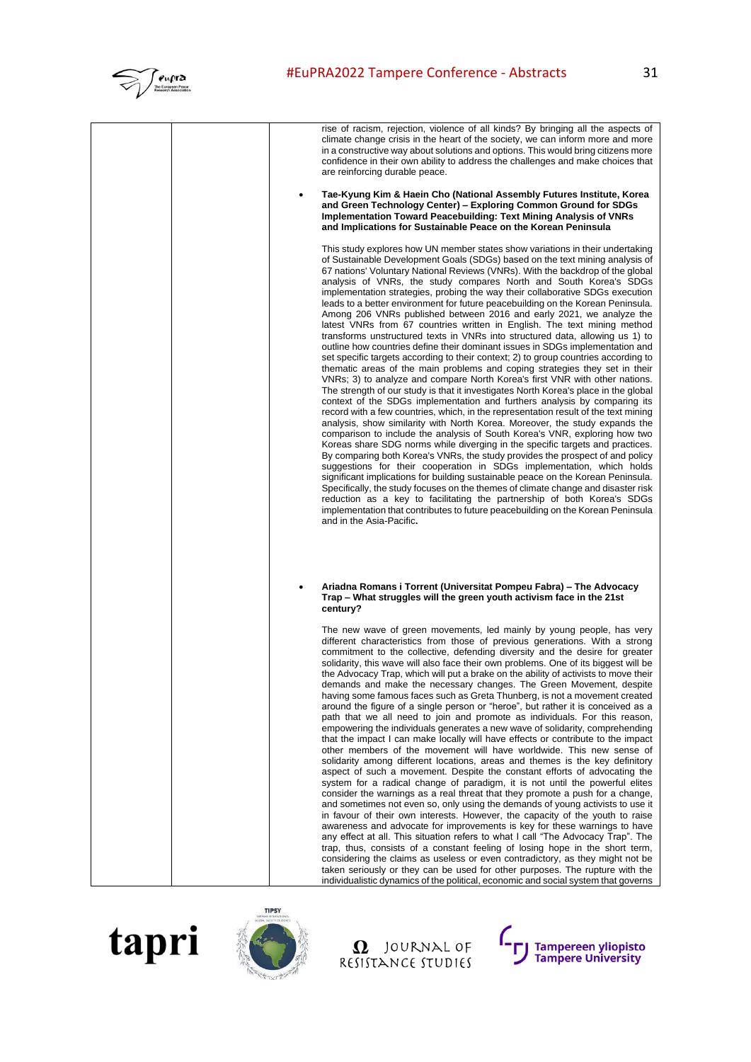rise of racism, rejection, violence of all kinds? By bringing all the aspects of climate change crisis in the heart of the society, we can inform more and more in a constructive way about solutions and options. This would bring citizens more confidence in their own ability to address the challenges and make choices that are reinforcing durable peace.

- **Tae-Kyung Kim & Haein Cho (National Assembly Futures Institute, Korea and Green Technology Center) – Exploring Common Ground for SDGs Implementation Toward Peacebuilding: Text Mining Analysis of VNRs and Implications for Sustainable Peace on the Korean Peninsula**

This study explores how UN member states show variations in their undertaking of Sustainable Development Goals (SDGs) based on the text mining analysis of 67 nations' Voluntary National Reviews (VNRs). With the backdrop of the global analysis of VNRs, the study compares North and South Korea's SDGs implementation strategies, probing the way their collaborative SDGs execution leads to a better environment for future peacebuilding on the Korean Peninsula. Among 206 VNRs published between 2016 and early 2021, we analyze the latest VNRs from 67 countries written in English. The text mining method transforms unstructured texts in VNRs into structured data, allowing us 1) to outline how countries define their dominant issues in SDGs implementation and set specific targets according to their context; 2) to group countries according to thematic areas of the main problems and coping strategies they set in their VNRs; 3) to analyze and compare North Korea's first VNR with other nations. The strength of our study is that it investigates North Korea's place in the global context of the SDGs implementation and furthers analysis by comparing its record with a few countries, which, in the representation result of the text mining analysis, show similarity with North Korea. Moreover, the study expands the comparison to include the analysis of South Korea's VNR, exploring how two Koreas share SDG norms while diverging in the specific targets and practices. By comparing both Korea's VNRs, the study provides the prospect of and policy suggestions for their cooperation in SDGs implementation, which holds significant implications for building sustainable peace on the Korean Peninsula. Specifically, the study focuses on the themes of climate change and disaster risk reduction as a key to facilitating the partnership of both Korea's SDGs implementation that contributes to future peacebuilding on the Korean Peninsula and in the Asia-Pacific.

- **Ariadna Romans i Torrent (Universitat Pompeu Fabra) – The Advocacy Trap – What struggles will the green youth activism face in the 21st century?**

The new wave of green movements, led mainly by young people, has very different characteristics from those of previous generations. With a strong commitment to the collective, defending diversity and the desire for greater solidarity, this wave will also face their own problems. One of its biggest will be the Advocacy Trap, which will put a brake on the ability of activists to move their demands and make the necessary changes. The Green Movement, despite having some famous faces such as Greta Thunberg, is not a movement created around the figure of a single person or "heroe", but rather it is conceived as a path that we all need to join and promote as individuals. For this reason, empowering the individuals generates a new wave of solidarity, comprehending that the impact I can make locally will have effects or contribute to the impact other members of the movement will have worldwide. This new sense of solidarity among different locations, areas and themes is the key definitory aspect of such a movement. Despite the constant efforts of advocating the system for a radical change of paradigm, it is not until the powerful elites consider the warnings as a real threat that they promote a push for a change, and sometimes not even so, only using the demands of young activists to use it in favour of their own interests. However, the capacity of the youth to raise awareness and advocate for improvements is key for these warnings to have any effect at all. This situation refers to what I call "The Advocacy Trap". The trap, thus, consists of a constant feeling of losing hope in the short term, considering the claims as useless or even contradictory, as they might not be taken seriously or they can be used for other purposes. The rupture with the individualistic dynamics of the political, economic and social system that governs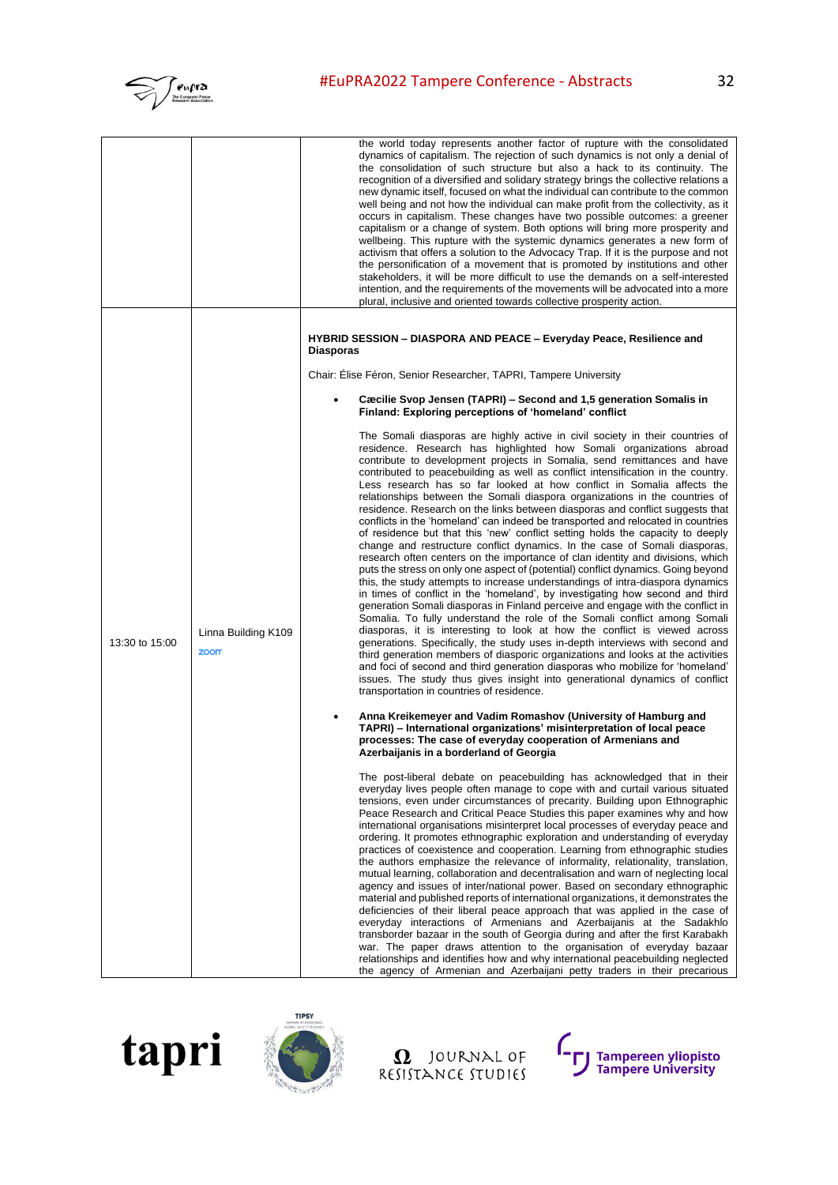| | | |
|---|---|---|
| | | the world today represents another factor of rupture with the consolidated dynamics of capitalism. The rejection of such dynamics is not only a denial of the consolidation of such structure but also a hack to its continuity. The recognition of a diversified and solidary strategy brings the collective relations a new dynamic itself, focused on what the individual can contribute to the common well being and not how the individual can make profit from the collectivity, as it occurs in capitalism. These changes have two possible outcomes: a greener capitalism or a change of system. Both options will bring more prosperity and wellbeing. This rupture with the systemic dynamics generates a new form of activism that offers a solution to the Advocacy Trap. If it is the purpose and not the personification of a movement that is promoted by institutions and other stakeholders, it will be more difficult to use the demands on a self-interested intention, and the requirements of the movements will be advocated into a more plural, inclusive and oriented towards collective prosperity action. |
| 13:30 to 15:00 | Linna Building K109<br>zoom | **HYBRID SESSION – DIASPORA AND PEACE – Everyday Peace, Resilience and Diasporas**<br><br>Chair: Élise Féron, Senior Researcher, TAPRI, Tampere University<br><br>• **Cæcilie Svop Jensen (TAPRI) – Second and 1,5 generation Somalis in Finland: Exploring perceptions of 'homeland' conflict**<br><br>The Somali diasporas are highly active in civil society in their countries of residence. Research has highlighted how Somali organizations abroad contribute to development projects in Somalia, send remittances and have contributed to peacebuilding as well as conflict intensification in the country. Less research has so far looked at how conflict in Somalia affects the relationships between the Somali diaspora organizations in the countries of residence. Research on the links between diasporas and conflict suggests that conflicts in the 'homeland' can indeed be transported and relocated in countries of residence but that this 'new' conflict setting holds the capacity to deeply change and restructure conflict dynamics. In the case of Somali diasporas, research often centers on the importance of clan identity and divisions, which puts the stress on only one aspect of (potential) conflict dynamics. Going beyond this, the study attempts to increase understandings of intra-diaspora dynamics in times of conflict in the 'homeland', by investigating how second and third generation Somali diasporas in Finland perceive and engage with the conflict in Somalia. To fully understand the role of the Somali conflict among Somali diasporas, it is interesting to look at how the conflict is viewed across generations. Specifically, the study uses in-depth interviews with second and third generation members of diasporic organizations and looks at the activities and foci of second and third generation diasporas who mobilize for 'homeland' issues. The study thus gives insight into generational dynamics of conflict transportation in countries of residence.<br><br>• **Anna Kreikemeyer and Vadim Romashov (University of Hamburg and TAPRI) – International organizations' misinterpretation of local peace processes: The case of everyday cooperation of Armenians and Azerbaijanis in a borderland of Georgia**<br><br>The post-liberal debate on peacebuilding has acknowledged that in their everyday lives people often manage to cope with and curtail various situated tensions, even under circumstances of precarity. Building upon Ethnographic Peace Research and Critical Peace Studies this paper examines why and how international organisations misinterpret local processes of everyday peace and ordering. It promotes ethnographic exploration and understanding of everyday practices of coexistence and cooperation. Learning from ethnographic studies the authors emphasize the relevance of informality, relationality, translation, mutual learning, collaboration and decentralisation and warn of neglecting local agency and issues of inter/national power. Based on secondary ethnographic material and published reports of international organizations, it demonstrates the deficiencies of their liberal peace approach that was applied in the case of everyday interactions of Armenians and Azerbaijanis at the Sadakhlo transborder bazaar in the south of Georgia during and after the first Karabakh war. The paper draws attention to the organisation of everyday bazaar relationships and identifies how and why international peacebuilding neglected the agency of Armenian and Azerbaijani petty traders in their precarious |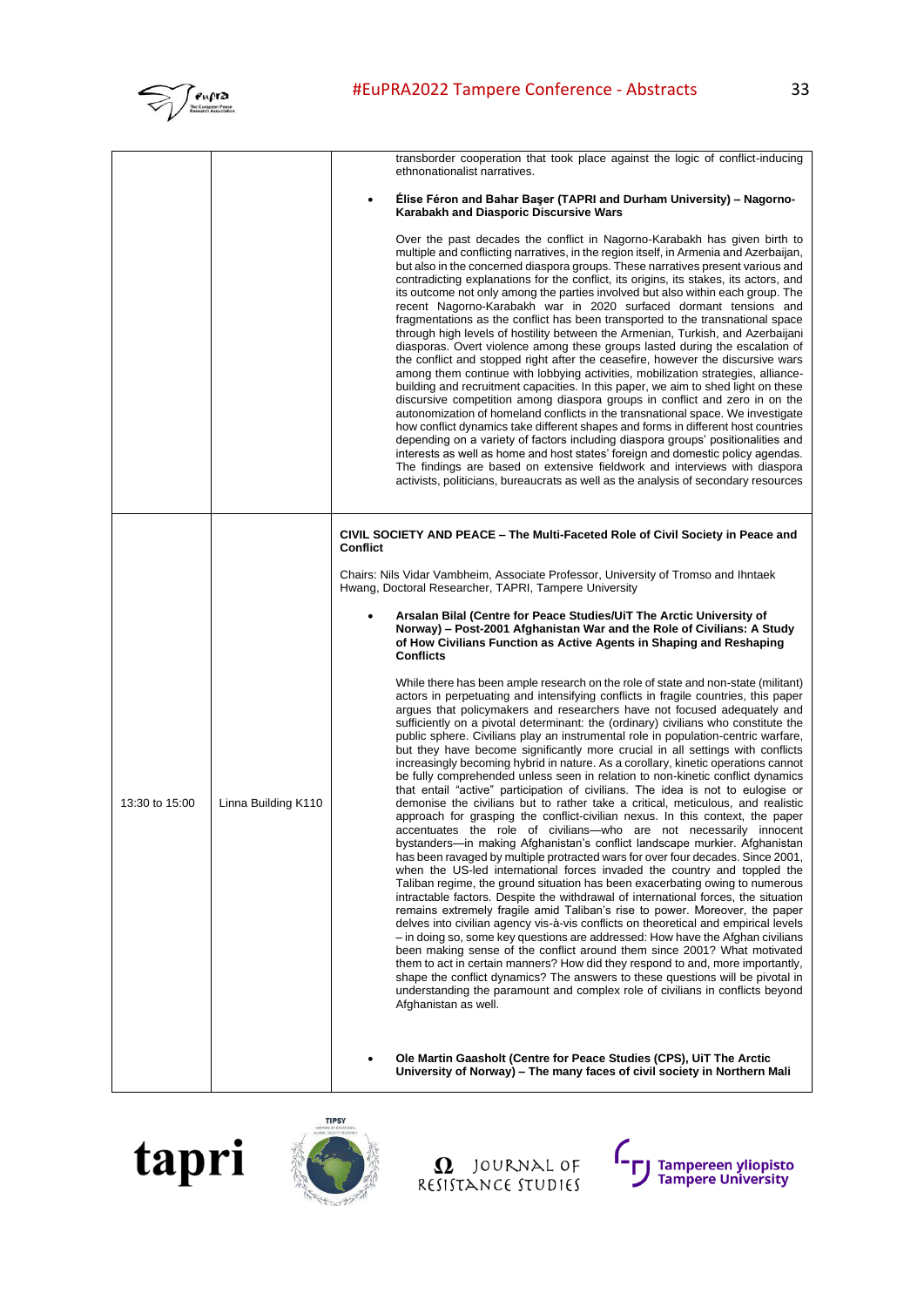| | | |
|---|---|---|
| | | transborder cooperation that took place against the logic of conflict-inducing ethnonationalist narratives.<br><br>• **Élise Féron and Bahar Başer (TAPRI and Durham University) – Nagorno-Karabakh and Diasporic Discursive Wars**<br><br>Over the past decades the conflict in Nagorno-Karabakh has given birth to multiple and conflicting narratives, in the region itself, in Armenia and Azerbaijan, but also in the concerned diaspora groups. These narratives present various and contradicting explanations for the conflict, its origins, its stakes, its actors, and its outcome not only among the parties involved but also within each group. The recent Nagorno-Karabakh war in 2020 surfaced dormant tensions and fragmentations as the conflict has been transported to the transnational space through high levels of hostility between the Armenian, Turkish, and Azerbaijani diasporas. Overt violence among these groups lasted during the escalation of the conflict and stopped right after the ceasefire, however the discursive wars among them continue with lobbying activities, mobilization strategies, alliance-building and recruitment capacities. In this paper, we aim to shed light on these discursive competition among diaspora groups in conflict and zero in on the autonomization of homeland conflicts in the transnational space. We investigate how conflict dynamics take different shapes and forms in different host countries depending on a variety of factors including diaspora groups' positionalities and interests as well as home and host states' foreign and domestic policy agendas. The findings are based on extensive fieldwork and interviews with diaspora activists, politicians, bureaucrats as well as the analysis of secondary resources |
| 13:30 to 15:00 | Linna Building K110 | **CIVIL SOCIETY AND PEACE – The Multi-Faceted Role of Civil Society in Peace and Conflict**<br><br>Chairs: Nils Vidar Vambheim, Associate Professor, University of Tromso and Ihntaek Hwang, Doctoral Researcher, TAPRI, Tampere University<br><br>• **Arsalan Bilal (Centre for Peace Studies/UiT The Arctic University of Norway) – Post-2001 Afghanistan War and the Role of Civilians: A Study of How Civilians Function as Active Agents in Shaping and Reshaping Conflicts**<br><br>While there has been ample research on the role of state and non-state (militant) actors in perpetuating and intensifying conflicts in fragile countries, this paper argues that policymakers and researchers have not focused adequately and sufficiently on a pivotal determinant: the (ordinary) civilians who constitute the public sphere. Civilians play an instrumental role in population-centric warfare, but they have become significantly more crucial in all settings with conflicts increasingly becoming hybrid in nature. As a corollary, kinetic operations cannot be fully comprehended unless seen in relation to non-kinetic conflict dynamics that entail "active" participation of civilians. The idea is not to eulogise or demonise the civilians but to rather take a critical, meticulous, and realistic approach for grasping the conflict-civilian nexus. In this context, the paper accentuates the role of civilians—who are not necessarily innocent bystanders—in making Afghanistan's conflict landscape murkier. Afghanistan has been ravaged by multiple protracted wars for over four decades. Since 2001, when the US-led international forces invaded the country and toppled the Taliban regime, the ground situation has been exacerbating owing to numerous intractable factors. Despite the withdrawal of international forces, the situation remains extremely fragile amid Taliban's rise to power. Moreover, the paper delves into civilian agency vis-à-vis conflicts on theoretical and empirical levels – in doing so, some key questions are addressed: How have the Afghan civilians been making sense of the conflict around them since 2001? What motivated them to act in certain manners? How did they respond to and, more importantly, shape the conflict dynamics? The answers to these questions will be pivotal in understanding the paramount and complex role of civilians in conflicts beyond Afghanistan as well.<br><br>• **Ole Martin Gaasholt (Centre for Peace Studies (CPS), UiT The Arctic University of Norway) – The many faces of civil society in Northern Mali** |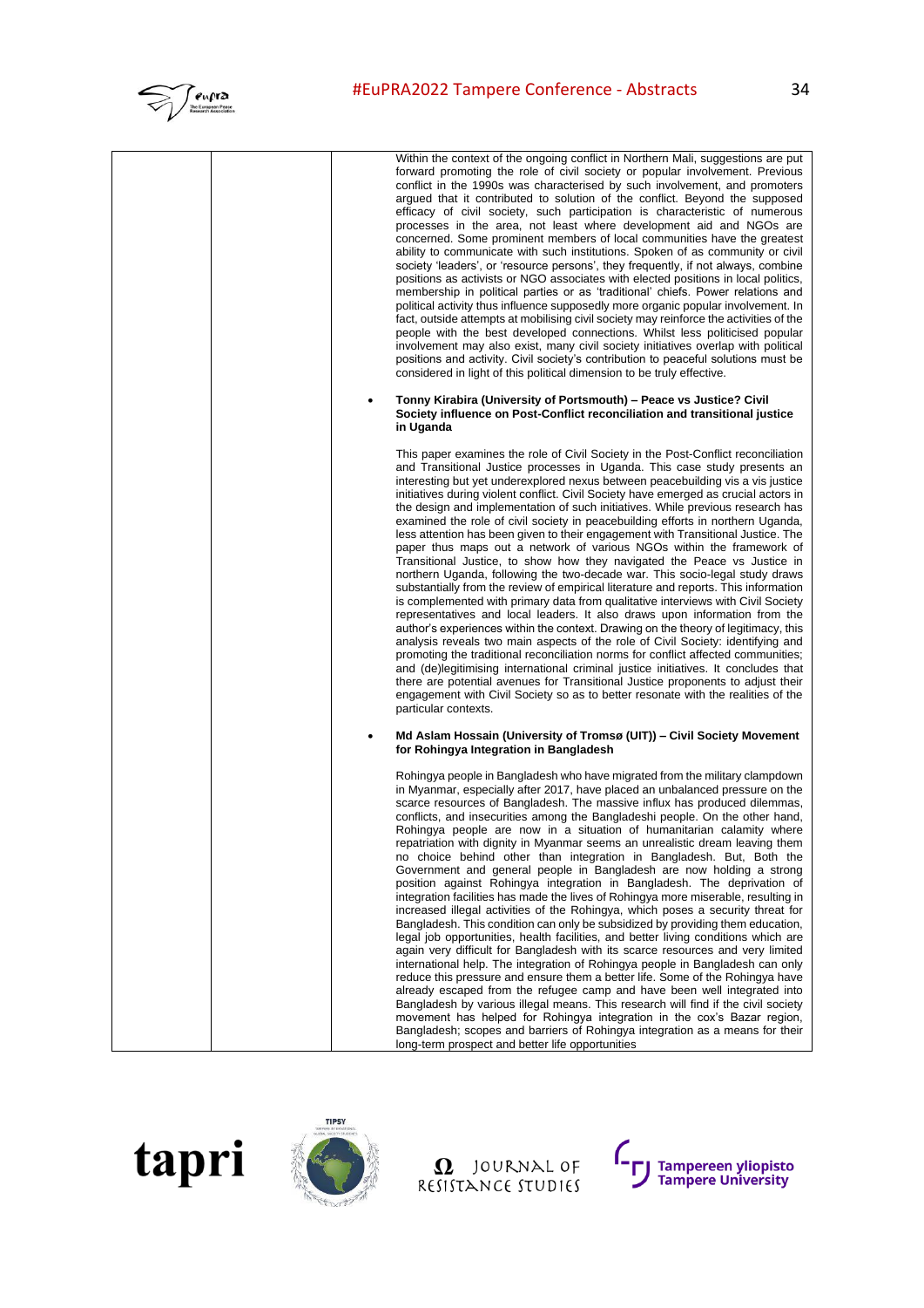Within the context of the ongoing conflict in Northern Mali, suggestions are put forward promoting the role of civil society or popular involvement. Previous conflict in the 1990s was characterised by such involvement, and promoters argued that it contributed to solution of the conflict. Beyond the supposed efficacy of civil society, such participation is characteristic of numerous processes in the area, not least where development aid and NGOs are concerned. Some prominent members of local communities have the greatest ability to communicate with such institutions. Spoken of as community or civil society 'leaders', or 'resource persons', they frequently, if not always, combine positions as activists or NGO associates with elected positions in local politics, membership in political parties or as 'traditional' chiefs. Power relations and political activity thus influence supposedly more organic popular involvement. In fact, outside attempts at mobilising civil society may reinforce the activities of the people with the best developed connections. Whilst less politicised popular involvement may also exist, many civil society initiatives overlap with political positions and activity. Civil society's contribution to peaceful solutions must be considered in light of this political dimension to be truly effective.

- **Tonny Kirabira (University of Portsmouth) – Peace vs Justice? Civil Society influence on Post-Conflict reconciliation and transitional justice in Uganda**

This paper examines the role of Civil Society in the Post-Conflict reconciliation and Transitional Justice processes in Uganda. This case study presents an interesting but yet underexplored nexus between peacebuilding vis a vis justice initiatives during violent conflict. Civil Society have emerged as crucial actors in the design and implementation of such initiatives. While previous research has examined the role of civil society in peacebuilding efforts in northern Uganda, less attention has been given to their engagement with Transitional Justice. The paper thus maps out a network of various NGOs within the framework of Transitional Justice, to show how they navigated the Peace vs Justice in northern Uganda, following the two-decade war. This socio-legal study draws substantially from the review of empirical literature and reports. This information is complemented with primary data from qualitative interviews with Civil Society representatives and local leaders. It also draws upon information from the author's experiences within the context. Drawing on the theory of legitimacy, this analysis reveals two main aspects of the role of Civil Society: identifying and promoting the traditional reconciliation norms for conflict affected communities; and (de)legitimising international criminal justice initiatives. It concludes that there are potential avenues for Transitional Justice proponents to adjust their engagement with Civil Society so as to better resonate with the realities of the particular contexts.

- **Md Aslam Hossain (University of Tromsø (UIT)) – Civil Society Movement for Rohingya Integration in Bangladesh**

Rohingya people in Bangladesh who have migrated from the military clampdown in Myanmar, especially after 2017, have placed an unbalanced pressure on the scarce resources of Bangladesh. The massive influx has produced dilemmas, conflicts, and insecurities among the Bangladeshi people. On the other hand, Rohingya people are now in a situation of humanitarian calamity where repatriation with dignity in Myanmar seems an unrealistic dream leaving them no choice behind other than integration in Bangladesh. But, Both the Government and general people in Bangladesh are now holding a strong position against Rohingya integration in Bangladesh. The deprivation of integration facilities has made the lives of Rohingya more miserable, resulting in increased illegal activities of the Rohingya, which poses a security threat for Bangladesh. This condition can only be subsidized by providing them education, legal job opportunities, health facilities, and better living conditions which are again very difficult for Bangladesh with its scarce resources and very limited international help. The integration of Rohingya people in Bangladesh can only reduce this pressure and ensure them a better life. Some of the Rohingya have already escaped from the refugee camp and have been well integrated into Bangladesh by various illegal means. This research will find if the civil society movement has helped for Rohingya integration in the cox's Bazar region, Bangladesh; scopes and barriers of Rohingya integration as a means for their long-term prospect and better life opportunities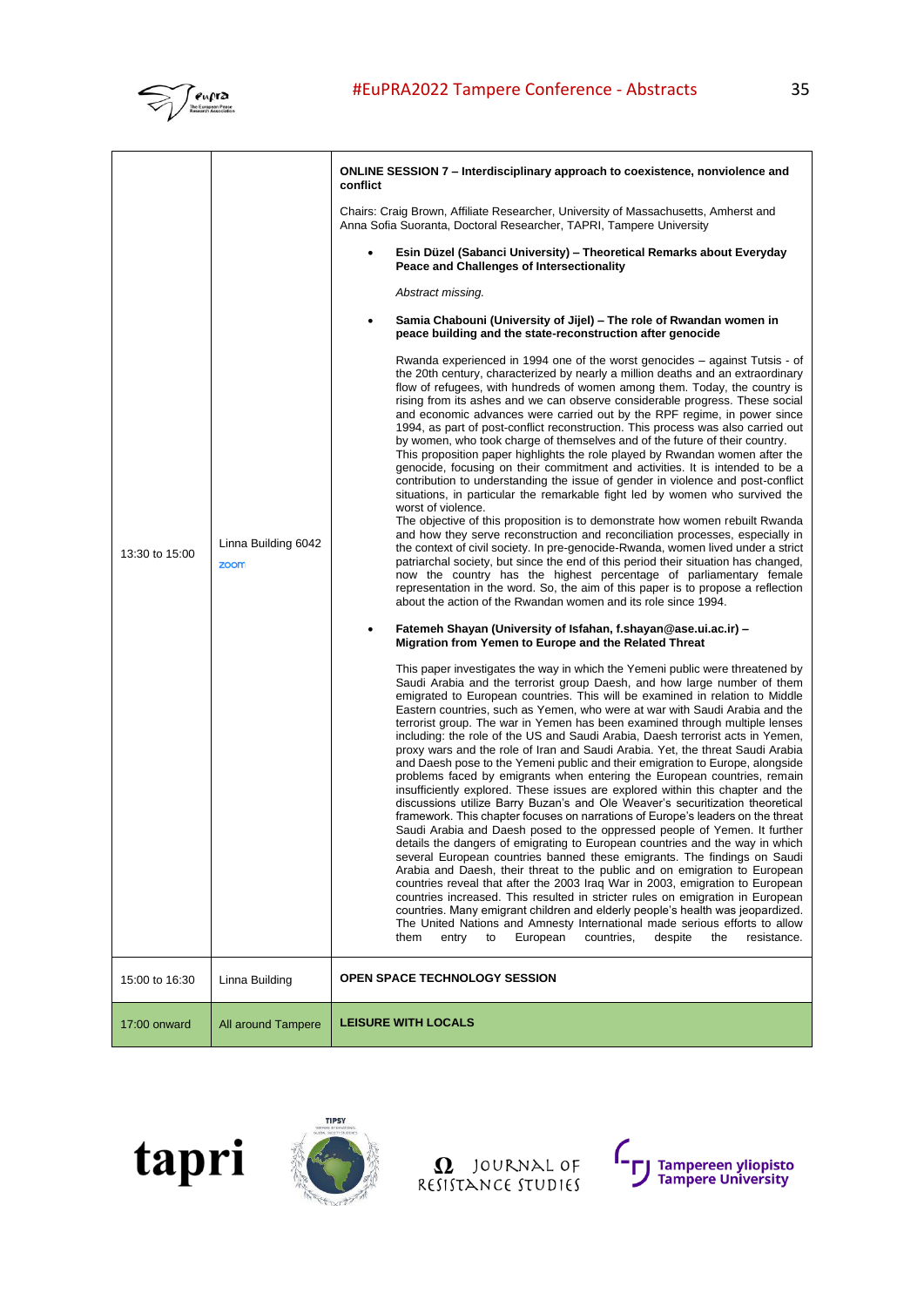| | | |
|---|---|---|
| 13:30 to 15:00 | Linna Building 6042 zoom | **ONLINE SESSION 7 – Interdisciplinary approach to coexistence, nonviolence and conflict**<br><br>Chairs: Craig Brown, Affiliate Researcher, University of Massachusetts, Amherst and Anna Sofia Suoranta, Doctoral Researcher, TAPRI, Tampere University<br><br>• **Esin Düzel (Sabanci University) – Theoretical Remarks about Everyday Peace and Challenges of Intersectionality**<br><br>*Abstract missing.*<br><br>• **Samia Chabouni (University of Jijel) – The role of Rwandan women in peace building and the state-reconstruction after genocide**<br><br>Rwanda experienced in 1994 one of the worst genocides – against Tutsis - of the 20th century, characterized by nearly a million deaths and an extraordinary flow of refugees, with hundreds of women among them. Today, the country is rising from its ashes and we can observe considerable progress. These social and economic advances were carried out by the RPF regime, in power since 1994, as part of post-conflict reconstruction. This process was also carried out by women, who took charge of themselves and of the future of their country. This proposition paper highlights the role played by Rwandan women after the genocide, focusing on their commitment and activities. It is intended to be a contribution to understanding the issue of gender in violence and post-conflict situations, in particular the remarkable fight led by women who survived the worst of violence.<br>The objective of this proposition is to demonstrate how women rebuilt Rwanda and how they serve reconstruction and reconciliation processes, especially in the context of civil society. In pre-genocide-Rwanda, women lived under a strict patriarchal society, but since the end of this period their situation has changed, now the country has the highest percentage of parliamentary female representation in the word. So, the aim of this paper is to propose a reflection about the action of the Rwandan women and its role since 1994.<br><br>• **Fatemeh Shayan (University of Isfahan, f.shayan@ase.ui.ac.ir) – Migration from Yemen to Europe and the Related Threat**<br><br>This paper investigates the way in which the Yemeni public were threatened by Saudi Arabia and the terrorist group Daesh, and how large number of them emigrated to European countries. This will be examined in relation to Middle Eastern countries, such as Yemen, who were at war with Saudi Arabia and the terrorist group. The war in Yemen has been examined through multiple lenses including: the role of the US and Saudi Arabia, Daesh terrorist acts in Yemen, proxy wars and the role of Iran and Saudi Arabia. Yet, the threat Saudi Arabia and Daesh pose to the Yemeni public and their emigration to Europe, alongside problems faced by emigrants when entering the European countries, remain insufficiently explored. These issues are explored within this chapter and the discussions utilize Barry Buzan's and Ole Weaver's securitization theoretical framework. This chapter focuses on narrations of Europe's leaders on the threat Saudi Arabia and Daesh posed to the oppressed people of Yemen. It further details the dangers of emigrating to European countries and the way in which several European countries banned these emigrants. The findings on Saudi Arabia and Daesh, their threat to the public and on emigration to European countries reveal that after the 2003 Iraq War in 2003, emigration to European countries increased. This resulted in stricter rules on emigration in European countries. Many emigrant children and elderly people's health was jeopardized. The United Nations and Amnesty International made serious efforts to allow them entry to European countries, despite the resistance. |
| 15:00 to 16:30 | Linna Building | **OPEN SPACE TECHNOLOGY SESSION** |
| 17:00 onward | All around Tampere | **LEISURE WITH LOCALS** |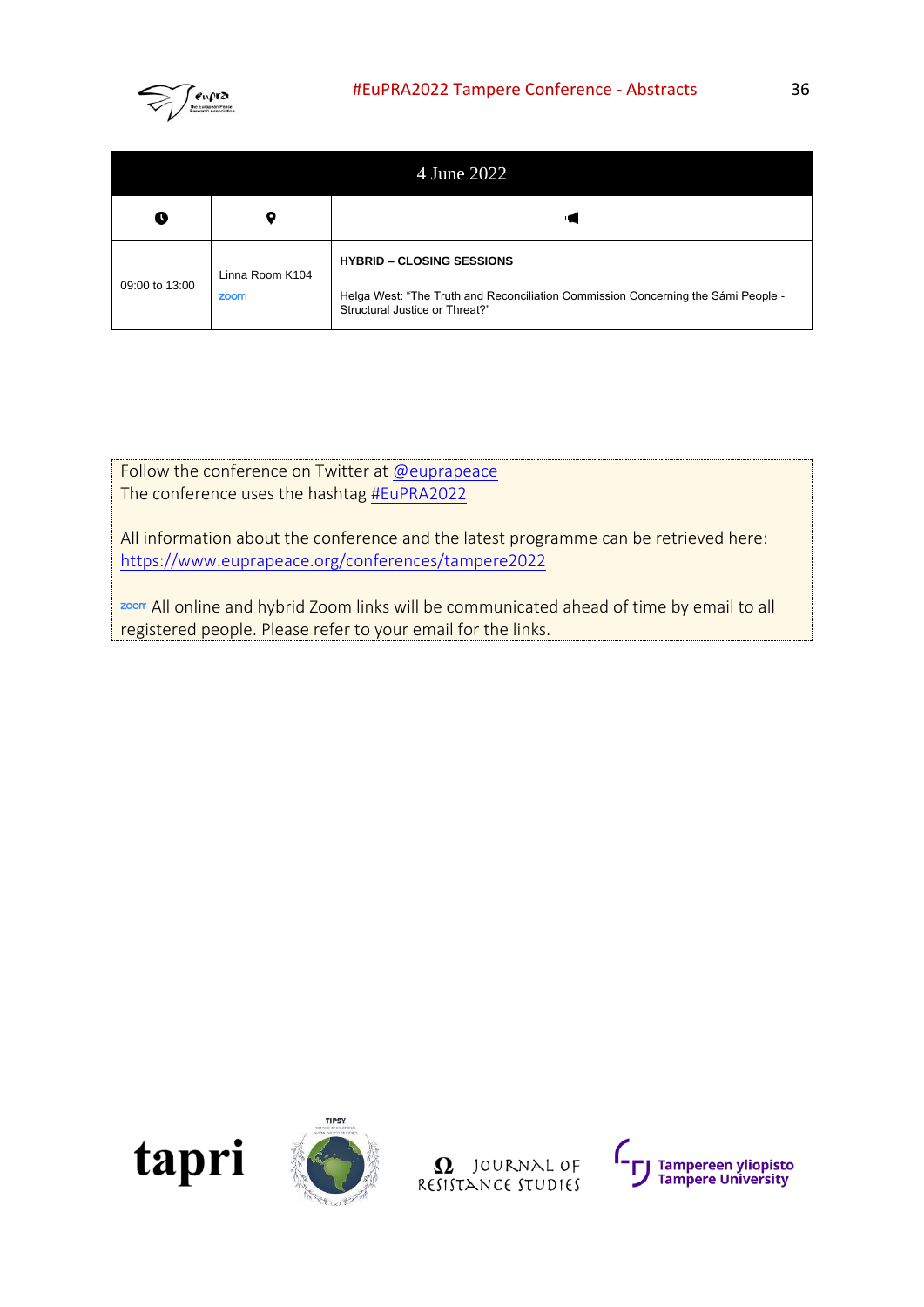| 4 June 2022 | | |
|---|---|---|
| | | |
| 09:00 to 13:00 | Linna Room K104<br>zoom | **HYBRID – CLOSING SESSIONS**<br><br>Helga West: "The Truth and Reconciliation Commission Concerning the Sámi People - Structural Justice or Threat?" |

Follow the conference on Twitter at [@euprapeace](@euprapeace)
The conference uses the hashtag [#EuPRA2022](#EuPRA2022)

All information about the conference and the latest programme can be retrieved here: [https://www.euprapeace.org/conferences/tampere2022](https://www.euprapeace.org/conferences/tampere2022)

zoom All online and hybrid Zoom links will be communicated ahead of time by email to all registered people. Please refer to your email for the links.